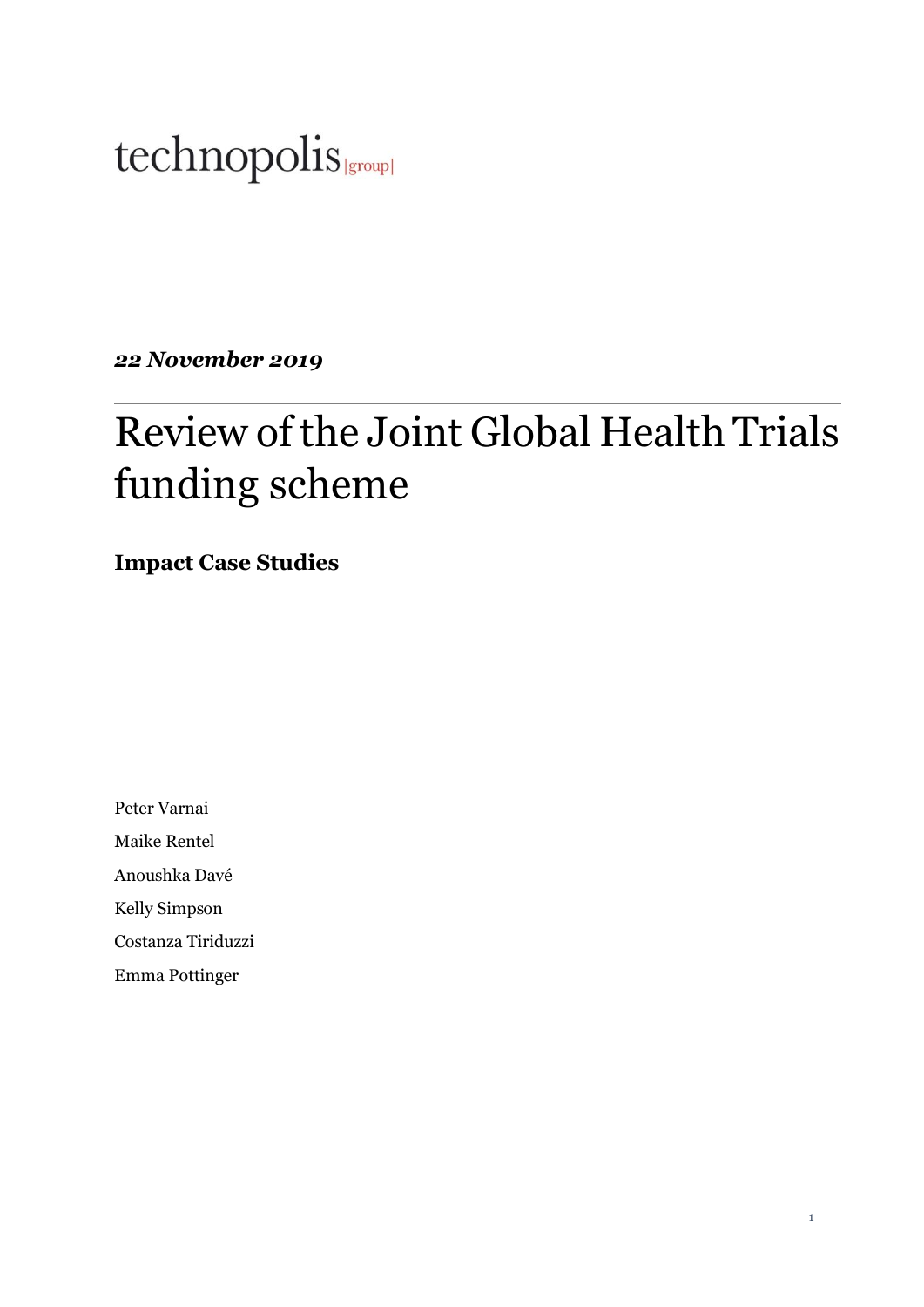technopolis |group|

***22 November 2019***

# Review of the Joint Global Health Trials funding scheme

**Impact Case Studies**

Peter Varnai

Maike Rentel

Anoushka Davé

Kelly Simpson

Costanza Tiriduzzi

Emma Pottinger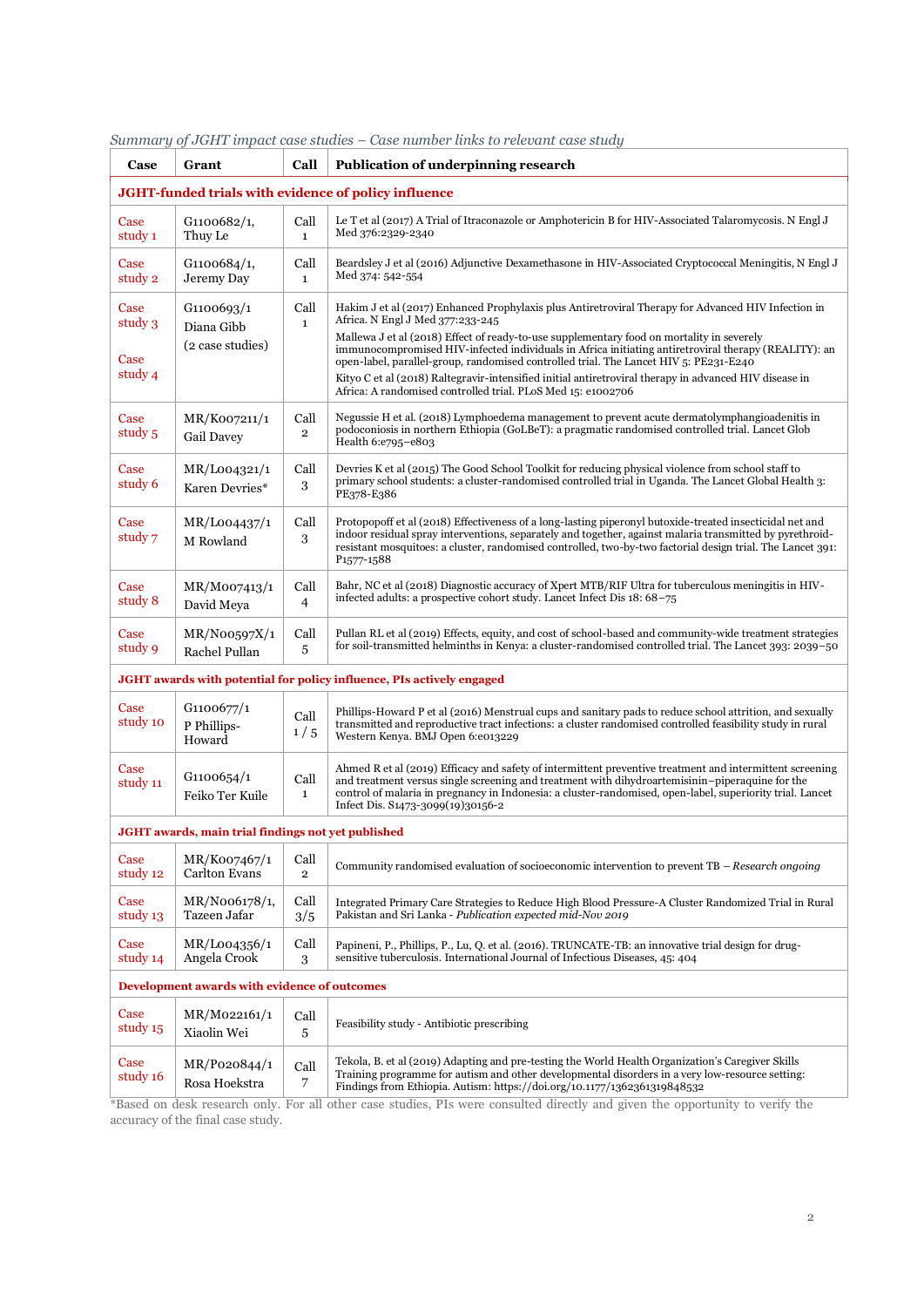*Summary of JGHT impact case studies – Case number links to relevant case study*

| Case | Grant | Call | Publication of underpinning research |
|---|---|---|---|
| **JGHT-funded trials with evidence of policy influence** | | | |
| Case study 1 | G1100682/1, Thuy Le | Call 1 | Le T et al (2017) A Trial of Itraconazole or Amphotericin B for HIV-Associated Talaromycosis. N Engl J Med 376:2329-2340 |
| Case study 2 | G1100684/1, Jeremy Day | Call 1 | Beardsley J et al (2016) Adjunctive Dexamethasone in HIV-Associated Cryptococcal Meningitis, N Engl J Med 374: 542-554 |
| Case study 3<br><br>Case study 4 | G1100693/1 Diana Gibb (2 case studies) | Call 1 | Hakim J et al (2017) Enhanced Prophylaxis plus Antiretroviral Therapy for Advanced HIV Infection in Africa. N Engl J Med 377:233-245<br>Mallewa J et al (2018) Effect of ready-to-use supplementary food on mortality in severely immunocompromised HIV-infected individuals in Africa initiating antiretroviral therapy (REALITY): an open-label, parallel-group, randomised controlled trial. The Lancet HIV 5: PE231-E240<br>Kityo C et al (2018) Raltegravir-intensified initial antiretroviral therapy in advanced HIV disease in Africa: A randomised controlled trial. PLoS Med 15: e1002706 |
| Case study 5 | MR/K007211/1 Gail Davey | Call 2 | Negussie H et al. (2018) Lymphoedema management to prevent acute dermatolymphangioadenitis in podoconiosis in northern Ethiopia (GoLBeT): a pragmatic randomised controlled trial. Lancet Glob Health 6:e795–e803 |
| Case study 6 | MR/L004321/1 Karen Devries* | Call 3 | Devries K et al (2015) The Good School Toolkit for reducing physical violence from school staff to primary school students: a cluster-randomised controlled trial in Uganda. The Lancet Global Health 3: PE378-E386 |
| Case study 7 | MR/L004437/1 M Rowland | Call 3 | Protopopoff et al (2018) Effectiveness of a long-lasting piperonyl butoxide-treated insecticidal net and indoor residual spray interventions, separately and together, against malaria transmitted by pyrethroid-resistant mosquitoes: a cluster, randomised controlled, two-by-two factorial design trial. The Lancet 391: P1577-1588 |
| Case study 8 | MR/M007413/1 David Meya | Call 4 | Bahr, NC et al (2018) Diagnostic accuracy of Xpert MTB/RIF Ultra for tuberculous meningitis in HIV-infected adults: a prospective cohort study. Lancet Infect Dis 18: 68–75 |
| Case study 9 | MR/N00597X/1 Rachel Pullan | Call 5 | Pullan RL et al (2019) Effects, equity, and cost of school-based and community-wide treatment strategies for soil-transmitted helminths in Kenya: a cluster-randomised controlled trial. The Lancet 393: 2039–50 |
| **JGHT awards with potential for policy influence, PIs actively engaged** | | | |
| Case study 10 | G1100677/1 P Phillips-Howard | Call 1 / 5 | Phillips-Howard P et al (2016) Menstrual cups and sanitary pads to reduce school attrition, and sexually transmitted and reproductive tract infections: a cluster randomised controlled feasibility study in rural Western Kenya. BMJ Open 6:e013229 |
| Case study 11 | G1100654/1 Feiko Ter Kuile | Call 1 | Ahmed R et al (2019) Efficacy and safety of intermittent preventive treatment and intermittent screening and treatment versus single screening and treatment with dihydroartemisinin–piperaquine for the control of malaria in pregnancy in Indonesia: a cluster-randomised, open-label, superiority trial. Lancet Infect Dis. S1473-3099(19)30156-2 |
| **JGHT awards, main trial findings not yet published** | | | |
| Case study 12 | MR/K007467/1 Carlton Evans | Call 2 | Community randomised evaluation of socioeconomic intervention to prevent TB – *Research ongoing* |
| Case study 13 | MR/N006178/1, Tazeen Jafar | Call 3/5 | Integrated Primary Care Strategies to Reduce High Blood Pressure-A Cluster Randomized Trial in Rural Pakistan and Sri Lanka - *Publication expected mid-Nov 2019* |
| Case study 14 | MR/L004356/1 Angela Crook | Call 3 | Papineni, P., Phillips, P., Lu, Q. et al. (2016). TRUNCATE-TB: an innovative trial design for drug-sensitive tuberculosis. International Journal of Infectious Diseases, 45: 404 |
| **Development awards with evidence of outcomes** | | | |
| Case study 15 | MR/M022161/1 Xiaolin Wei | Call 5 | Feasibility study - Antibiotic prescribing |
| Case study 16 | MR/P020844/1 Rosa Hoekstra | Call 7 | Tekola, B. et al (2019) Adapting and pre-testing the World Health Organization's Caregiver Skills Training programme for autism and other developmental disorders in a very low-resource setting: Findings from Ethiopia. Autism: https://doi.org/10.1177/1362361319848532 |

*Based on desk research only. For all other case studies, PIs were consulted directly and given the opportunity to verify the accuracy of the final case study.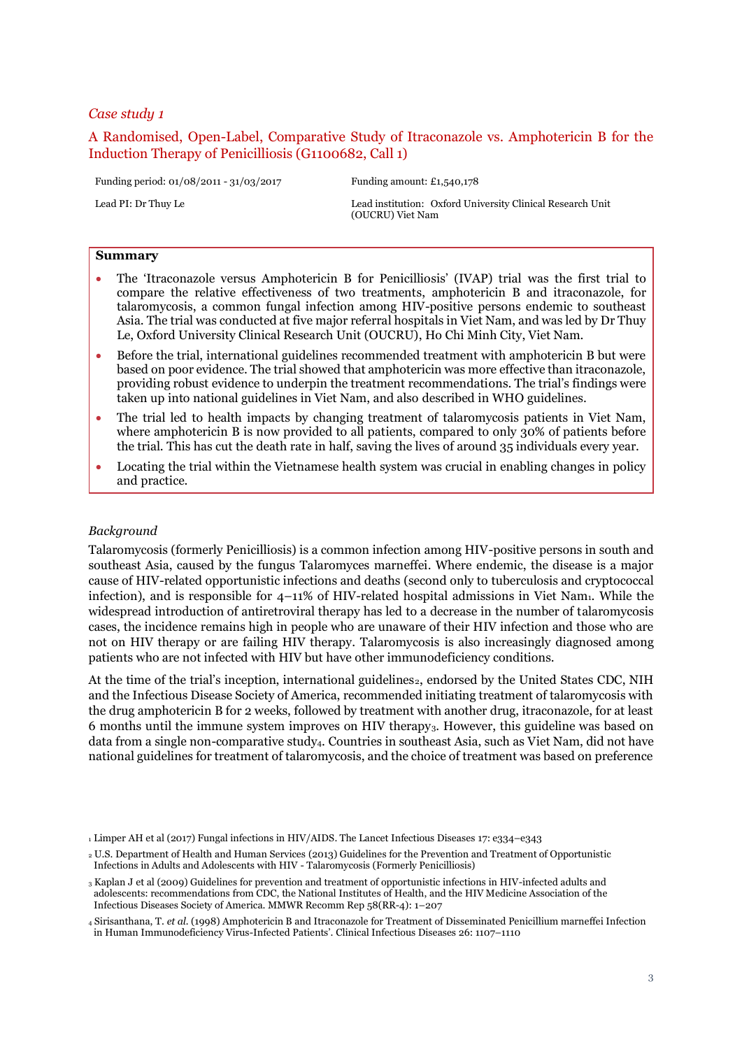*Case study 1*

## A Randomised, Open-Label, Comparative Study of Itraconazole vs. Amphotericin B for the Induction Therapy of Penicilliosis (G1100682, Call 1)

Funding period: 01/08/2011 - 31/03/2017

Funding amount: £1,540,178

Lead PI: Dr Thuy Le

Lead institution: Oxford University Clinical Research Unit (OUCRU) Viet Nam

**Summary**

- The 'Itraconazole versus Amphotericin B for Penicilliosis' (IVAP) trial was the first trial to compare the relative effectiveness of two treatments, amphotericin B and itraconazole, for talaromycosis, a common fungal infection among HIV-positive persons endemic to southeast Asia. The trial was conducted at five major referral hospitals in Viet Nam, and was led by Dr Thuy Le, Oxford University Clinical Research Unit (OUCRU), Ho Chi Minh City, Viet Nam.
- Before the trial, international guidelines recommended treatment with amphotericin B but were based on poor evidence. The trial showed that amphotericin was more effective than itraconazole, providing robust evidence to underpin the treatment recommendations. The trial's findings were taken up into national guidelines in Viet Nam, and also described in WHO guidelines.
- The trial led to health impacts by changing treatment of talaromycosis patients in Viet Nam, where amphotericin B is now provided to all patients, compared to only 30% of patients before the trial. This has cut the death rate in half, saving the lives of around 35 individuals every year.
- Locating the trial within the Vietnamese health system was crucial in enabling changes in policy and practice.

*Background*

Talaromycosis (formerly Penicilliosis) is a common infection among HIV-positive persons in south and southeast Asia, caused by the fungus Talaromyces marneffei. Where endemic, the disease is a major cause of HIV-related opportunistic infections and deaths (second only to tuberculosis and cryptococcal infection), and is responsible for 4–11% of HIV-related hospital admissions in Viet Nam[1]. While the widespread introduction of antiretroviral therapy has led to a decrease in the number of talaromycosis cases, the incidence remains high in people who are unaware of their HIV infection and those who are not on HIV therapy or are failing HIV therapy. Talaromycosis is also increasingly diagnosed among patients who are not infected with HIV but have other immunodeficiency conditions.

At the time of the trial's inception, international guidelines[2], endorsed by the United States CDC, NIH and the Infectious Disease Society of America, recommended initiating treatment of talaromycosis with the drug amphotericin B for 2 weeks, followed by treatment with another drug, itraconazole, for at least 6 months until the immune system improves on HIV therapy[3]. However, this guideline was based on data from a single non-comparative study[4]. Countries in southeast Asia, such as Viet Nam, did not have national guidelines for treatment of talaromycosis, and the choice of treatment was based on preference

[1] Limper AH et al (2017) Fungal infections in HIV/AIDS. The Lancet Infectious Diseases 17: e334–e343

[2] U.S. Department of Health and Human Services (2013) Guidelines for the Prevention and Treatment of Opportunistic Infections in Adults and Adolescents with HIV - Talaromycosis (Formerly Penicilliosis)

[3] Kaplan J et al (2009) Guidelines for prevention and treatment of opportunistic infections in HIV-infected adults and adolescents: recommendations from CDC, the National Institutes of Health, and the HIV Medicine Association of the Infectious Diseases Society of America. MMWR Recomm Rep 58(RR-4): 1–207

[4] Sirisanthana, T. *et al.* (1998) Amphotericin B and Itraconazole for Treatment of Disseminated Penicillium marneffei Infection in Human Immunodeficiency Virus-Infected Patients'. Clinical Infectious Diseases 26: 1107–1110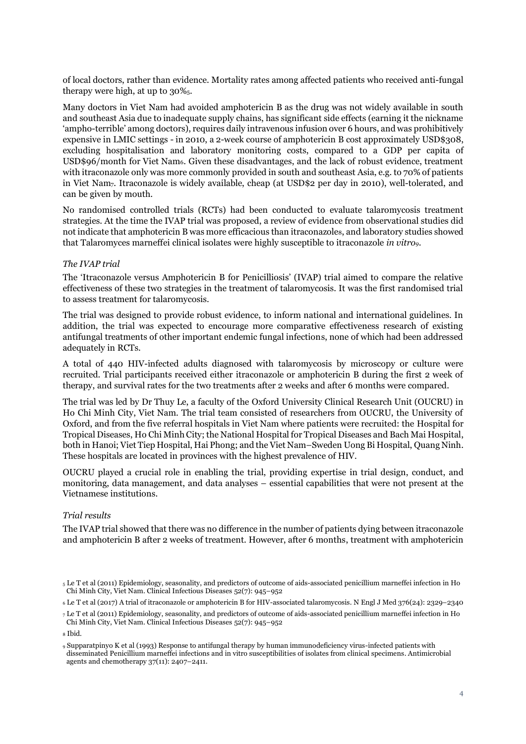of local doctors, rather than evidence. Mortality rates among affected patients who received anti-fungal therapy were high, at up to 30%[5].

Many doctors in Viet Nam had avoided amphotericin B as the drug was not widely available in south and southeast Asia due to inadequate supply chains, has significant side effects (earning it the nickname 'ampho-terrible' among doctors), requires daily intravenous infusion over 6 hours, and was prohibitively expensive in LMIC settings - in 2010, a 2-week course of amphotericin B cost approximately USD$308, excluding hospitalisation and laboratory monitoring costs, compared to a GDP per capita of USD$96/month for Viet Nam[6]. Given these disadvantages, and the lack of robust evidence, treatment with itraconazole only was more commonly provided in south and southeast Asia, e.g. to 70% of patients in Viet Nam[7]. Itraconazole is widely available, cheap (at USD$2 per day in 2010), well-tolerated, and can be given by mouth.

No randomised controlled trials (RCTs) had been conducted to evaluate talaromycosis treatment strategies. At the time the IVAP trial was proposed, a review of evidence from observational studies did not indicate that amphotericin B was more efficacious than itraconazole[8], and laboratory studies showed that Talaromyces marneffei clinical isolates were highly susceptible to itraconazole *in vitro*[9].

*The IVAP trial*

The 'Itraconazole versus Amphotericin B for Penicilliosis' (IVAP) trial aimed to compare the relative effectiveness of these two strategies in the treatment of talaromycosis. It was the first randomised trial to assess treatment for talaromycosis.

The trial was designed to provide robust evidence, to inform national and international guidelines. In addition, the trial was expected to encourage more comparative effectiveness research of existing antifungal treatments of other important endemic fungal infections, none of which had been addressed adequately in RCTs.

A total of 440 HIV-infected adults diagnosed with talaromycosis by microscopy or culture were recruited. Trial participants received either itraconazole or amphotericin B during the first 2 week of therapy, and survival rates for the two treatments after 2 weeks and after 6 months were compared.

The trial was led by Dr Thuy Le, a faculty of the Oxford University Clinical Research Unit (OUCRU) in Ho Chi Minh City, Viet Nam. The trial team consisted of researchers from OUCRU, the University of Oxford, and from the five referral hospitals in Viet Nam where patients were recruited: the Hospital for Tropical Diseases, Ho Chi Minh City; the National Hospital for Tropical Diseases and Bach Mai Hospital, both in Hanoi; Viet Tiep Hospital, Hai Phong; and the Viet Nam–Sweden Uong Bi Hospital, Quang Ninh. These hospitals are located in provinces with the highest prevalence of HIV.

OUCRU played a crucial role in enabling the trial, providing expertise in trial design, conduct, and monitoring, data management, and data analyses – essential capabilities that were not present at the Vietnamese institutions.

*Trial results*

The IVAP trial showed that there was no difference in the number of patients dying between itraconazole and amphotericin B after 2 weeks of treatment. However, after 6 months, treatment with amphotericin

[5] Le T et al (2011) Epidemiology, seasonality, and predictors of outcome of aids-associated penicillium marneffei infection in Ho Chi Minh City, Viet Nam. Clinical Infectious Diseases 52(7): 945–952

[6] Le T et al (2017) A trial of itraconazole or amphotericin B for HIV-associated talaromycosis. N Engl J Med 376(24): 2329–2340

[7] Le T et al (2011) Epidemiology, seasonality, and predictors of outcome of aids-associated penicillium marneffei infection in Ho Chi Minh City, Viet Nam. Clinical Infectious Diseases 52(7): 945–952

[8] Ibid.

[9] Supparatpinyo K et al (1993) Response to antifungal therapy by human immunodeficiency virus-infected patients with disseminated Penicillium marneffei infections and in vitro susceptibilities of isolates from clinical specimens. Antimicrobial agents and chemotherapy 37(11): 2407–2411.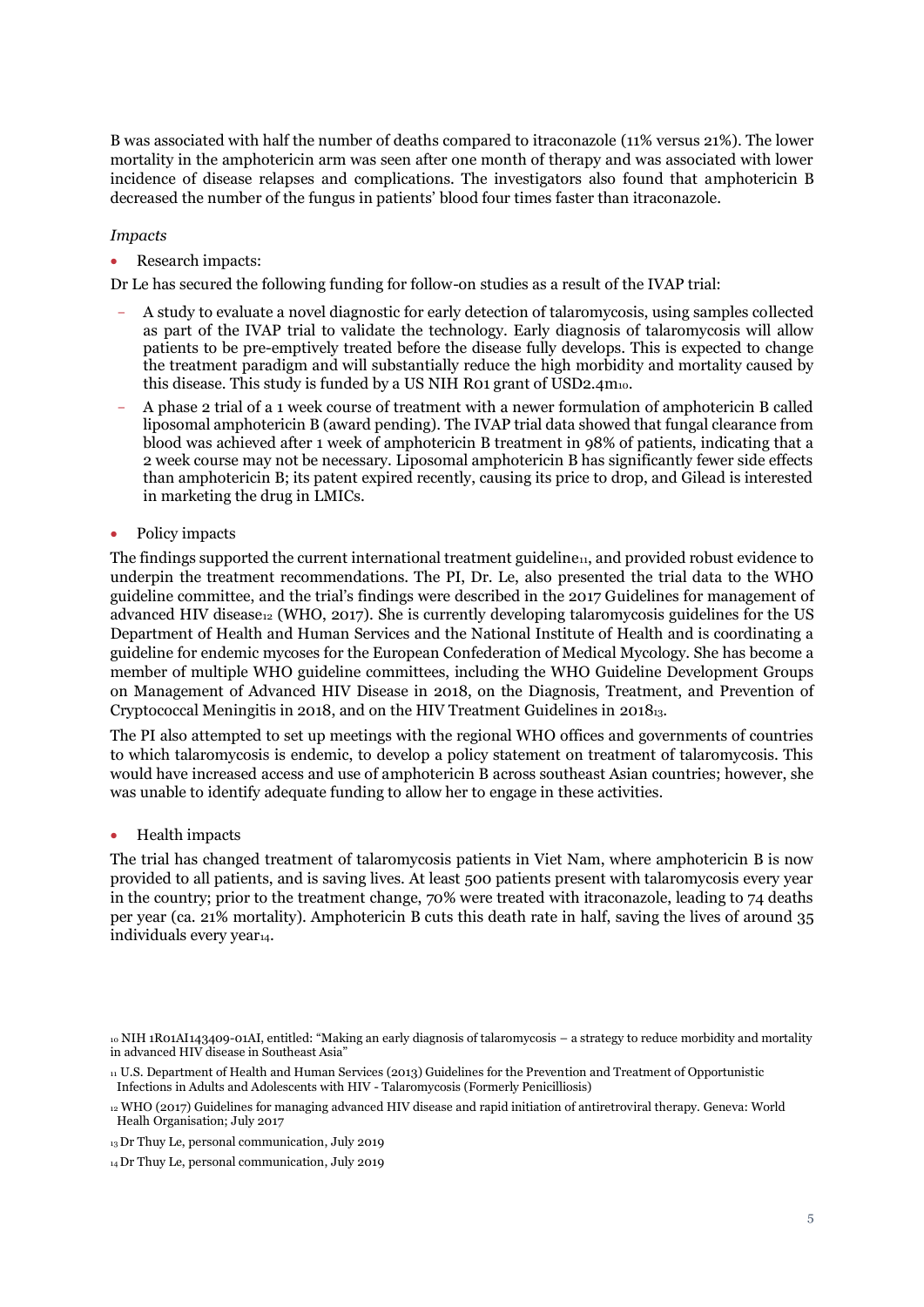B was associated with half the number of deaths compared to itraconazole (11% versus 21%). The lower mortality in the amphotericin arm was seen after one month of therapy and was associated with lower incidence of disease relapses and complications. The investigators also found that amphotericin B decreased the number of the fungus in patients' blood four times faster than itraconazole.

*Impacts*

- Research impacts:

Dr Le has secured the following funding for follow-on studies as a result of the IVAP trial:

- A study to evaluate a novel diagnostic for early detection of talaromycosis, using samples collected as part of the IVAP trial to validate the technology. Early diagnosis of talaromycosis will allow patients to be pre-emptively treated before the disease fully develops. This is expected to change the treatment paradigm and will substantially reduce the high morbidity and mortality caused by this disease. This study is funded by a US NIH R01 grant of USD2.4m[10].
- A phase 2 trial of a 1 week course of treatment with a newer formulation of amphotericin B called liposomal amphotericin B (award pending). The IVAP trial data showed that fungal clearance from blood was achieved after 1 week of amphotericin B treatment in 98% of patients, indicating that a 2 week course may not be necessary. Liposomal amphotericin B has significantly fewer side effects than amphotericin B; its patent expired recently, causing its price to drop, and Gilead is interested in marketing the drug in LMICs.

- Policy impacts

The findings supported the current international treatment guideline[11], and provided robust evidence to underpin the treatment recommendations. The PI, Dr. Le, also presented the trial data to the WHO guideline committee, and the trial's findings were described in the 2017 Guidelines for management of advanced HIV disease[12] (WHO, 2017). She is currently developing talaromycosis guidelines for the US Department of Health and Human Services and the National Institute of Health and is coordinating a guideline for endemic mycoses for the European Confederation of Medical Mycology. She has become a member of multiple WHO guideline committees, including the WHO Guideline Development Groups on Management of Advanced HIV Disease in 2018, on the Diagnosis, Treatment, and Prevention of Cryptococcal Meningitis in 2018, and on the HIV Treatment Guidelines in 2018[13].

The PI also attempted to set up meetings with the regional WHO offices and governments of countries to which talaromycosis is endemic, to develop a policy statement on treatment of talaromycosis. This would have increased access and use of amphotericin B across southeast Asian countries; however, she was unable to identify adequate funding to allow her to engage in these activities.

- Health impacts

The trial has changed treatment of talaromycosis patients in Viet Nam, where amphotericin B is now provided to all patients, and is saving lives. At least 500 patients present with talaromycosis every year in the country; prior to the treatment change, 70% were treated with itraconazole, leading to 74 deaths per year (ca. 21% mortality). Amphotericin B cuts this death rate in half, saving the lives of around 35 individuals every year[14].

---

[10] NIH 1R01AI143409-01AI, entitled: "Making an early diagnosis of talaromycosis – a strategy to reduce morbidity and mortality in advanced HIV disease in Southeast Asia"

[11] U.S. Department of Health and Human Services (2013) Guidelines for the Prevention and Treatment of Opportunistic Infections in Adults and Adolescents with HIV - Talaromycosis (Formerly Penicilliosis)

[12] WHO (2017) Guidelines for managing advanced HIV disease and rapid initiation of antiretroviral therapy. Geneva: World Healh Organisation; July 2017

[13] Dr Thuy Le, personal communication, July 2019

[14] Dr Thuy Le, personal communication, July 2019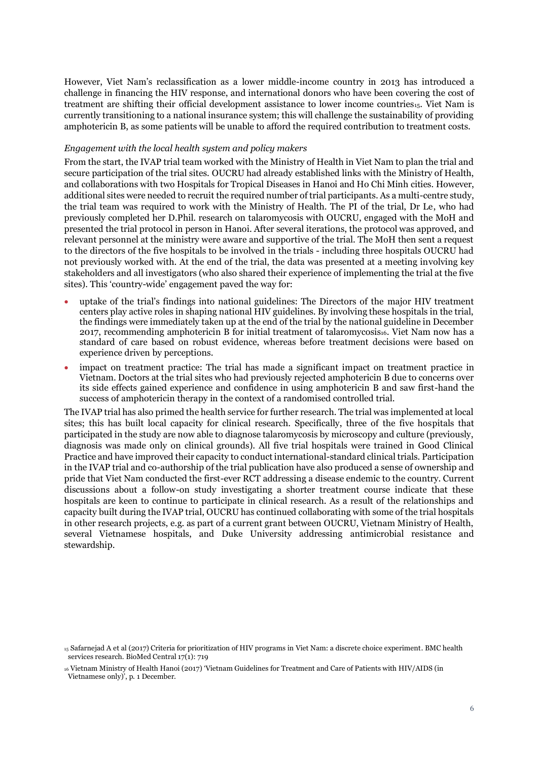However, Viet Nam's reclassification as a lower middle-income country in 2013 has introduced a challenge in financing the HIV response, and international donors who have been covering the cost of treatment are shifting their official development assistance to lower income countries[15]. Viet Nam is currently transitioning to a national insurance system; this will challenge the sustainability of providing amphotericin B, as some patients will be unable to afford the required contribution to treatment costs.

*Engagement with the local health system and policy makers*

From the start, the IVAP trial team worked with the Ministry of Health in Viet Nam to plan the trial and secure participation of the trial sites. OUCRU had already established links with the Ministry of Health, and collaborations with two Hospitals for Tropical Diseases in Hanoi and Ho Chi Minh cities. However, additional sites were needed to recruit the required number of trial participants. As a multi-centre study, the trial team was required to work with the Ministry of Health. The PI of the trial, Dr Le, who had previously completed her D.Phil. research on talaromycosis with OUCRU, engaged with the MoH and presented the trial protocol in person in Hanoi. After several iterations, the protocol was approved, and relevant personnel at the ministry were aware and supportive of the trial. The MoH then sent a request to the directors of the five hospitals to be involved in the trials - including three hospitals OUCRU had not previously worked with. At the end of the trial, the data was presented at a meeting involving key stakeholders and all investigators (who also shared their experience of implementing the trial at the five sites). This 'country-wide' engagement paved the way for:

- uptake of the trial's findings into national guidelines: The Directors of the major HIV treatment centers play active roles in shaping national HIV guidelines. By involving these hospitals in the trial, the findings were immediately taken up at the end of the trial by the national guideline in December 2017, recommending amphotericin B for initial treatment of talaromycosis[16]. Viet Nam now has a standard of care based on robust evidence, whereas before treatment decisions were based on experience driven by perceptions.
- impact on treatment practice: The trial has made a significant impact on treatment practice in Vietnam. Doctors at the trial sites who had previously rejected amphotericin B due to concerns over its side effects gained experience and confidence in using amphotericin B and saw first-hand the success of amphotericin therapy in the context of a randomised controlled trial.

The IVAP trial has also primed the health service for further research. The trial was implemented at local sites; this has built local capacity for clinical research. Specifically, three of the five hospitals that participated in the study are now able to diagnose talaromycosis by microscopy and culture (previously, diagnosis was made only on clinical grounds). All five trial hospitals were trained in Good Clinical Practice and have improved their capacity to conduct international-standard clinical trials. Participation in the IVAP trial and co-authorship of the trial publication have also produced a sense of ownership and pride that Viet Nam conducted the first-ever RCT addressing a disease endemic to the country. Current discussions about a follow-on study investigating a shorter treatment course indicate that these hospitals are keen to continue to participate in clinical research. As a result of the relationships and capacity built during the IVAP trial, OUCRU has continued collaborating with some of the trial hospitals in other research projects, e.g. as part of a current grant between OUCRU, Vietnam Ministry of Health, several Vietnamese hospitals, and Duke University addressing antimicrobial resistance and stewardship.

[15] Safarnejad A et al (2017) Criteria for prioritization of HIV programs in Viet Nam: a discrete choice experiment. BMC health services research. BioMed Central 17(1): 719

[16] Vietnam Ministry of Health Hanoi (2017) 'Vietnam Guidelines for Treatment and Care of Patients with HIV/AIDS (in Vietnamese only)', p. 1 December.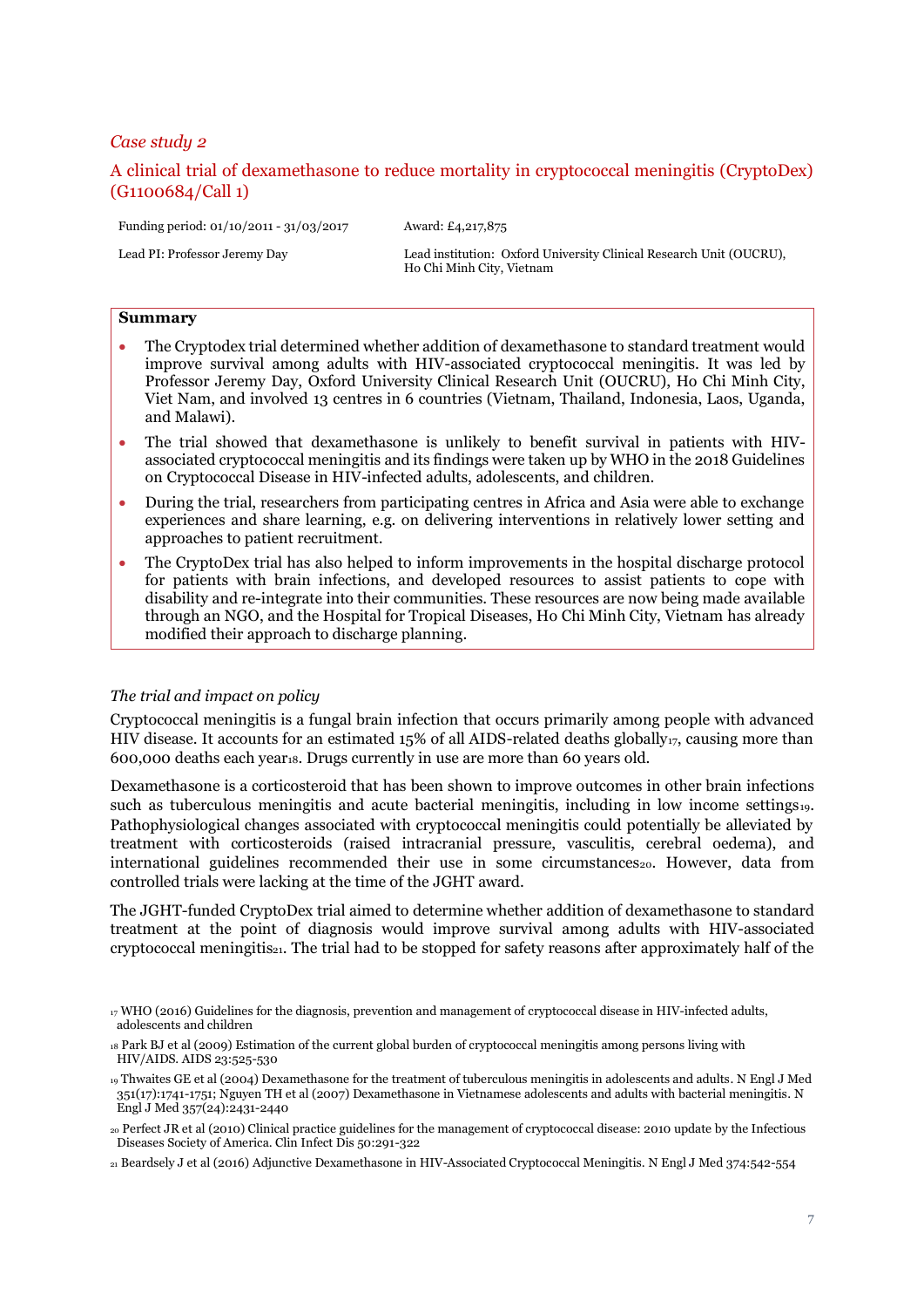*Case study 2*

## A clinical trial of dexamethasone to reduce mortality in cryptococcal meningitis (CryptoDex) (G1100684/Call 1)

| Funding period: 01/10/2011 - 31/03/2017 | Award: £4,217,875 |
| --- | --- |
| Lead PI: Professor Jeremy Day | Lead institution: Oxford University Clinical Research Unit (OUCRU), Ho Chi Minh City, Vietnam |

**Summary**

- The Cryptodex trial determined whether addition of dexamethasone to standard treatment would improve survival among adults with HIV-associated cryptococcal meningitis. It was led by Professor Jeremy Day, Oxford University Clinical Research Unit (OUCRU), Ho Chi Minh City, Viet Nam, and involved 13 centres in 6 countries (Vietnam, Thailand, Indonesia, Laos, Uganda, and Malawi).
- The trial showed that dexamethasone is unlikely to benefit survival in patients with HIV-associated cryptococcal meningitis and its findings were taken up by WHO in the 2018 Guidelines on Cryptococcal Disease in HIV-infected adults, adolescents, and children.
- During the trial, researchers from participating centres in Africa and Asia were able to exchange experiences and share learning, e.g. on delivering interventions in relatively lower setting and approaches to patient recruitment.
- The CryptoDex trial has also helped to inform improvements in the hospital discharge protocol for patients with brain infections, and developed resources to assist patients to cope with disability and re-integrate into their communities. These resources are now being made available through an NGO, and the Hospital for Tropical Diseases, Ho Chi Minh City, Vietnam has already modified their approach to discharge planning.

*The trial and impact on policy*

Cryptococcal meningitis is a fungal brain infection that occurs primarily among people with advanced HIV disease. It accounts for an estimated 15% of all AIDS-related deaths globally[17], causing more than 600,000 deaths each year[18]. Drugs currently in use are more than 60 years old.

Dexamethasone is a corticosteroid that has been shown to improve outcomes in other brain infections such as tuberculous meningitis and acute bacterial meningitis, including in low income settings[19]. Pathophysiological changes associated with cryptococcal meningitis could potentially be alleviated by treatment with corticosteroids (raised intracranial pressure, vasculitis, cerebral oedema), and international guidelines recommended their use in some circumstances[20]. However, data from controlled trials were lacking at the time of the JGHT award.

The JGHT-funded CryptoDex trial aimed to determine whether addition of dexamethasone to standard treatment at the point of diagnosis would improve survival among adults with HIV-associated cryptococcal meningitis[21]. The trial had to be stopped for safety reasons after approximately half of the

[17] WHO (2016) Guidelines for the diagnosis, prevention and management of cryptococcal disease in HIV-infected adults, adolescents and children

[18] Park BJ et al (2009) Estimation of the current global burden of cryptococcal meningitis among persons living with HIV/AIDS. AIDS 23:525-530

[19] Thwaites GE et al (2004) Dexamethasone for the treatment of tuberculous meningitis in adolescents and adults. N Engl J Med 351(17):1741-1751; Nguyen TH et al (2007) Dexamethasone in Vietnamese adolescents and adults with bacterial meningitis. N Engl J Med 357(24):2431-2440

[20] Perfect JR et al (2010) Clinical practice guidelines for the management of cryptococcal disease: 2010 update by the Infectious Diseases Society of America. Clin Infect Dis 50:291-322

[21] Beardsely J et al (2016) Adjunctive Dexamethasone in HIV-Associated Cryptococcal Meningitis. N Engl J Med 374:542-554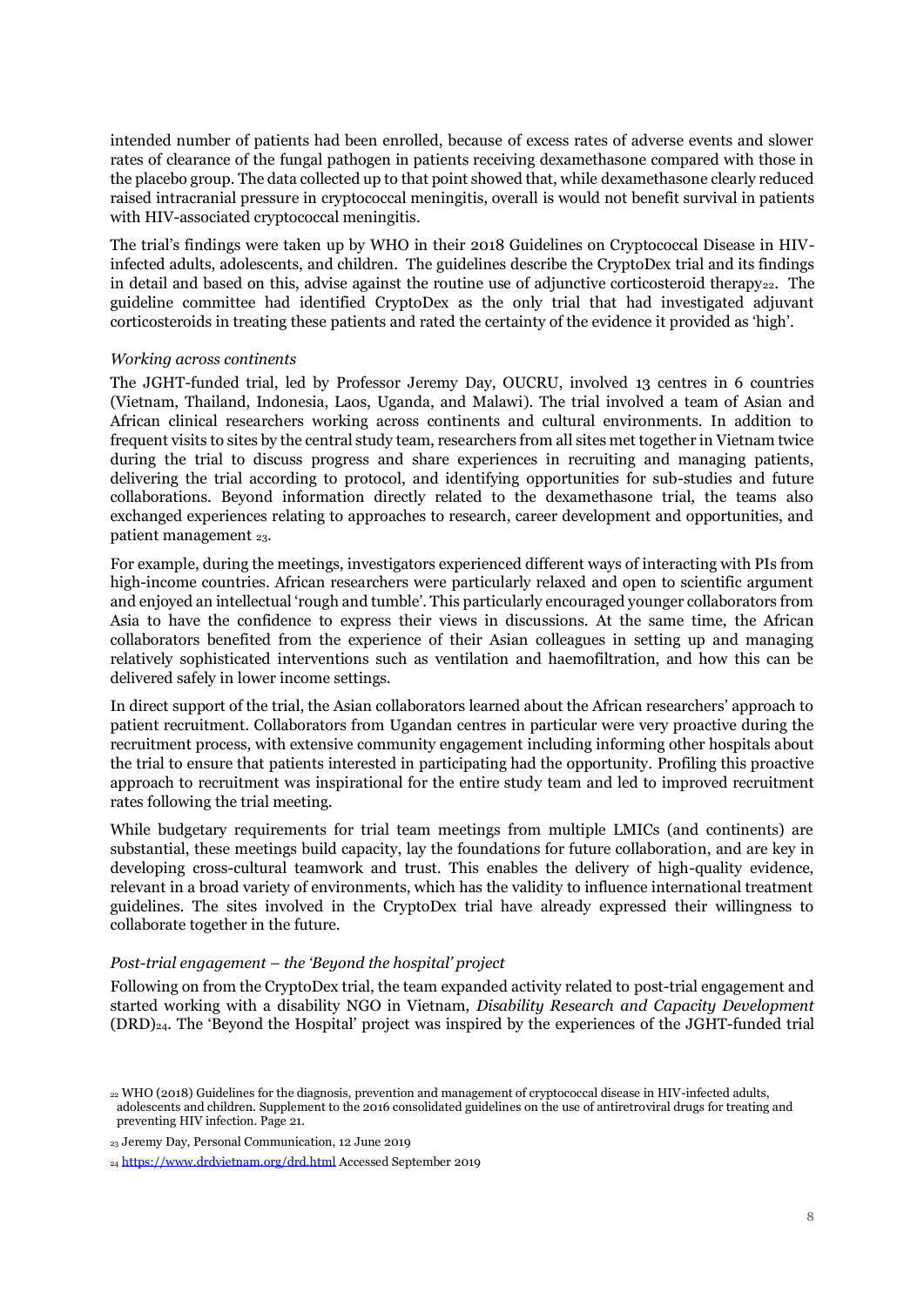intended number of patients had been enrolled, because of excess rates of adverse events and slower rates of clearance of the fungal pathogen in patients receiving dexamethasone compared with those in the placebo group. The data collected up to that point showed that, while dexamethasone clearly reduced raised intracranial pressure in cryptococcal meningitis, overall is would not benefit survival in patients with HIV-associated cryptococcal meningitis.

The trial's findings were taken up by WHO in their 2018 Guidelines on Cryptococcal Disease in HIV-infected adults, adolescents, and children. The guidelines describe the CryptoDex trial and its findings in detail and based on this, advise against the routine use of adjunctive corticosteroid therapy[22]. The guideline committee had identified CryptoDex as the only trial that had investigated adjuvant corticosteroids in treating these patients and rated the certainty of the evidence it provided as 'high'.

*Working across continents*

The JGHT-funded trial, led by Professor Jeremy Day, OUCRU, involved 13 centres in 6 countries (Vietnam, Thailand, Indonesia, Laos, Uganda, and Malawi). The trial involved a team of Asian and African clinical researchers working across continents and cultural environments. In addition to frequent visits to sites by the central study team, researchers from all sites met together in Vietnam twice during the trial to discuss progress and share experiences in recruiting and managing patients, delivering the trial according to protocol, and identifying opportunities for sub-studies and future collaborations. Beyond information directly related to the dexamethasone trial, the teams also exchanged experiences relating to approaches to research, career development and opportunities, and patient management [23].

For example, during the meetings, investigators experienced different ways of interacting with PIs from high-income countries. African researchers were particularly relaxed and open to scientific argument and enjoyed an intellectual 'rough and tumble'. This particularly encouraged younger collaborators from Asia to have the confidence to express their views in discussions. At the same time, the African collaborators benefited from the experience of their Asian colleagues in setting up and managing relatively sophisticated interventions such as ventilation and haemofiltration, and how this can be delivered safely in lower income settings.

In direct support of the trial, the Asian collaborators learned about the African researchers' approach to patient recruitment. Collaborators from Ugandan centres in particular were very proactive during the recruitment process, with extensive community engagement including informing other hospitals about the trial to ensure that patients interested in participating had the opportunity. Profiling this proactive approach to recruitment was inspirational for the entire study team and led to improved recruitment rates following the trial meeting.

While budgetary requirements for trial team meetings from multiple LMICs (and continents) are substantial, these meetings build capacity, lay the foundations for future collaboration, and are key in developing cross-cultural teamwork and trust. This enables the delivery of high-quality evidence, relevant in a broad variety of environments, which has the validity to influence international treatment guidelines. The sites involved in the CryptoDex trial have already expressed their willingness to collaborate together in the future.

*Post-trial engagement – the 'Beyond the hospital' project*

Following on from the CryptoDex trial, the team expanded activity related to post-trial engagement and started working with a disability NGO in Vietnam, *Disability Research and Capacity Development* (DRD)[24]. The 'Beyond the Hospital' project was inspired by the experiences of the JGHT-funded trial

[22] WHO (2018) Guidelines for the diagnosis, prevention and management of cryptococcal disease in HIV-infected adults, adolescents and children. Supplement to the 2016 consolidated guidelines on the use of antiretroviral drugs for treating and preventing HIV infection. Page 21.

[23] Jeremy Day, Personal Communication, 12 June 2019

[24] https://www.drdvietnam.org/drd.html Accessed September 2019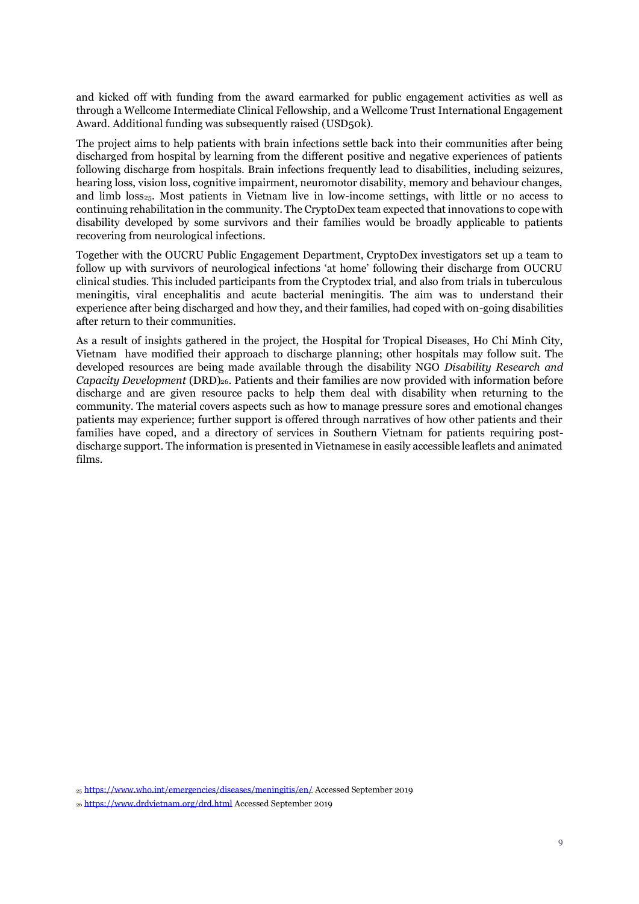and kicked off with funding from the award earmarked for public engagement activities as well as through a Wellcome Intermediate Clinical Fellowship, and a Wellcome Trust International Engagement Award. Additional funding was subsequently raised (USD50k).

The project aims to help patients with brain infections settle back into their communities after being discharged from hospital by learning from the different positive and negative experiences of patients following discharge from hospitals. Brain infections frequently lead to disabilities, including seizures, hearing loss, vision loss, cognitive impairment, neuromotor disability, memory and behaviour changes, and limb loss[25]. Most patients in Vietnam live in low-income settings, with little or no access to continuing rehabilitation in the community. The CryptoDex team expected that innovations to cope with disability developed by some survivors and their families would be broadly applicable to patients recovering from neurological infections.

Together with the OUCRU Public Engagement Department, CryptoDex investigators set up a team to follow up with survivors of neurological infections 'at home' following their discharge from OUCRU clinical studies. This included participants from the Cryptodex trial, and also from trials in tuberculous meningitis, viral encephalitis and acute bacterial meningitis. The aim was to understand their experience after being discharged and how they, and their families, had coped with on-going disabilities after return to their communities.

As a result of insights gathered in the project, the Hospital for Tropical Diseases, Ho Chi Minh City, Vietnam have modified their approach to discharge planning; other hospitals may follow suit. The developed resources are being made available through the disability NGO *Disability Research and Capacity Development* (DRD)[26]. Patients and their families are now provided with information before discharge and are given resource packs to help them deal with disability when returning to the community. The material covers aspects such as how to manage pressure sores and emotional changes patients may experience; further support is offered through narratives of how other patients and their families have coped, and a directory of services in Southern Vietnam for patients requiring post-discharge support. The information is presented in Vietnamese in easily accessible leaflets and animated films.

[25] https://www.who.int/emergencies/diseases/meningitis/en/ Accessed September 2019

[26] https://www.drdvietnam.org/drd.html Accessed September 2019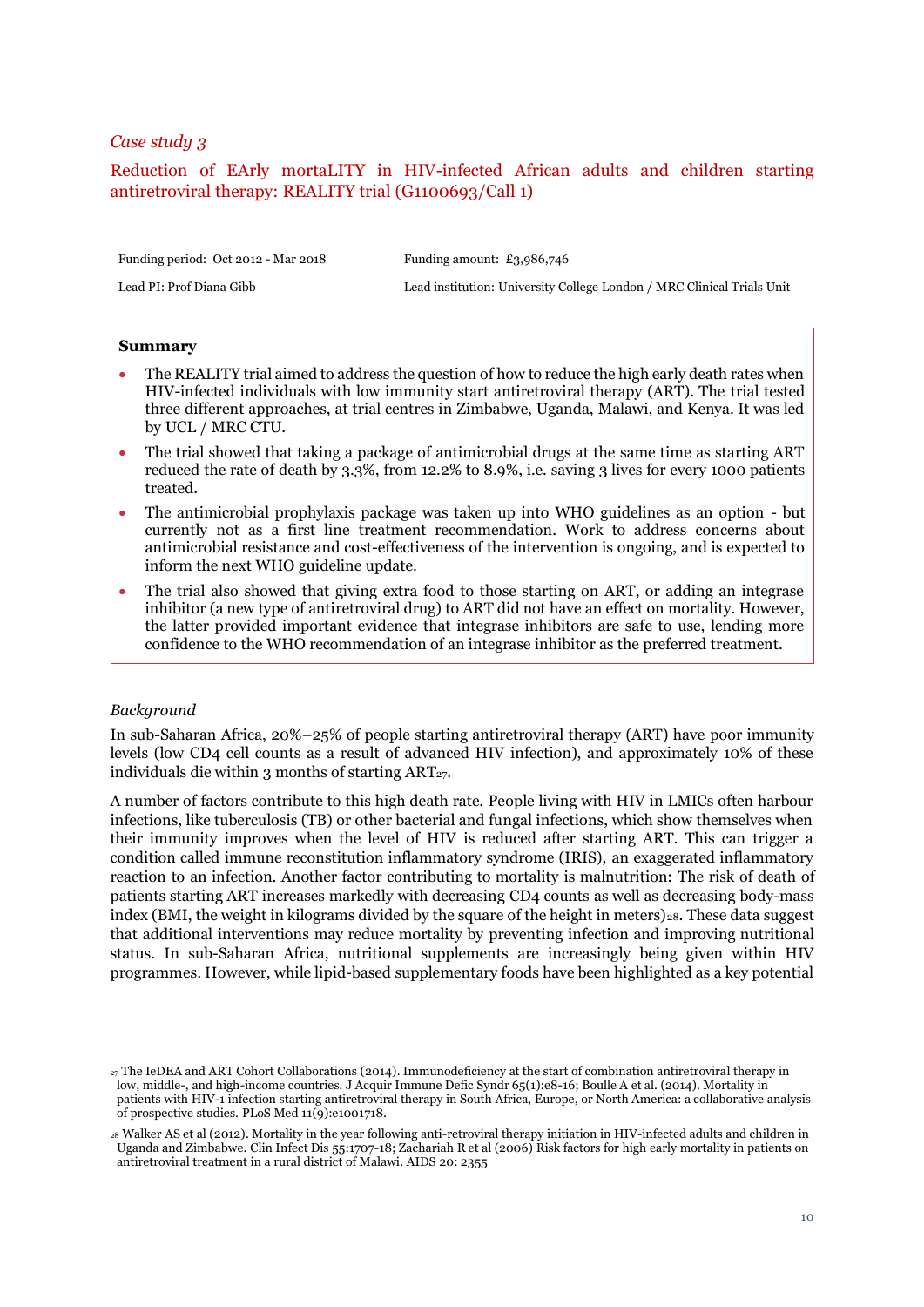*Case study 3*

## Reduction of EArly mortaLITY in HIV-infected African adults and children starting antiretroviral therapy: REALITY trial (G1100693/Call 1)

| Funding period: Oct 2012 - Mar 2018 | Funding amount: £3,986,746 |
| --- | --- |
| Lead PI: Prof Diana Gibb | Lead institution: University College London / MRC Clinical Trials Unit |

**Summary**

- The REALITY trial aimed to address the question of how to reduce the high early death rates when HIV-infected individuals with low immunity start antiretroviral therapy (ART). The trial tested three different approaches, at trial centres in Zimbabwe, Uganda, Malawi, and Kenya. It was led by UCL / MRC CTU.
- The trial showed that taking a package of antimicrobial drugs at the same time as starting ART reduced the rate of death by 3.3%, from 12.2% to 8.9%, i.e. saving 3 lives for every 1000 patients treated.
- The antimicrobial prophylaxis package was taken up into WHO guidelines as an option - but currently not as a first line treatment recommendation. Work to address concerns about antimicrobial resistance and cost-effectiveness of the intervention is ongoing, and is expected to inform the next WHO guideline update.
- The trial also showed that giving extra food to those starting on ART, or adding an integrase inhibitor (a new type of antiretroviral drug) to ART did not have an effect on mortality. However, the latter provided important evidence that integrase inhibitors are safe to use, lending more confidence to the WHO recommendation of an integrase inhibitor as the preferred treatment.

*Background*

In sub-Saharan Africa, 20%–25% of people starting antiretroviral therapy (ART) have poor immunity levels (low CD4 cell counts as a result of advanced HIV infection), and approximately 10% of these individuals die within 3 months of starting ART[27].

A number of factors contribute to this high death rate. People living with HIV in LMICs often harbour infections, like tuberculosis (TB) or other bacterial and fungal infections, which show themselves when their immunity improves when the level of HIV is reduced after starting ART. This can trigger a condition called immune reconstitution inflammatory syndrome (IRIS), an exaggerated inflammatory reaction to an infection. Another factor contributing to mortality is malnutrition: The risk of death of patients starting ART increases markedly with decreasing CD4 counts as well as decreasing body-mass index (BMI, the weight in kilograms divided by the square of the height in meters)[28]. These data suggest that additional interventions may reduce mortality by preventing infection and improving nutritional status. In sub-Saharan Africa, nutritional supplements are increasingly being given within HIV programmes. However, while lipid-based supplementary foods have been highlighted as a key potential

[27] The IeDEA and ART Cohort Collaborations (2014). Immunodeficiency at the start of combination antiretroviral therapy in low, middle-, and high-income countries. J Acquir Immune Defic Syndr 65(1):e8-16; Boulle A et al. (2014). Mortality in patients with HIV-1 infection starting antiretroviral therapy in South Africa, Europe, or North America: a collaborative analysis of prospective studies. PLoS Med 11(9):e1001718.

[28] Walker AS et al (2012). Mortality in the year following anti-retroviral therapy initiation in HIV-infected adults and children in Uganda and Zimbabwe. Clin Infect Dis 55:1707-18; Zachariah R et al (2006) Risk factors for high early mortality in patients on antiretroviral treatment in a rural district of Malawi. AIDS 20: 2355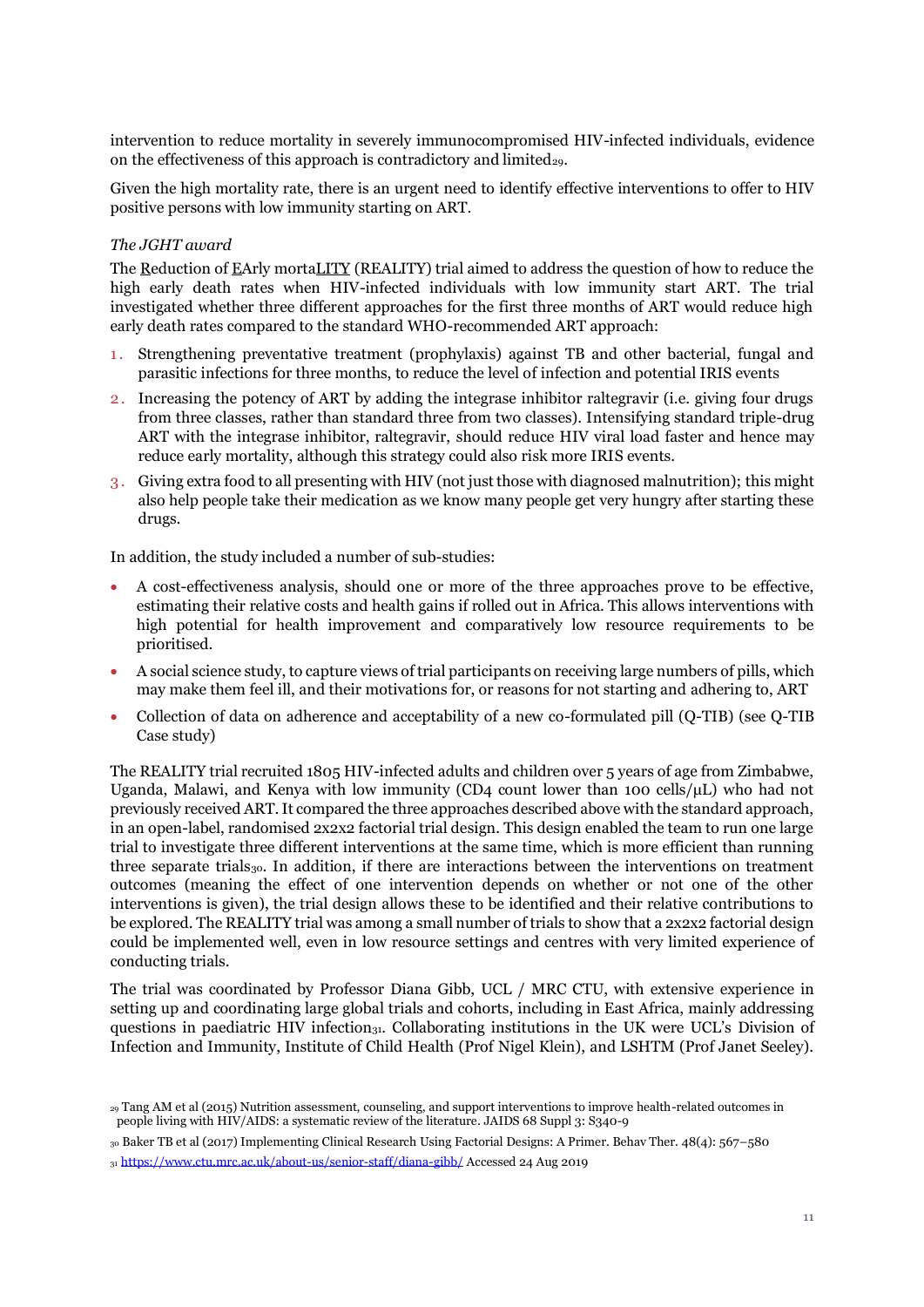intervention to reduce mortality in severely immunocompromised HIV-infected individuals, evidence on the effectiveness of this approach is contradictory and limited[29].

Given the high mortality rate, there is an urgent need to identify effective interventions to offer to HIV positive persons with low immunity starting on ART.

*The JGHT award*

The Reduction of EArly mortaLITY (REALITY) trial aimed to address the question of how to reduce the high early death rates when HIV-infected individuals with low immunity start ART. The trial investigated whether three different approaches for the first three months of ART would reduce high early death rates compared to the standard WHO-recommended ART approach:

1. Strengthening preventative treatment (prophylaxis) against TB and other bacterial, fungal and parasitic infections for three months, to reduce the level of infection and potential IRIS events
2. Increasing the potency of ART by adding the integrase inhibitor raltegravir (i.e. giving four drugs from three classes, rather than standard three from two classes). Intensifying standard triple-drug ART with the integrase inhibitor, raltegravir, should reduce HIV viral load faster and hence may reduce early mortality, although this strategy could also risk more IRIS events.
3. Giving extra food to all presenting with HIV (not just those with diagnosed malnutrition); this might also help people take their medication as we know many people get very hungry after starting these drugs.

In addition, the study included a number of sub-studies:

- A cost-effectiveness analysis, should one or more of the three approaches prove to be effective, estimating their relative costs and health gains if rolled out in Africa. This allows interventions with high potential for health improvement and comparatively low resource requirements to be prioritised.
- A social science study, to capture views of trial participants on receiving large numbers of pills, which may make them feel ill, and their motivations for, or reasons for not starting and adhering to, ART
- Collection of data on adherence and acceptability of a new co-formulated pill (Q-TIB) (see Q-TIB Case study)

The REALITY trial recruited 1805 HIV-infected adults and children over 5 years of age from Zimbabwe, Uganda, Malawi, and Kenya with low immunity (CD4 count lower than 100 cells/μL) who had not previously received ART. It compared the three approaches described above with the standard approach, in an open-label, randomised 2x2x2 factorial trial design. This design enabled the team to run one large trial to investigate three different interventions at the same time, which is more efficient than running three separate trials[30]. In addition, if there are interactions between the interventions on treatment outcomes (meaning the effect of one intervention depends on whether or not one of the other interventions is given), the trial design allows these to be identified and their relative contributions to be explored. The REALITY trial was among a small number of trials to show that a 2x2x2 factorial design could be implemented well, even in low resource settings and centres with very limited experience of conducting trials.

The trial was coordinated by Professor Diana Gibb, UCL / MRC CTU, with extensive experience in setting up and coordinating large global trials and cohorts, including in East Africa, mainly addressing questions in paediatric HIV infection[31]. Collaborating institutions in the UK were UCL's Division of Infection and Immunity, Institute of Child Health (Prof Nigel Klein), and LSHTM (Prof Janet Seeley).

[29] Tang AM et al (2015) Nutrition assessment, counseling, and support interventions to improve health-related outcomes in people living with HIV/AIDS: a systematic review of the literature. JAIDS 68 Suppl 3: S340-9

[30] Baker TB et al (2017) Implementing Clinical Research Using Factorial Designs: A Primer. Behav Ther. 48(4): 567–580

[31] https://www.ctu.mrc.ac.uk/about-us/senior-staff/diana-gibb/ Accessed 24 Aug 2019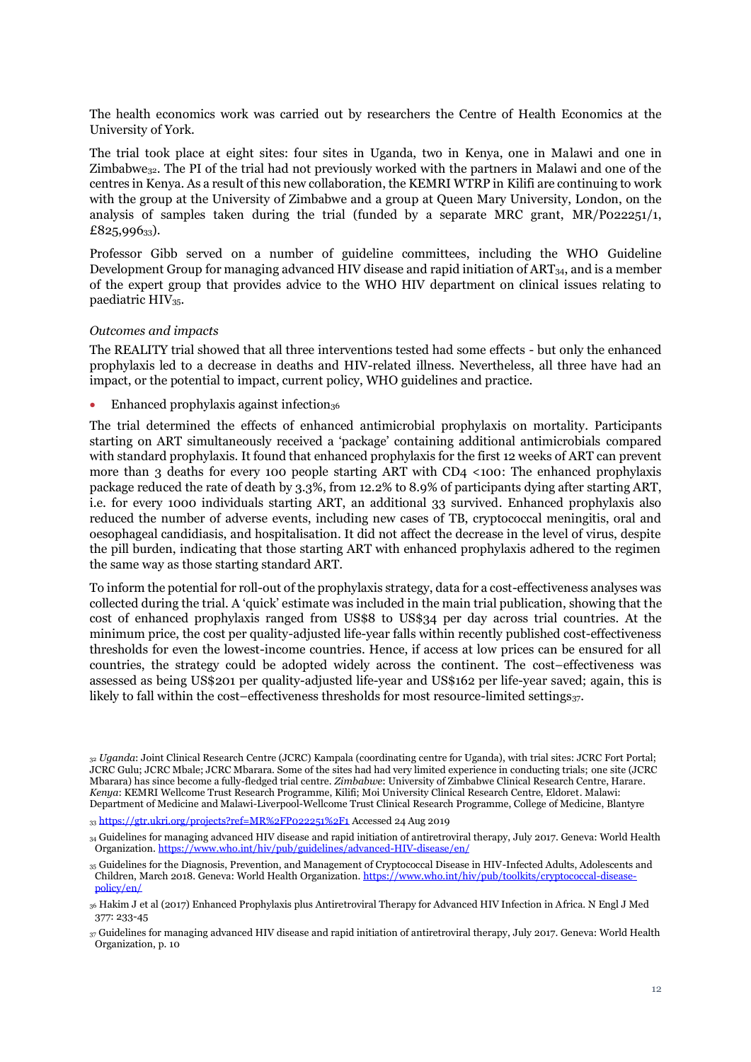The health economics work was carried out by researchers the Centre of Health Economics at the University of York.

The trial took place at eight sites: four sites in Uganda, two in Kenya, one in Malawi and one in Zimbabwe[32]. The PI of the trial had not previously worked with the partners in Malawi and one of the centres in Kenya. As a result of this new collaboration, the KEMRI WTRP in Kilifi are continuing to work with the group at the University of Zimbabwe and a group at Queen Mary University, London, on the analysis of samples taken during the trial (funded by a separate MRC grant, MR/P022251/1, £825,996[33]).

Professor Gibb served on a number of guideline committees, including the WHO Guideline Development Group for managing advanced HIV disease and rapid initiation of ART[34], and is a member of the expert group that provides advice to the WHO HIV department on clinical issues relating to paediatric HIV[35].

*Outcomes and impacts*

The REALITY trial showed that all three interventions tested had some effects - but only the enhanced prophylaxis led to a decrease in deaths and HIV-related illness. Nevertheless, all three have had an impact, or the potential to impact, current policy, WHO guidelines and practice.

- Enhanced prophylaxis against infection[36]

The trial determined the effects of enhanced antimicrobial prophylaxis on mortality. Participants starting on ART simultaneously received a 'package' containing additional antimicrobials compared with standard prophylaxis. It found that enhanced prophylaxis for the first 12 weeks of ART can prevent more than 3 deaths for every 100 people starting ART with CD4 <100: The enhanced prophylaxis package reduced the rate of death by 3.3%, from 12.2% to 8.9% of participants dying after starting ART, i.e. for every 1000 individuals starting ART, an additional 33 survived. Enhanced prophylaxis also reduced the number of adverse events, including new cases of TB, cryptococcal meningitis, oral and oesophageal candidiasis, and hospitalisation. It did not affect the decrease in the level of virus, despite the pill burden, indicating that those starting ART with enhanced prophylaxis adhered to the regimen the same way as those starting standard ART.

To inform the potential for roll-out of the prophylaxis strategy, data for a cost-effectiveness analyses was collected during the trial. A 'quick' estimate was included in the main trial publication, showing that the cost of enhanced prophylaxis ranged from US$8 to US$34 per day across trial countries. At the minimum price, the cost per quality-adjusted life-year falls within recently published cost-effectiveness thresholds for even the lowest-income countries. Hence, if access at low prices can be ensured for all countries, the strategy could be adopted widely across the continent. The cost–effectiveness was assessed as being US$201 per quality-adjusted life-year and US$162 per life-year saved; again, this is likely to fall within the cost–effectiveness thresholds for most resource-limited settings[37].

---

[32] *Uganda*: Joint Clinical Research Centre (JCRC) Kampala (coordinating centre for Uganda), with trial sites: JCRC Fort Portal; JCRC Gulu; JCRC Mbale; JCRC Mbarara. Some of the sites had had very limited experience in conducting trials; one site (JCRC Mbarara) has since become a fully-fledged trial centre. *Zimbabwe*: University of Zimbabwe Clinical Research Centre, Harare. *Kenya*: KEMRI Wellcome Trust Research Programme, Kilifi; Moi University Clinical Research Centre, Eldoret. Malawi: Department of Medicine and Malawi-Liverpool-Wellcome Trust Clinical Research Programme, College of Medicine, Blantyre

[33] https://gtr.ukri.org/projects?ref=MR%2FP022251%2F1 Accessed 24 Aug 2019

[34] Guidelines for managing advanced HIV disease and rapid initiation of antiretroviral therapy, July 2017. Geneva: World Health Organization. https://www.who.int/hiv/pub/guidelines/advanced-HIV-disease/en/

[35] Guidelines for the Diagnosis, Prevention, and Management of Cryptococcal Disease in HIV-Infected Adults, Adolescents and Children, March 2018. Geneva: World Health Organization. https://www.who.int/hiv/pub/toolkits/cryptococcal-disease-policy/en/

[36] Hakim J et al (2017) Enhanced Prophylaxis plus Antiretroviral Therapy for Advanced HIV Infection in Africa. N Engl J Med 377: 233-45

[37] Guidelines for managing advanced HIV disease and rapid initiation of antiretroviral therapy, July 2017. Geneva: World Health Organization, p. 10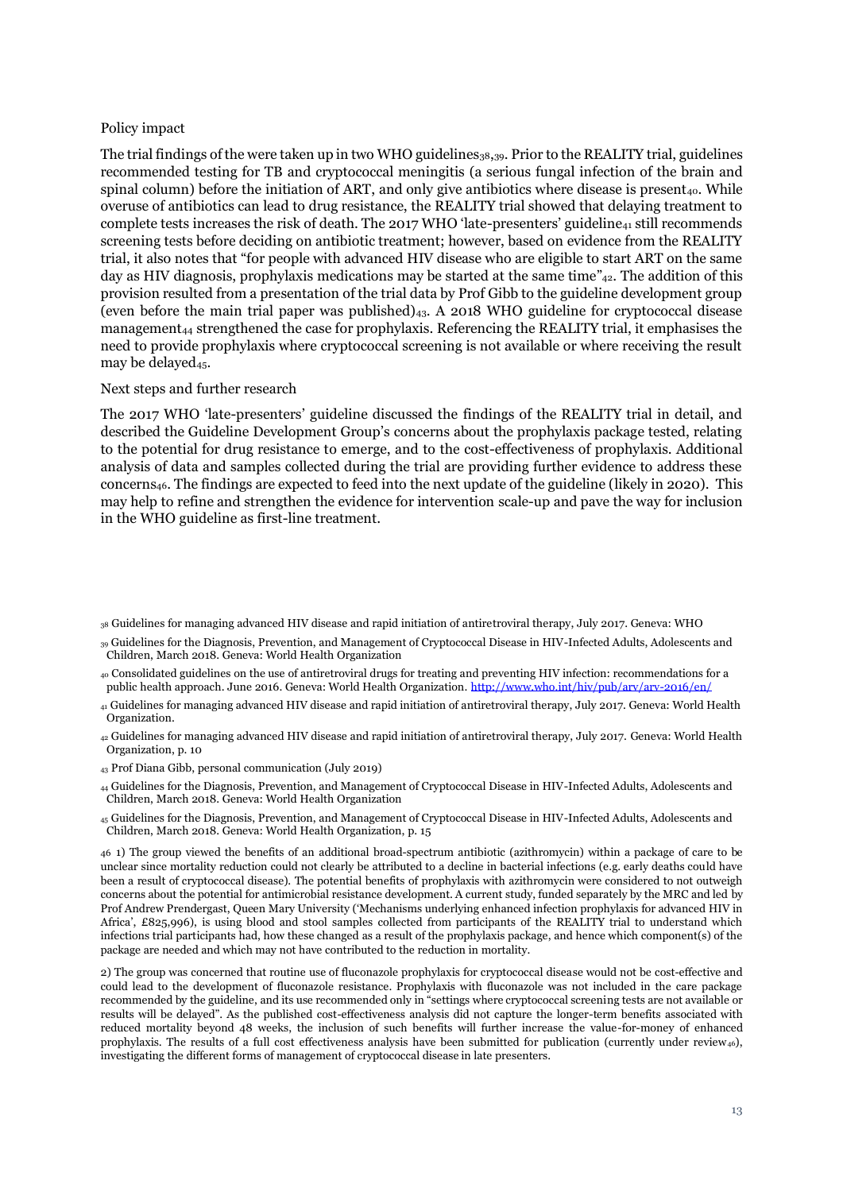Policy impact

The trial findings of the were taken up in two WHO guidelines[38],[39]. Prior to the REALITY trial, guidelines recommended testing for TB and cryptococcal meningitis (a serious fungal infection of the brain and spinal column) before the initiation of ART, and only give antibiotics where disease is present[40]. While overuse of antibiotics can lead to drug resistance, the REALITY trial showed that delaying treatment to complete tests increases the risk of death. The 2017 WHO 'late-presenters' guideline[41] still recommends screening tests before deciding on antibiotic treatment; however, based on evidence from the REALITY trial, it also notes that "for people with advanced HIV disease who are eligible to start ART on the same day as HIV diagnosis, prophylaxis medications may be started at the same time"[42]. The addition of this provision resulted from a presentation of the trial data by Prof Gibb to the guideline development group (even before the main trial paper was published)[43]. A 2018 WHO guideline for cryptococcal disease management[44] strengthened the case for prophylaxis. Referencing the REALITY trial, it emphasises the need to provide prophylaxis where cryptococcal screening is not available or where receiving the result may be delayed[45].

Next steps and further research

The 2017 WHO 'late-presenters' guideline discussed the findings of the REALITY trial in detail, and described the Guideline Development Group's concerns about the prophylaxis package tested, relating to the potential for drug resistance to emerge, and to the cost-effectiveness of prophylaxis. Additional analysis of data and samples collected during the trial are providing further evidence to address these concerns[46]. The findings are expected to feed into the next update of the guideline (likely in 2020). This may help to refine and strengthen the evidence for intervention scale-up and pave the way for inclusion in the WHO guideline as first-line treatment.

[38] Guidelines for managing advanced HIV disease and rapid initiation of antiretroviral therapy, July 2017. Geneva: WHO

[39] Guidelines for the Diagnosis, Prevention, and Management of Cryptococcal Disease in HIV-Infected Adults, Adolescents and Children, March 2018. Geneva: World Health Organization

[40] Consolidated guidelines on the use of antiretroviral drugs for treating and preventing HIV infection: recommendations for a public health approach. June 2016. Geneva: World Health Organization. http://www.who.int/hiv/pub/arv/arv-2016/en/

[41] Guidelines for managing advanced HIV disease and rapid initiation of antiretroviral therapy, July 2017. Geneva: World Health Organization.

[42] Guidelines for managing advanced HIV disease and rapid initiation of antiretroviral therapy, July 2017. Geneva: World Health Organization, p. 10

[43] Prof Diana Gibb, personal communication (July 2019)

[44] Guidelines for the Diagnosis, Prevention, and Management of Cryptococcal Disease in HIV-Infected Adults, Adolescents and Children, March 2018. Geneva: World Health Organization

[45] Guidelines for the Diagnosis, Prevention, and Management of Cryptococcal Disease in HIV-Infected Adults, Adolescents and Children, March 2018. Geneva: World Health Organization, p. 15

46 1) The group viewed the benefits of an additional broad-spectrum antibiotic (azithromycin) within a package of care to be unclear since mortality reduction could not clearly be attributed to a decline in bacterial infections (e.g. early deaths could have been a result of cryptococcal disease). The potential benefits of prophylaxis with azithromycin were considered to not outweigh concerns about the potential for antimicrobial resistance development. A current study, funded separately by the MRC and led by Prof Andrew Prendergast, Queen Mary University ('Mechanisms underlying enhanced infection prophylaxis for advanced HIV in Africa', £825,996), is using blood and stool samples collected from participants of the REALITY trial to understand which infections trial participants had, how these changed as a result of the prophylaxis package, and hence which component(s) of the package are needed and which may not have contributed to the reduction in mortality.

2) The group was concerned that routine use of fluconazole prophylaxis for cryptococcal disease would not be cost-effective and could lead to the development of fluconazole resistance. Prophylaxis with fluconazole was not included in the care package recommended by the guideline, and its use recommended only in "settings where cryptococcal screening tests are not available or results will be delayed". As the published cost-effectiveness analysis did not capture the longer-term benefits associated with reduced mortality beyond 48 weeks, the inclusion of such benefits will further increase the value-for-money of enhanced prophylaxis. The results of a full cost effectiveness analysis have been submitted for publication (currently under review[46]), investigating the different forms of management of cryptococcal disease in late presenters.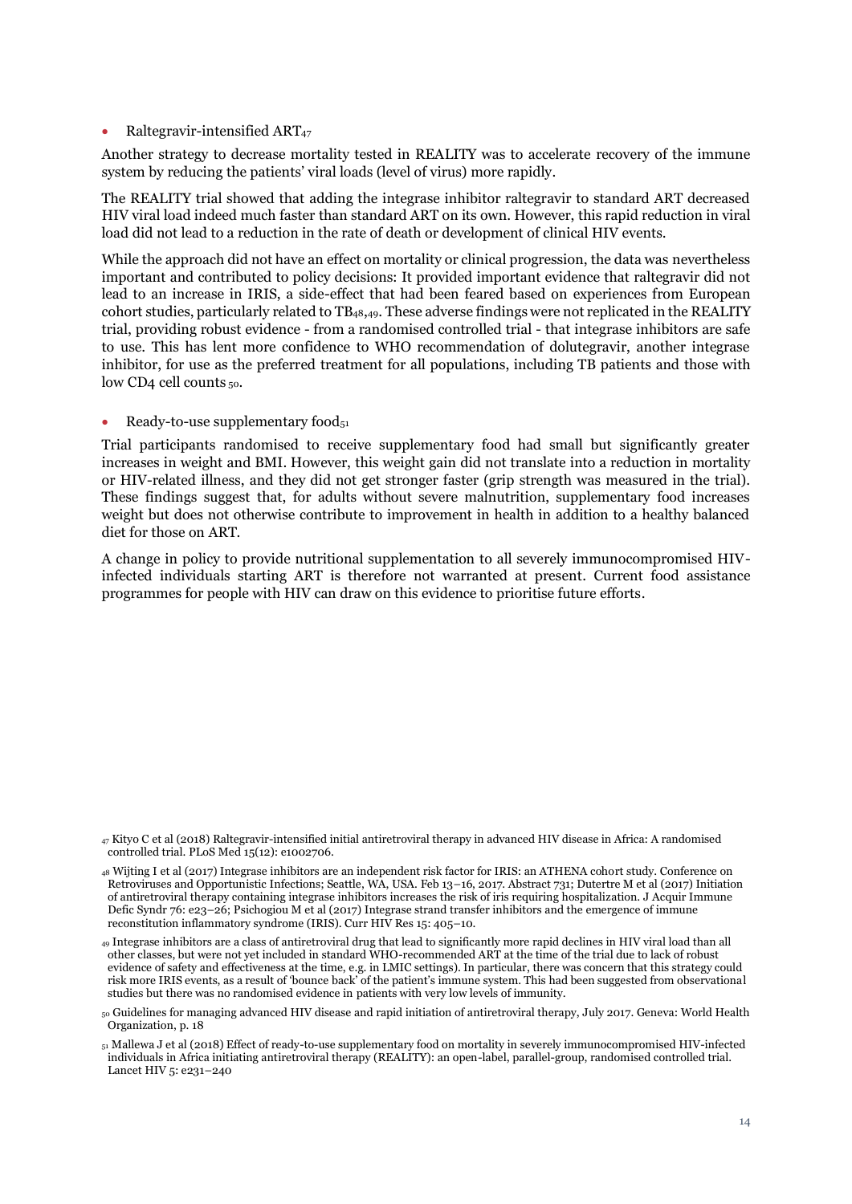- Raltegravir-intensified ART[47]

Another strategy to decrease mortality tested in REALITY was to accelerate recovery of the immune system by reducing the patients' viral loads (level of virus) more rapidly.

The REALITY trial showed that adding the integrase inhibitor raltegravir to standard ART decreased HIV viral load indeed much faster than standard ART on its own. However, this rapid reduction in viral load did not lead to a reduction in the rate of death or development of clinical HIV events.

While the approach did not have an effect on mortality or clinical progression, the data was nevertheless important and contributed to policy decisions: It provided important evidence that raltegravir did not lead to an increase in IRIS, a side-effect that had been feared based on experiences from European cohort studies, particularly related to TB[48,49]. These adverse findings were not replicated in the REALITY trial, providing robust evidence - from a randomised controlled trial - that integrase inhibitors are safe to use. This has lent more confidence to WHO recommendation of dolutegravir, another integrase inhibitor, for use as the preferred treatment for all populations, including TB patients and those with low CD4 cell counts[50].

- Ready-to-use supplementary food[51]

Trial participants randomised to receive supplementary food had small but significantly greater increases in weight and BMI. However, this weight gain did not translate into a reduction in mortality or HIV-related illness, and they did not get stronger faster (grip strength was measured in the trial). These findings suggest that, for adults without severe malnutrition, supplementary food increases weight but does not otherwise contribute to improvement in health in addition to a healthy balanced diet for those on ART.

A change in policy to provide nutritional supplementation to all severely immunocompromised HIV-infected individuals starting ART is therefore not warranted at present. Current food assistance programmes for people with HIV can draw on this evidence to prioritise future efforts.

[47] Kityo C et al (2018) Raltegravir-intensified initial antiretroviral therapy in advanced HIV disease in Africa: A randomised controlled trial. PLoS Med 15(12): e1002706.

[48] Wijting I et al (2017) Integrase inhibitors are an independent risk factor for IRIS: an ATHENA cohort study. Conference on Retroviruses and Opportunistic Infections; Seattle, WA, USA. Feb 13–16, 2017. Abstract 731; Dutertre M et al (2017) Initiation of antiretroviral therapy containing integrase inhibitors increases the risk of iris requiring hospitalization. J Acquir Immune Defic Syndr 76: e23–26; Psichogiou M et al (2017) Integrase strand transfer inhibitors and the emergence of immune reconstitution inflammatory syndrome (IRIS). Curr HIV Res 15: 405–10.

[49] Integrase inhibitors are a class of antiretroviral drug that lead to significantly more rapid declines in HIV viral load than all other classes, but were not yet included in standard WHO-recommended ART at the time of the trial due to lack of robust evidence of safety and effectiveness at the time, e.g. in LMIC settings). In particular, there was concern that this strategy could risk more IRIS events, as a result of 'bounce back' of the patient's immune system. This had been suggested from observational studies but there was no randomised evidence in patients with very low levels of immunity.

[50] Guidelines for managing advanced HIV disease and rapid initiation of antiretroviral therapy, July 2017. Geneva: World Health Organization, p. 18

[51] Mallewa J et al (2018) Effect of ready-to-use supplementary food on mortality in severely immunocompromised HIV-infected individuals in Africa initiating antiretroviral therapy (REALITY): an open-label, parallel-group, randomised controlled trial. Lancet HIV 5: e231–240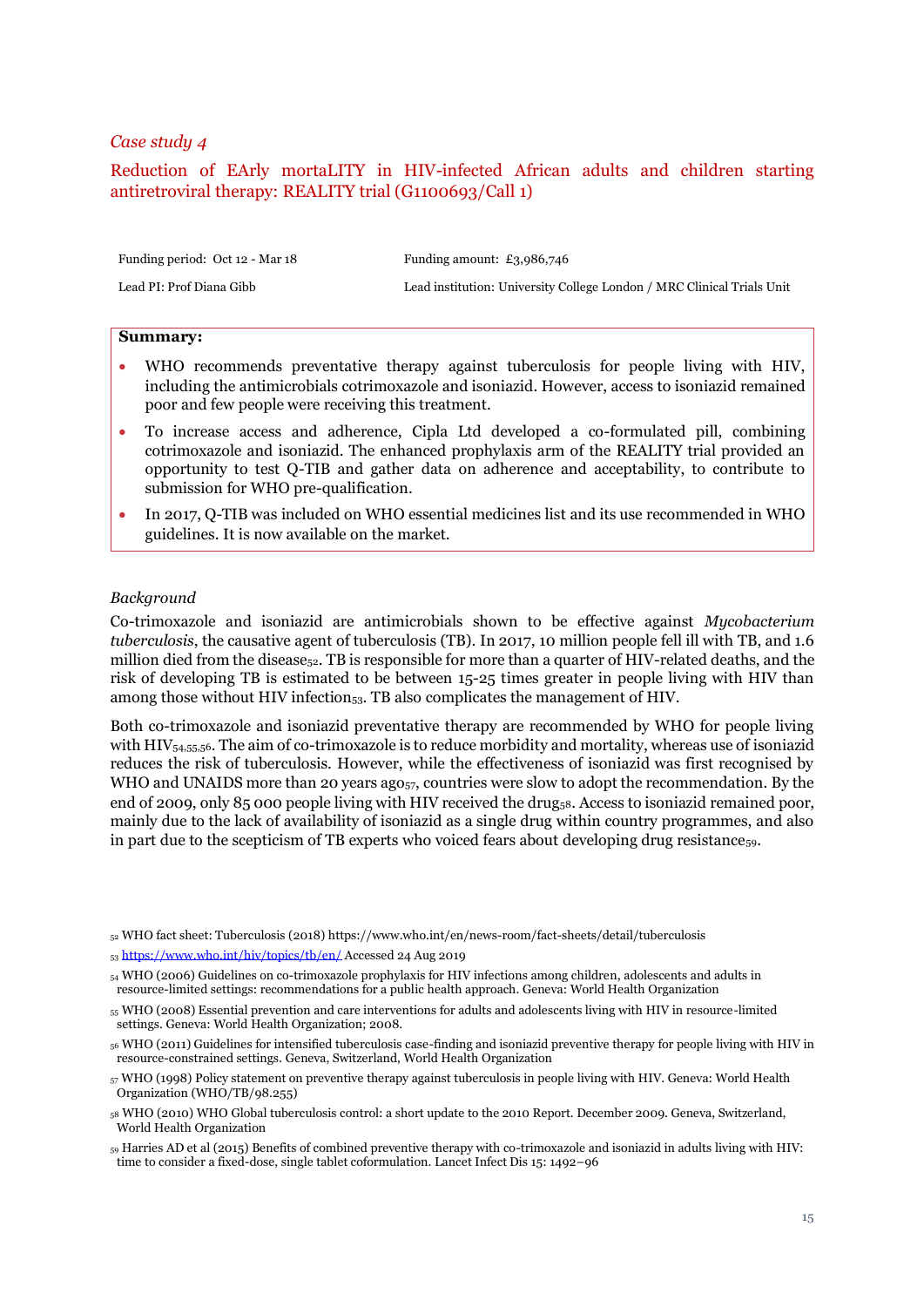*Case study 4*

## Reduction of EArly mortaLITY in HIV-infected African adults and children starting antiretroviral therapy: REALITY trial (G1100693/Call 1)

| Funding period: Oct 12 - Mar 18 | Funding amount: £3,986,746 |
| --- | --- |
| Lead PI: Prof Diana Gibb | Lead institution: University College London / MRC Clinical Trials Unit |

**Summary:**

- WHO recommends preventative therapy against tuberculosis for people living with HIV, including the antimicrobials cotrimoxazole and isoniazid. However, access to isoniazid remained poor and few people were receiving this treatment.
- To increase access and adherence, Cipla Ltd developed a co-formulated pill, combining cotrimoxazole and isoniazid. The enhanced prophylaxis arm of the REALITY trial provided an opportunity to test Q-TIB and gather data on adherence and acceptability, to contribute to submission for WHO pre-qualification.
- In 2017, Q-TIB was included on WHO essential medicines list and its use recommended in WHO guidelines. It is now available on the market.

*Background*

Co-trimoxazole and isoniazid are antimicrobials shown to be effective against *Mycobacterium tuberculosis*, the causative agent of tuberculosis (TB). In 2017, 10 million people fell ill with TB, and 1.6 million died from the disease[52]. TB is responsible for more than a quarter of HIV-related deaths, and the risk of developing TB is estimated to be between 15-25 times greater in people living with HIV than among those without HIV infection[53]. TB also complicates the management of HIV.

Both co-trimoxazole and isoniazid preventative therapy are recommended by WHO for people living with HIV[54,55,56]. The aim of co-trimoxazole is to reduce morbidity and mortality, whereas use of isoniazid reduces the risk of tuberculosis. However, while the effectiveness of isoniazid was first recognised by WHO and UNAIDS more than 20 years ago[57], countries were slow to adopt the recommendation. By the end of 2009, only 85 000 people living with HIV received the drug[58]. Access to isoniazid remained poor, mainly due to the lack of availability of isoniazid as a single drug within country programmes, and also in part due to the scepticism of TB experts who voiced fears about developing drug resistance[59].

[52] WHO fact sheet: Tuberculosis (2018) https://www.who.int/en/news-room/fact-sheets/detail/tuberculosis

[53] https://www.who.int/hiv/topics/tb/en/ Accessed 24 Aug 2019

[54] WHO (2006) Guidelines on co-trimoxazole prophylaxis for HIV infections among children, adolescents and adults in resource-limited settings: recommendations for a public health approach. Geneva: World Health Organization

[55] WHO (2008) Essential prevention and care interventions for adults and adolescents living with HIV in resource-limited settings. Geneva: World Health Organization; 2008.

[56] WHO (2011) Guidelines for intensified tuberculosis case-finding and isoniazid preventive therapy for people living with HIV in resource-constrained settings. Geneva, Switzerland, World Health Organization

[57] WHO (1998) Policy statement on preventive therapy against tuberculosis in people living with HIV. Geneva: World Health Organization (WHO/TB/98.255)

[58] WHO (2010) WHO Global tuberculosis control: a short update to the 2010 Report. December 2009. Geneva, Switzerland, World Health Organization

[59] Harries AD et al (2015) Benefits of combined preventive therapy with co-trimoxazole and isoniazid in adults living with HIV: time to consider a fixed-dose, single tablet coformulation. Lancet Infect Dis 15: 1492–96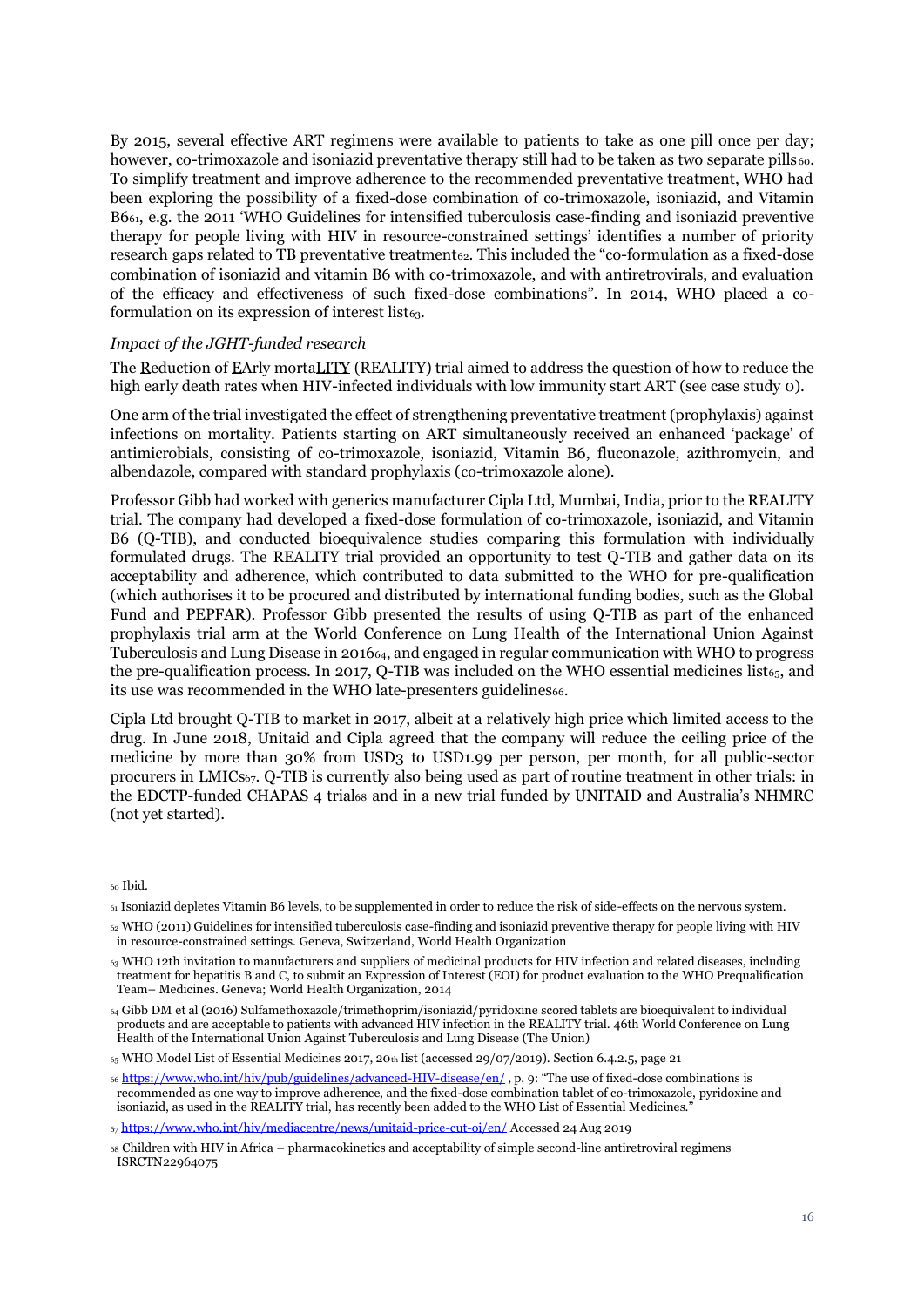By 2015, several effective ART regimens were available to patients to take as one pill once per day; however, co-trimoxazole and isoniazid preventative therapy still had to be taken as two separate pills[60]. To simplify treatment and improve adherence to the recommended preventative treatment, WHO had been exploring the possibility of a fixed-dose combination of co-trimoxazole, isoniazid, and Vitamin B6[61], e.g. the 2011 'WHO Guidelines for intensified tuberculosis case-finding and isoniazid preventive therapy for people living with HIV in resource-constrained settings' identifies a number of priority research gaps related to TB preventative treatment[62]. This included the "co-formulation as a fixed-dose combination of isoniazid and vitamin B6 with co-trimoxazole, and with antiretrovirals, and evaluation of the efficacy and effectiveness of such fixed-dose combinations". In 2014, WHO placed a co-formulation on its expression of interest list[63].

*Impact of the JGHT-funded research*

The Reduction of EArly mortaLITY (REALITY) trial aimed to address the question of how to reduce the high early death rates when HIV-infected individuals with low immunity start ART (see case study 0).

One arm of the trial investigated the effect of strengthening preventative treatment (prophylaxis) against infections on mortality. Patients starting on ART simultaneously received an enhanced 'package' of antimicrobials, consisting of co-trimoxazole, isoniazid, Vitamin B6, fluconazole, azithromycin, and albendazole, compared with standard prophylaxis (co-trimoxazole alone).

Professor Gibb had worked with generics manufacturer Cipla Ltd, Mumbai, India, prior to the REALITY trial. The company had developed a fixed-dose formulation of co-trimoxazole, isoniazid, and Vitamin B6 (Q-TIB), and conducted bioequivalence studies comparing this formulation with individually formulated drugs. The REALITY trial provided an opportunity to test Q-TIB and gather data on its acceptability and adherence, which contributed to data submitted to the WHO for pre-qualification (which authorises it to be procured and distributed by international funding bodies, such as the Global Fund and PEPFAR). Professor Gibb presented the results of using Q-TIB as part of the enhanced prophylaxis trial arm at the World Conference on Lung Health of the International Union Against Tuberculosis and Lung Disease in 2016[64], and engaged in regular communication with WHO to progress the pre-qualification process. In 2017, Q-TIB was included on the WHO essential medicines list[65], and its use was recommended in the WHO late-presenters guidelines[66].

Cipla Ltd brought Q-TIB to market in 2017, albeit at a relatively high price which limited access to the drug. In June 2018, Unitaid and Cipla agreed that the company will reduce the ceiling price of the medicine by more than 30% from USD3 to USD1.99 per person, per month, for all public-sector procurers in LMICs[67]. Q-TIB is currently also being used as part of routine treatment in other trials: in the EDCTP-funded CHAPAS 4 trial[68] and in a new trial funded by UNITAID and Australia's NHMRC (not yet started).

---

[60] Ibid.

[61] Isoniazid depletes Vitamin B6 levels, to be supplemented in order to reduce the risk of side-effects on the nervous system.

[62] WHO (2011) Guidelines for intensified tuberculosis case-finding and isoniazid preventive therapy for people living with HIV in resource-constrained settings. Geneva, Switzerland, World Health Organization

[63] WHO 12th invitation to manufacturers and suppliers of medicinal products for HIV infection and related diseases, including treatment for hepatitis B and C, to submit an Expression of Interest (EOI) for product evaluation to the WHO Prequalification Team– Medicines. Geneva; World Health Organization, 2014

[64] Gibb DM et al (2016) Sulfamethoxazole/trimethoprim/isoniazid/pyridoxine scored tablets are bioequivalent to individual products and are acceptable to patients with advanced HIV infection in the REALITY trial. 46th World Conference on Lung Health of the International Union Against Tuberculosis and Lung Disease (The Union)

[65] WHO Model List of Essential Medicines 2017, 20th list (accessed 29/07/2019). Section 6.4.2.5, page 21

[66] https://www.who.int/hiv/pub/guidelines/advanced-HIV-disease/en/ , p. 9: "The use of fixed-dose combinations is recommended as one way to improve adherence, and the fixed-dose combination tablet of co-trimoxazole, pyridoxine and isoniazid, as used in the REALITY trial, has recently been added to the WHO List of Essential Medicines."

[67] https://www.who.int/hiv/mediacentre/news/unitaid-price-cut-oi/en/ Accessed 24 Aug 2019

[68] Children with HIV in Africa – pharmacokinetics and acceptability of simple second-line antiretroviral regimens ISRCTN22964075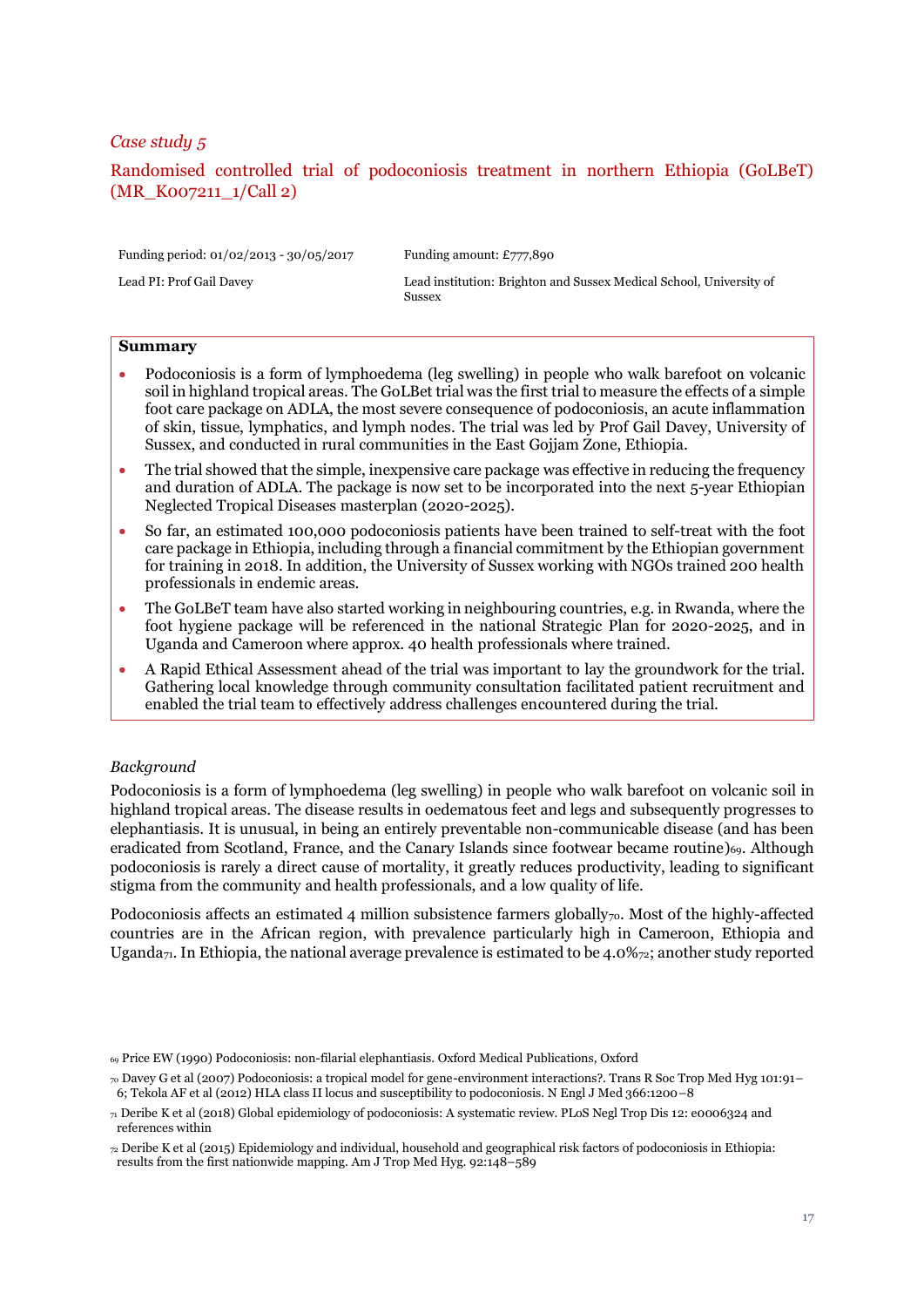*Case study 5*

## Randomised controlled trial of podoconiosis treatment in northern Ethiopia (GoLBeT) (MR_K007211_1/Call 2)

| Funding period: 01/02/2013 - 30/05/2017 | Funding amount: £777,890 |
| --- | --- |
| Lead PI: Prof Gail Davey | Lead institution: Brighton and Sussex Medical School, University of Sussex |

**Summary**

- Podoconiosis is a form of lymphoedema (leg swelling) in people who walk barefoot on volcanic soil in highland tropical areas. The GoLBet trial was the first trial to measure the effects of a simple foot care package on ADLA, the most severe consequence of podoconiosis, an acute inflammation of skin, tissue, lymphatics, and lymph nodes. The trial was led by Prof Gail Davey, University of Sussex, and conducted in rural communities in the East Gojjam Zone, Ethiopia.
- The trial showed that the simple, inexpensive care package was effective in reducing the frequency and duration of ADLA. The package is now set to be incorporated into the next 5-year Ethiopian Neglected Tropical Diseases masterplan (2020-2025).
- So far, an estimated 100,000 podoconiosis patients have been trained to self-treat with the foot care package in Ethiopia, including through a financial commitment by the Ethiopian government for training in 2018. In addition, the University of Sussex working with NGOs trained 200 health professionals in endemic areas.
- The GoLBeT team have also started working in neighbouring countries, e.g. in Rwanda, where the foot hygiene package will be referenced in the national Strategic Plan for 2020-2025, and in Uganda and Cameroon where approx. 40 health professionals where trained.
- A Rapid Ethical Assessment ahead of the trial was important to lay the groundwork for the trial. Gathering local knowledge through community consultation facilitated patient recruitment and enabled the trial team to effectively address challenges encountered during the trial.

*Background*

Podoconiosis is a form of lymphoedema (leg swelling) in people who walk barefoot on volcanic soil in highland tropical areas. The disease results in oedematous feet and legs and subsequently progresses to elephantiasis. It is unusual, in being an entirely preventable non-communicable disease (and has been eradicated from Scotland, France, and the Canary Islands since footwear became routine)[69]. Although podoconiosis is rarely a direct cause of mortality, it greatly reduces productivity, leading to significant stigma from the community and health professionals, and a low quality of life.

Podoconiosis affects an estimated 4 million subsistence farmers globally[70]. Most of the highly-affected countries are in the African region, with prevalence particularly high in Cameroon, Ethiopia and Uganda[71]. In Ethiopia, the national average prevalence is estimated to be 4.0%[72]; another study reported

[69] Price EW (1990) Podoconiosis: non-filarial elephantiasis. Oxford Medical Publications, Oxford

[70] Davey G et al (2007) Podoconiosis: a tropical model for gene-environment interactions?. Trans R Soc Trop Med Hyg 101:91–6; Tekola AF et al (2012) HLA class II locus and susceptibility to podoconiosis. N Engl J Med 366:1200–8

[71] Deribe K et al (2018) Global epidemiology of podoconiosis: A systematic review. PLoS Negl Trop Dis 12: e0006324 and references within

[72] Deribe K et al (2015) Epidemiology and individual, household and geographical risk factors of podoconiosis in Ethiopia: results from the first nationwide mapping. Am J Trop Med Hyg. 92:148–589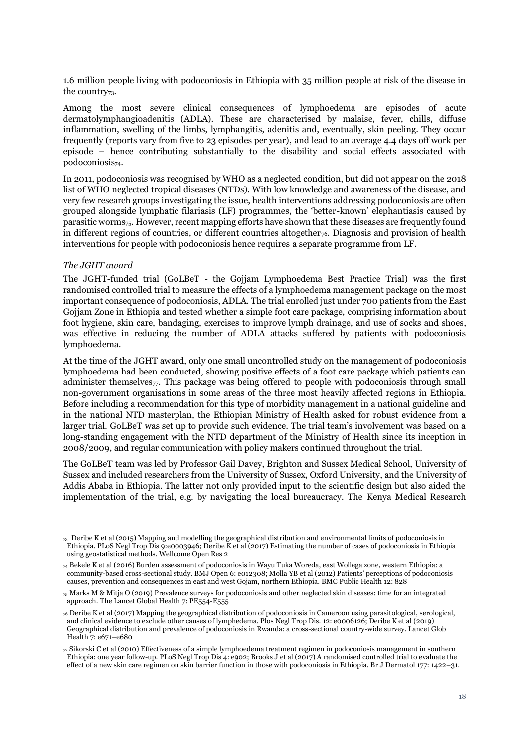1.6 million people living with podoconiosis in Ethiopia with 35 million people at risk of the disease in the country[73].

Among the most severe clinical consequences of lymphoedema are episodes of acute dermatolymphangioadenitis (ADLA). These are characterised by malaise, fever, chills, diffuse inflammation, swelling of the limbs, lymphangitis, adenitis and, eventually, skin peeling. They occur frequently (reports vary from five to 23 episodes per year), and lead to an average 4.4 days off work per episode – hence contributing substantially to the disability and social effects associated with podoconiosis[74].

In 2011, podoconiosis was recognised by WHO as a neglected condition, but did not appear on the 2018 list of WHO neglected tropical diseases (NTDs). With low knowledge and awareness of the disease, and very few research groups investigating the issue, health interventions addressing podoconiosis are often grouped alongside lymphatic filariasis (LF) programmes, the 'better-known' elephantiasis caused by parasitic worms[75]. However, recent mapping efforts have shown that these diseases are frequently found in different regions of countries, or different countries altogether[76]. Diagnosis and provision of health interventions for people with podoconiosis hence requires a separate programme from LF.

*The JGHT award*

The JGHT-funded trial (GoLBeT - the Gojjam Lymphoedema Best Practice Trial) was the first randomised controlled trial to measure the effects of a lymphoedema management package on the most important consequence of podoconiosis, ADLA. The trial enrolled just under 700 patients from the East Gojjam Zone in Ethiopia and tested whether a simple foot care package, comprising information about foot hygiene, skin care, bandaging, exercises to improve lymph drainage, and use of socks and shoes, was effective in reducing the number of ADLA attacks suffered by patients with podoconiosis lymphoedema.

At the time of the JGHT award, only one small uncontrolled study on the management of podoconiosis lymphoedema had been conducted, showing positive effects of a foot care package which patients can administer themselves[77]. This package was being offered to people with podoconiosis through small non-government organisations in some areas of the three most heavily affected regions in Ethiopia. Before including a recommendation for this type of morbidity management in a national guideline and in the national NTD masterplan, the Ethiopian Ministry of Health asked for robust evidence from a larger trial. GoLBeT was set up to provide such evidence. The trial team's involvement was based on a long-standing engagement with the NTD department of the Ministry of Health since its inception in 2008/2009, and regular communication with policy makers continued throughout the trial.

The GoLBeT team was led by Professor Gail Davey, Brighton and Sussex Medical School, University of Sussex and included researchers from the University of Sussex, Oxford University, and the University of Addis Ababa in Ethiopia. The latter not only provided input to the scientific design but also aided the implementation of the trial, e.g. by navigating the local bureaucracy. The Kenya Medical Research

[73] Deribe K et al (2015) Mapping and modelling the geographical distribution and environmental limits of podoconiosis in Ethiopia. PLoS Negl Trop Dis 9:e0003946; Deribe K et al (2017) Estimating the number of cases of podoconiosis in Ethiopia using geostatistical methods. Wellcome Open Res 2

[74] Bekele K et al (2016) Burden assessment of podoconiosis in Wayu Tuka Woreda, east Wollega zone, western Ethiopia: a community-based cross-sectional study. BMJ Open 6: e012308; Molla YB et al (2012) Patients' perceptions of podoconiosis causes, prevention and consequences in east and west Gojam, northern Ethiopia. BMC Public Health 12: 828

[75] Marks M & Mitja O (2019) Prevalence surveys for podoconiosis and other neglected skin diseases: time for an integrated approach. The Lancet Global Health 7: PE554-E555

[76] Deribe K et al (2017) Mapping the geographical distribution of podoconiosis in Cameroon using parasitological, serological, and clinical evidence to exclude other causes of lymphedema. Plos Negl Trop Dis. 12: e0006126; Deribe K et al (2019) Geographical distribution and prevalence of podoconiosis in Rwanda: a cross-sectional country-wide survey. Lancet Glob Health 7: e671–e680

[77] Sikorski C et al (2010) Effectiveness of a simple lymphoedema treatment regimen in podoconiosis management in southern Ethiopia: one year follow-up. PLoS Negl Trop Dis 4: e902; Brooks J et al (2017) A randomised controlled trial to evaluate the effect of a new skin care regimen on skin barrier function in those with podoconiosis in Ethiopia. Br J Dermatol 177: 1422–31.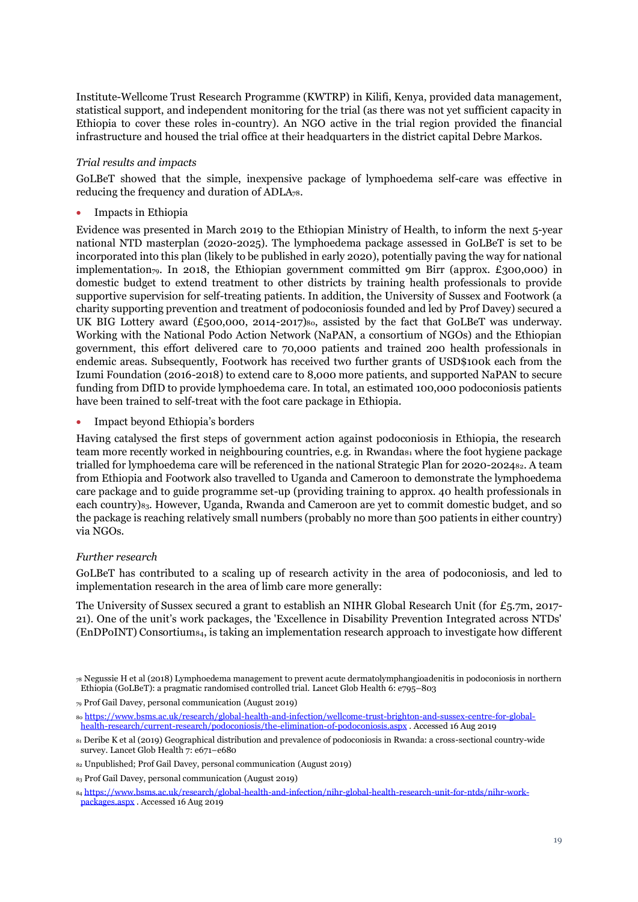Institute-Wellcome Trust Research Programme (KWTRP) in Kilifi, Kenya, provided data management, statistical support, and independent monitoring for the trial (as there was not yet sufficient capacity in Ethiopia to cover these roles in-country). An NGO active in the trial region provided the financial infrastructure and housed the trial office at their headquarters in the district capital Debre Markos.

*Trial results and impacts*

GoLBeT showed that the simple, inexpensive package of lymphoedema self-care was effective in reducing the frequency and duration of ADLA[78].

- Impacts in Ethiopia

Evidence was presented in March 2019 to the Ethiopian Ministry of Health, to inform the next 5-year national NTD masterplan (2020-2025). The lymphoedema package assessed in GoLBeT is set to be incorporated into this plan (likely to be published in early 2020), potentially paving the way for national implementation[79]. In 2018, the Ethiopian government committed 9m Birr (approx. £300,000) in domestic budget to extend treatment to other districts by training health professionals to provide supportive supervision for self-treating patients. In addition, the University of Sussex and Footwork (a charity supporting prevention and treatment of podoconiosis founded and led by Prof Davey) secured a UK BIG Lottery award (£500,000, 2014-2017)[80], assisted by the fact that GoLBeT was underway. Working with the National Podo Action Network (NaPAN, a consortium of NGOs) and the Ethiopian government, this effort delivered care to 70,000 patients and trained 200 health professionals in endemic areas. Subsequently, Footwork has received two further grants of USD$100k each from the Izumi Foundation (2016-2018) to extend care to 8,000 more patients, and supported NaPAN to secure funding from DfID to provide lymphoedema care. In total, an estimated 100,000 podoconiosis patients have been trained to self-treat with the foot care package in Ethiopia.

- Impact beyond Ethiopia's borders

Having catalysed the first steps of government action against podoconiosis in Ethiopia, the research team more recently worked in neighbouring countries, e.g. in Rwanda[81] where the foot hygiene package trialled for lymphoedema care will be referenced in the national Strategic Plan for 2020-2024[82]. A team from Ethiopia and Footwork also travelled to Uganda and Cameroon to demonstrate the lymphoedema care package and to guide programme set-up (providing training to approx. 40 health professionals in each country)[83]. However, Uganda, Rwanda and Cameroon are yet to commit domestic budget, and so the package is reaching relatively small numbers (probably no more than 500 patients in either country) via NGOs.

*Further research*

GoLBeT has contributed to a scaling up of research activity in the area of podoconiosis, and led to implementation research in the area of limb care more generally:

The University of Sussex secured a grant to establish an NIHR Global Research Unit (for £5.7m, 2017-21). One of the unit's work packages, the 'Excellence in Disability Prevention Integrated across NTDs' (EnDPoINT) Consortium[84], is taking an implementation research approach to investigate how different

---

[78] Negussie H et al (2018) Lymphoedema management to prevent acute dermatolymphangioadenitis in podoconiosis in northern Ethiopia (GoLBeT): a pragmatic randomised controlled trial. Lancet Glob Health 6: e795–803

[79] Prof Gail Davey, personal communication (August 2019)

[80] https://www.bsms.ac.uk/research/global-health-and-infection/wellcome-trust-brighton-and-sussex-centre-for-global-health-research/current-research/podoconiosis/the-elimination-of-podoconiosis.aspx . Accessed 16 Aug 2019

[81] Deribe K et al (2019) Geographical distribution and prevalence of podoconiosis in Rwanda: a cross-sectional country-wide survey. Lancet Glob Health 7: e671–e680

[82] Unpublished; Prof Gail Davey, personal communication (August 2019)

[83] Prof Gail Davey, personal communication (August 2019)

[84] https://www.bsms.ac.uk/research/global-health-and-infection/nihr-global-health-research-unit-for-ntds/nihr-work-packages.aspx . Accessed 16 Aug 2019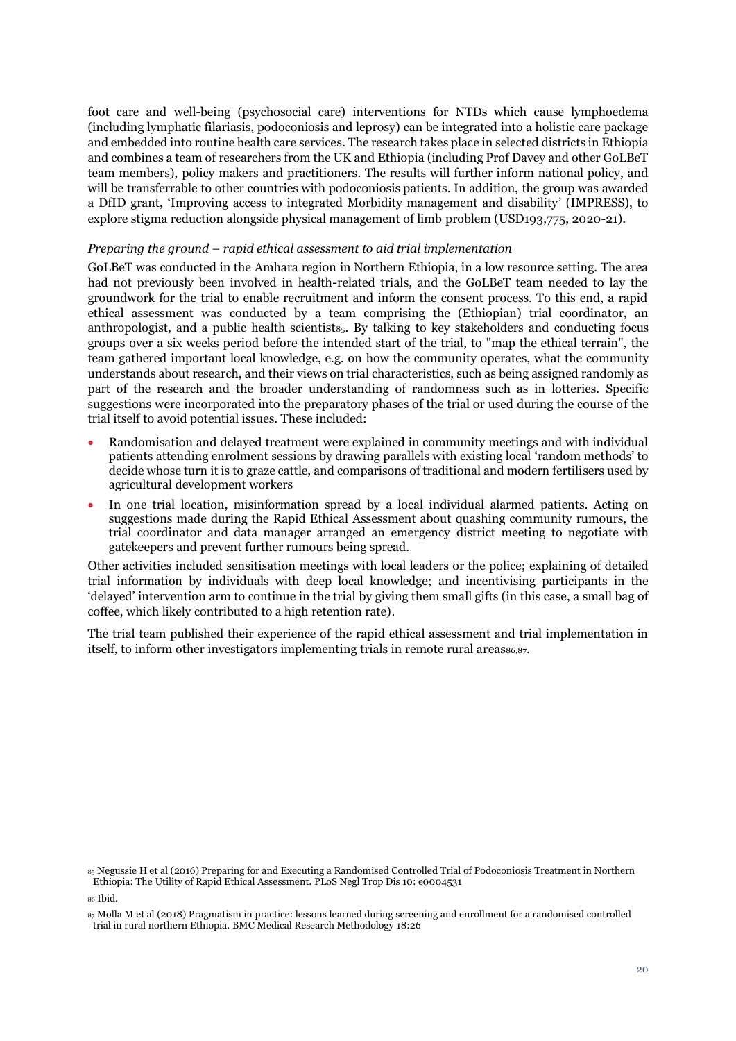foot care and well-being (psychosocial care) interventions for NTDs which cause lymphoedema (including lymphatic filariasis, podoconiosis and leprosy) can be integrated into a holistic care package and embedded into routine health care services. The research takes place in selected districts in Ethiopia and combines a team of researchers from the UK and Ethiopia (including Prof Davey and other GoLBeT team members), policy makers and practitioners. The results will further inform national policy, and will be transferrable to other countries with podoconiosis patients. In addition, the group was awarded a DfID grant, 'Improving access to integrated Morbidity management and disability' (IMPRESS), to explore stigma reduction alongside physical management of limb problem (USD193,775, 2020-21).

*Preparing the ground – rapid ethical assessment to aid trial implementation*

GoLBeT was conducted in the Amhara region in Northern Ethiopia, in a low resource setting. The area had not previously been involved in health-related trials, and the GoLBeT team needed to lay the groundwork for the trial to enable recruitment and inform the consent process. To this end, a rapid ethical assessment was conducted by a team comprising the (Ethiopian) trial coordinator, an anthropologist, and a public health scientist[85]. By talking to key stakeholders and conducting focus groups over a six weeks period before the intended start of the trial, to "map the ethical terrain", the team gathered important local knowledge, e.g. on how the community operates, what the community understands about research, and their views on trial characteristics, such as being assigned randomly as part of the research and the broader understanding of randomness such as in lotteries. Specific suggestions were incorporated into the preparatory phases of the trial or used during the course of the trial itself to avoid potential issues. These included:

- Randomisation and delayed treatment were explained in community meetings and with individual patients attending enrolment sessions by drawing parallels with existing local 'random methods' to decide whose turn it is to graze cattle, and comparisons of traditional and modern fertilisers used by agricultural development workers
- In one trial location, misinformation spread by a local individual alarmed patients. Acting on suggestions made during the Rapid Ethical Assessment about quashing community rumours, the trial coordinator and data manager arranged an emergency district meeting to negotiate with gatekeepers and prevent further rumours being spread.

Other activities included sensitisation meetings with local leaders or the police; explaining of detailed trial information by individuals with deep local knowledge; and incentivising participants in the 'delayed' intervention arm to continue in the trial by giving them small gifts (in this case, a small bag of coffee, which likely contributed to a high retention rate).

The trial team published their experience of the rapid ethical assessment and trial implementation in itself, to inform other investigators implementing trials in remote rural areas[86,87].

[85] Negussie H et al (2016) Preparing for and Executing a Randomised Controlled Trial of Podoconiosis Treatment in Northern Ethiopia: The Utility of Rapid Ethical Assessment. PLoS Negl Trop Dis 10: e0004531

[86] Ibid.

[87] Molla M et al (2018) Pragmatism in practice: lessons learned during screening and enrollment for a randomised controlled trial in rural northern Ethiopia. BMC Medical Research Methodology 18:26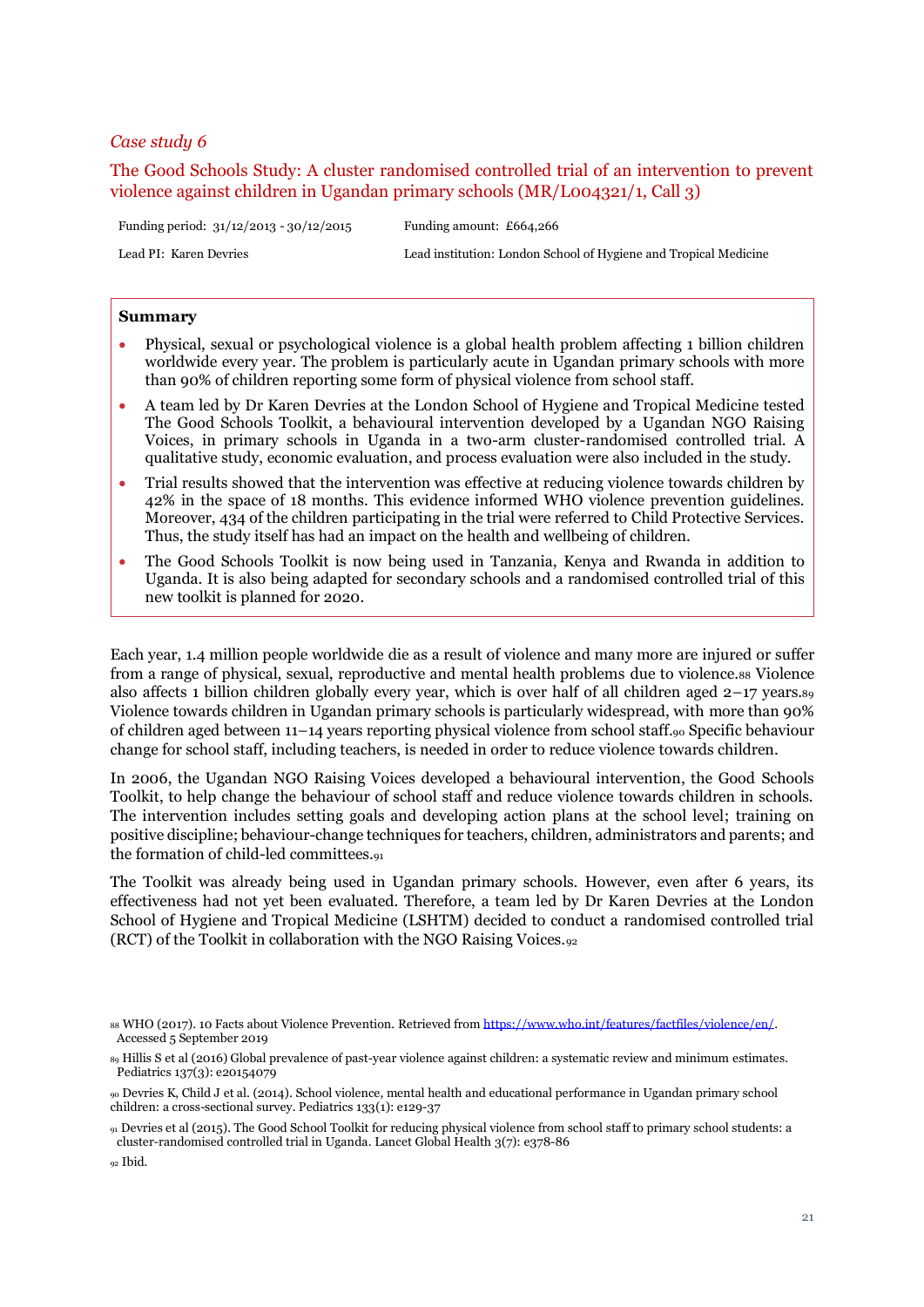*Case study 6*

## The Good Schools Study: A cluster randomised controlled trial of an intervention to prevent violence against children in Ugandan primary schools (MR/L004321/1, Call 3)

Funding period: 31/12/2013 - 30/12/2015 | Funding amount: £664,266

Lead PI: Karen Devries | Lead institution: London School of Hygiene and Tropical Medicine

**Summary**

- Physical, sexual or psychological violence is a global health problem affecting 1 billion children worldwide every year. The problem is particularly acute in Ugandan primary schools with more than 90% of children reporting some form of physical violence from school staff.
- A team led by Dr Karen Devries at the London School of Hygiene and Tropical Medicine tested The Good Schools Toolkit, a behavioural intervention developed by a Ugandan NGO Raising Voices, in primary schools in Uganda in a two-arm cluster-randomised controlled trial. A qualitative study, economic evaluation, and process evaluation were also included in the study.
- Trial results showed that the intervention was effective at reducing violence towards children by 42% in the space of 18 months. This evidence informed WHO violence prevention guidelines. Moreover, 434 of the children participating in the trial were referred to Child Protective Services. Thus, the study itself has had an impact on the health and wellbeing of children.
- The Good Schools Toolkit is now being used in Tanzania, Kenya and Rwanda in addition to Uganda. It is also being adapted for secondary schools and a randomised controlled trial of this new toolkit is planned for 2020.

Each year, 1.4 million people worldwide die as a result of violence and many more are injured or suffer from a range of physical, sexual, reproductive and mental health problems due to violence.[88] Violence also affects 1 billion children globally every year, which is over half of all children aged 2–17 years.[89] Violence towards children in Ugandan primary schools is particularly widespread, with more than 90% of children aged between 11–14 years reporting physical violence from school staff.[90] Specific behaviour change for school staff, including teachers, is needed in order to reduce violence towards children.

In 2006, the Ugandan NGO Raising Voices developed a behavioural intervention, the Good Schools Toolkit, to help change the behaviour of school staff and reduce violence towards children in schools. The intervention includes setting goals and developing action plans at the school level; training on positive discipline; behaviour-change techniques for teachers, children, administrators and parents; and the formation of child-led committees.[91]

The Toolkit was already being used in Ugandan primary schools. However, even after 6 years, its effectiveness had not yet been evaluated. Therefore, a team led by Dr Karen Devries at the London School of Hygiene and Tropical Medicine (LSHTM) decided to conduct a randomised controlled trial (RCT) of the Toolkit in collaboration with the NGO Raising Voices.[92]

[88] WHO (2017). 10 Facts about Violence Prevention. Retrieved from https://www.who.int/features/factfiles/violence/en/. Accessed 5 September 2019

[89] Hillis S et al (2016) Global prevalence of past-year violence against children: a systematic review and minimum estimates. Pediatrics 137(3): e20154079

[90] Devries K, Child J et al. (2014). School violence, mental health and educational performance in Ugandan primary school children: a cross-sectional survey. Pediatrics 133(1): e129-37

[91] Devries et al (2015). The Good School Toolkit for reducing physical violence from school staff to primary school students: a cluster-randomised controlled trial in Uganda. Lancet Global Health 3(7): e378-86

[92] Ibid.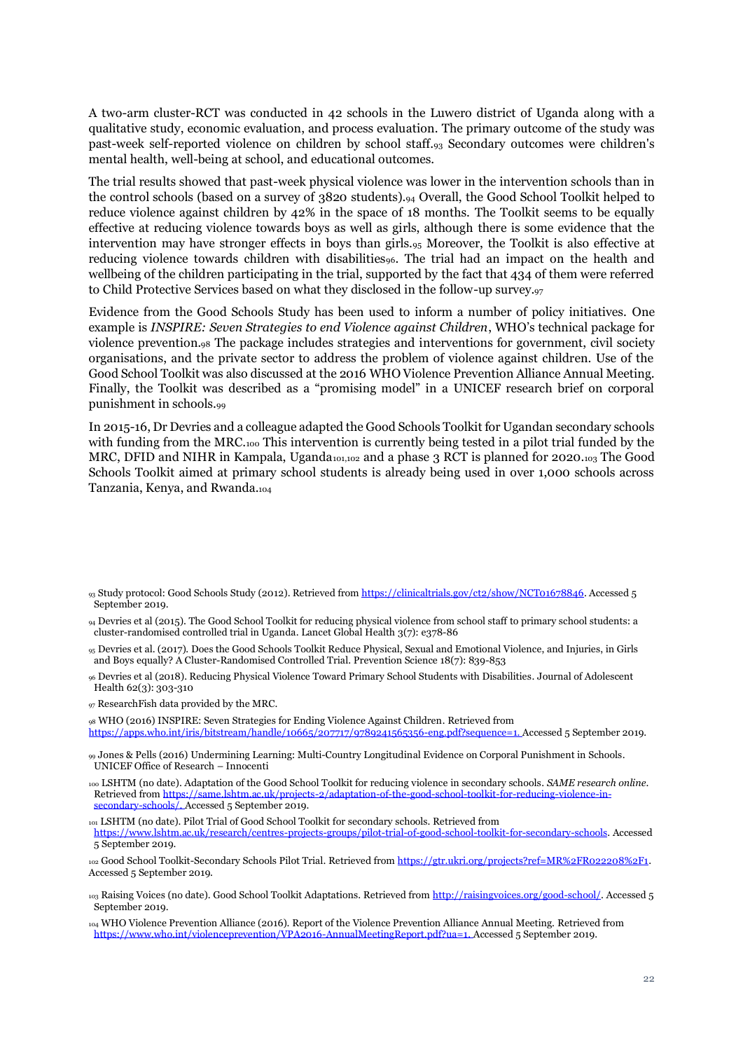A two-arm cluster-RCT was conducted in 42 schools in the Luwero district of Uganda along with a qualitative study, economic evaluation, and process evaluation. The primary outcome of the study was past-week self-reported violence on children by school staff.[93] Secondary outcomes were children's mental health, well-being at school, and educational outcomes.

The trial results showed that past-week physical violence was lower in the intervention schools than in the control schools (based on a survey of 3820 students).[94] Overall, the Good School Toolkit helped to reduce violence against children by 42% in the space of 18 months. The Toolkit seems to be equally effective at reducing violence towards boys as well as girls, although there is some evidence that the intervention may have stronger effects in boys than girls.[95] Moreover, the Toolkit is also effective at reducing violence towards children with disabilities[96]. The trial had an impact on the health and wellbeing of the children participating in the trial, supported by the fact that 434 of them were referred to Child Protective Services based on what they disclosed in the follow-up survey.[97]

Evidence from the Good Schools Study has been used to inform a number of policy initiatives. One example is *INSPIRE: Seven Strategies to end Violence against Children*, WHO's technical package for violence prevention.[98] The package includes strategies and interventions for government, civil society organisations, and the private sector to address the problem of violence against children. Use of the Good School Toolkit was also discussed at the 2016 WHO Violence Prevention Alliance Annual Meeting. Finally, the Toolkit was described as a "promising model" in a UNICEF research brief on corporal punishment in schools.[99]

In 2015-16, Dr Devries and a colleague adapted the Good Schools Toolkit for Ugandan secondary schools with funding from the MRC.[100] This intervention is currently being tested in a pilot trial funded by the MRC, DFID and NIHR in Kampala, Uganda[101,102] and a phase 3 RCT is planned for 2020.[103] The Good Schools Toolkit aimed at primary school students is already being used in over 1,000 schools across Tanzania, Kenya, and Rwanda.[104]

---

[93] Study protocol: Good Schools Study (2012). Retrieved from https://clinicaltrials.gov/ct2/show/NCT01678846. Accessed 5 September 2019.

[94] Devries et al (2015). The Good School Toolkit for reducing physical violence from school staff to primary school students: a cluster-randomised controlled trial in Uganda. Lancet Global Health 3(7): e378-86

[95] Devries et al. (2017). Does the Good Schools Toolkit Reduce Physical, Sexual and Emotional Violence, and Injuries, in Girls and Boys equally? A Cluster-Randomised Controlled Trial. Prevention Science 18(7): 839-853

[96] Devries et al (2018). Reducing Physical Violence Toward Primary School Students with Disabilities. Journal of Adolescent Health 62(3): 303-310

[97] ResearchFish data provided by the MRC.

[98] WHO (2016) INSPIRE: Seven Strategies for Ending Violence Against Children. Retrieved from https://apps.who.int/iris/bitstream/handle/10665/207717/9789241565356-eng.pdf?sequence=1. Accessed 5 September 2019.

[99] Jones & Pells (2016) Undermining Learning: Multi-Country Longitudinal Evidence on Corporal Punishment in Schools. UNICEF Office of Research – Innocenti

[100] LSHTM (no date). Adaptation of the Good School Toolkit for reducing violence in secondary schools. *SAME research online*. Retrieved from https://same.lshtm.ac.uk/projects-2/adaptation-of-the-good-school-toolkit-for-reducing-violence-in-secondary-schools/. Accessed 5 September 2019.

[101] LSHTM (no date). Pilot Trial of Good School Toolkit for secondary schools. Retrieved from https://www.lshtm.ac.uk/research/centres-projects-groups/pilot-trial-of-good-school-toolkit-for-secondary-schools. Accessed 5 September 2019.

[102] Good School Toolkit-Secondary Schools Pilot Trial. Retrieved from https://gtr.ukri.org/projects?ref=MR%2FR022208%2F1. Accessed 5 September 2019.

[103] Raising Voices (no date). Good School Toolkit Adaptations. Retrieved from http://raisingvoices.org/good-school/. Accessed 5 September 2019.

[104] WHO Violence Prevention Alliance (2016). Report of the Violence Prevention Alliance Annual Meeting. Retrieved from https://www.who.int/violenceprevention/VPA2016-AnnualMeetingReport.pdf?ua=1. Accessed 5 September 2019.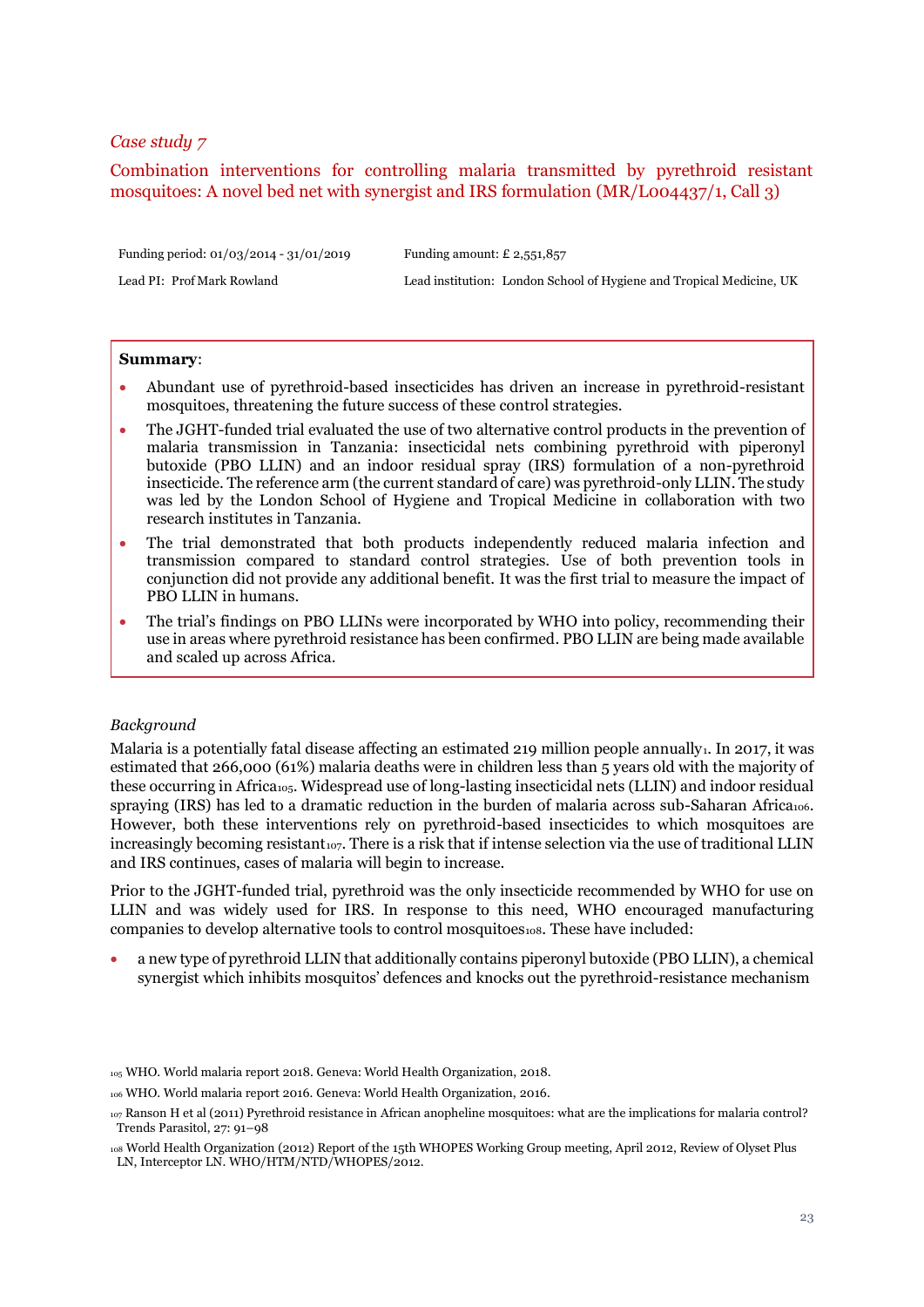*Case study 7*

## Combination interventions for controlling malaria transmitted by pyrethroid resistant mosquitoes: A novel bed net with synergist and IRS formulation (MR/L004437/1, Call 3)

| | |
|---|---|
| Funding period: 01/03/2014 - 31/01/2019 | Funding amount: £ 2,551,857 |
| Lead PI: Prof Mark Rowland | Lead institution: London School of Hygiene and Tropical Medicine, UK |

**Summary**:

- Abundant use of pyrethroid-based insecticides has driven an increase in pyrethroid-resistant mosquitoes, threatening the future success of these control strategies.
- The JGHT-funded trial evaluated the use of two alternative control products in the prevention of malaria transmission in Tanzania: insecticidal nets combining pyrethroid with piperonyl butoxide (PBO LLIN) and an indoor residual spray (IRS) formulation of a non-pyrethroid insecticide. The reference arm (the current standard of care) was pyrethroid-only LLIN. The study was led by the London School of Hygiene and Tropical Medicine in collaboration with two research institutes in Tanzania.
- The trial demonstrated that both products independently reduced malaria infection and transmission compared to standard control strategies. Use of both prevention tools in conjunction did not provide any additional benefit. It was the first trial to measure the impact of PBO LLIN in humans.
- The trial's findings on PBO LLINs were incorporated by WHO into policy, recommending their use in areas where pyrethroid resistance has been confirmed. PBO LLIN are being made available and scaled up across Africa.

### *Background*

Malaria is a potentially fatal disease affecting an estimated 219 million people annually[1]. In 2017, it was estimated that 266,000 (61%) malaria deaths were in children less than 5 years old with the majority of these occurring in Africa[105]. Widespread use of long-lasting insecticidal nets (LLIN) and indoor residual spraying (IRS) has led to a dramatic reduction in the burden of malaria across sub-Saharan Africa[106]. However, both these interventions rely on pyrethroid-based insecticides to which mosquitoes are increasingly becoming resistant[107]. There is a risk that if intense selection via the use of traditional LLIN and IRS continues, cases of malaria will begin to increase.

Prior to the JGHT-funded trial, pyrethroid was the only insecticide recommended by WHO for use on LLIN and was widely used for IRS. In response to this need, WHO encouraged manufacturing companies to develop alternative tools to control mosquitoes[108]. These have included:

- a new type of pyrethroid LLIN that additionally contains piperonyl butoxide (PBO LLIN), a chemical synergist which inhibits mosquitos' defences and knocks out the pyrethroid-resistance mechanism

[105] WHO. World malaria report 2018. Geneva: World Health Organization, 2018.

[106] WHO. World malaria report 2016. Geneva: World Health Organization, 2016.

[107] Ranson H et al (2011) Pyrethroid resistance in African anopheline mosquitoes: what are the implications for malaria control? Trends Parasitol, 27: 91–98

[108] World Health Organization (2012) Report of the 15th WHOPES Working Group meeting, April 2012, Review of Olyset Plus LN, Interceptor LN. WHO/HTM/NTD/WHOPES/2012.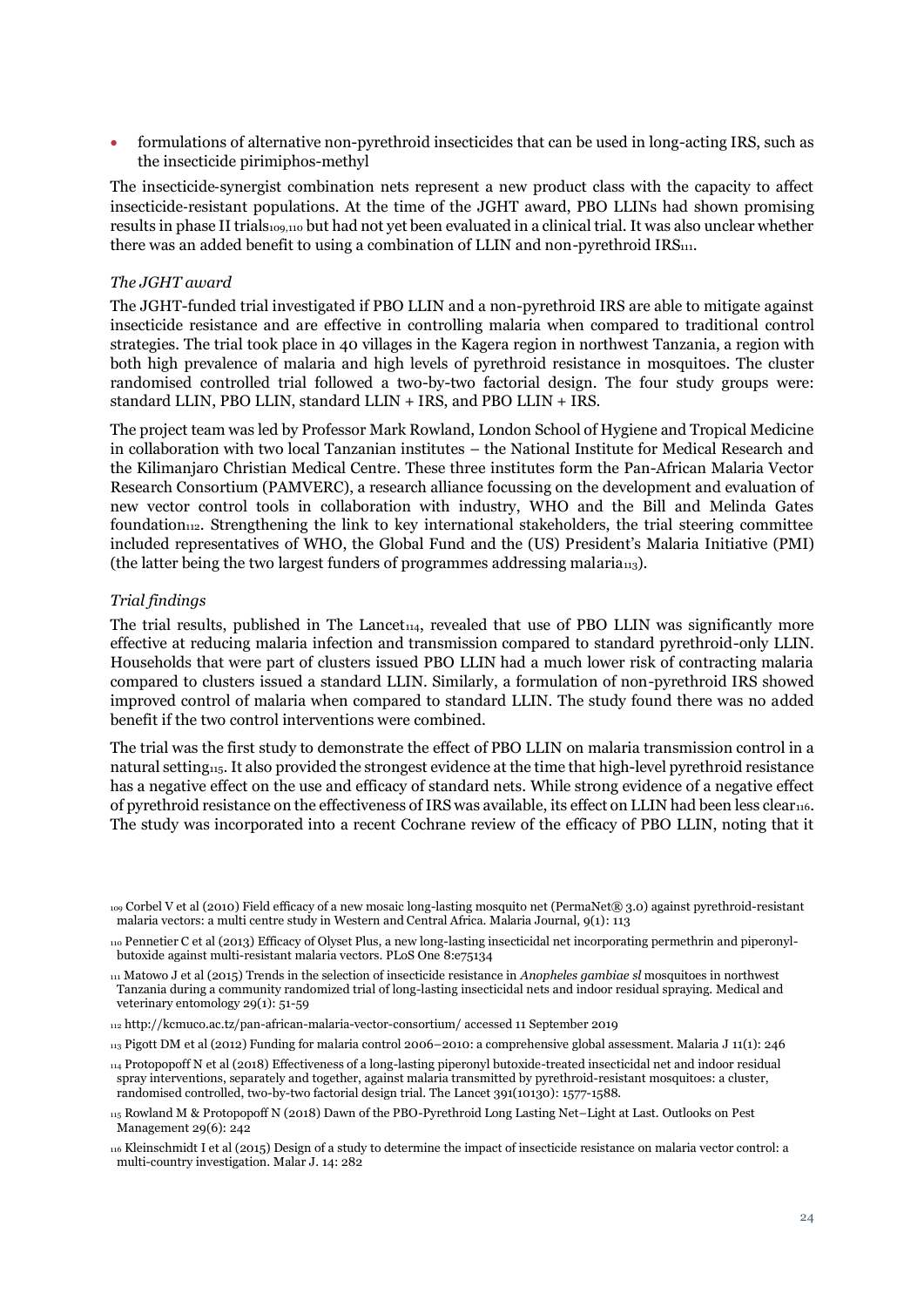- formulations of alternative non-pyrethroid insecticides that can be used in long-acting IRS, such as the insecticide pirimiphos-methyl

The insecticide-synergist combination nets represent a new product class with the capacity to affect insecticide-resistant populations. At the time of the JGHT award, PBO LLINs had shown promising results in phase II trials[109,110] but had not yet been evaluated in a clinical trial. It was also unclear whether there was an added benefit to using a combination of LLIN and non-pyrethroid IRS[111].

*The JGHT award*

The JGHT-funded trial investigated if PBO LLIN and a non-pyrethroid IRS are able to mitigate against insecticide resistance and are effective in controlling malaria when compared to traditional control strategies. The trial took place in 40 villages in the Kagera region in northwest Tanzania, a region with both high prevalence of malaria and high levels of pyrethroid resistance in mosquitoes. The cluster randomised controlled trial followed a two-by-two factorial design. The four study groups were: standard LLIN, PBO LLIN, standard LLIN + IRS, and PBO LLIN + IRS.

The project team was led by Professor Mark Rowland, London School of Hygiene and Tropical Medicine in collaboration with two local Tanzanian institutes – the National Institute for Medical Research and the Kilimanjaro Christian Medical Centre. These three institutes form the Pan-African Malaria Vector Research Consortium (PAMVERC), a research alliance focussing on the development and evaluation of new vector control tools in collaboration with industry, WHO and the Bill and Melinda Gates foundation[112]. Strengthening the link to key international stakeholders, the trial steering committee included representatives of WHO, the Global Fund and the (US) President's Malaria Initiative (PMI) (the latter being the two largest funders of programmes addressing malaria[113]).

*Trial findings*

The trial results, published in The Lancet[114], revealed that use of PBO LLIN was significantly more effective at reducing malaria infection and transmission compared to standard pyrethroid-only LLIN. Households that were part of clusters issued PBO LLIN had a much lower risk of contracting malaria compared to clusters issued a standard LLIN. Similarly, a formulation of non-pyrethroid IRS showed improved control of malaria when compared to standard LLIN. The study found there was no added benefit if the two control interventions were combined.

The trial was the first study to demonstrate the effect of PBO LLIN on malaria transmission control in a natural setting[115]. It also provided the strongest evidence at the time that high-level pyrethroid resistance has a negative effect on the use and efficacy of standard nets. While strong evidence of a negative effect of pyrethroid resistance on the effectiveness of IRS was available, its effect on LLIN had been less clear[116]. The study was incorporated into a recent Cochrane review of the efficacy of PBO LLIN, noting that it

[109] Corbel V et al (2010) Field efficacy of a new mosaic long-lasting mosquito net (PermaNet® 3.0) against pyrethroid-resistant malaria vectors: a multi centre study in Western and Central Africa. Malaria Journal, 9(1): 113

[110] Pennetier C et al (2013) Efficacy of Olyset Plus, a new long-lasting insecticidal net incorporating permethrin and piperonyl-butoxide against multi-resistant malaria vectors. PLoS One 8:e75134

[111] Matowo J et al (2015) Trends in the selection of insecticide resistance in *Anopheles gambiae sl* mosquitoes in northwest Tanzania during a community randomized trial of long-lasting insecticidal nets and indoor residual spraying. Medical and veterinary entomology 29(1): 51-59

[112] http://kcmuco.ac.tz/pan-african-malaria-vector-consortium/ accessed 11 September 2019

[113] Pigott DM et al (2012) Funding for malaria control 2006–2010: a comprehensive global assessment. Malaria J 11(1): 246

[114] Protopopoff N et al (2018) Effectiveness of a long-lasting piperonyl butoxide-treated insecticidal net and indoor residual spray interventions, separately and together, against malaria transmitted by pyrethroid-resistant mosquitoes: a cluster, randomised controlled, two-by-two factorial design trial. The Lancet 391(10130): 1577-1588.

[115] Rowland M & Protopopoff N (2018) Dawn of the PBO-Pyrethroid Long Lasting Net–Light at Last. Outlooks on Pest Management 29(6): 242

[116] Kleinschmidt I et al (2015) Design of a study to determine the impact of insecticide resistance on malaria vector control: a multi-country investigation. Malar J. 14: 282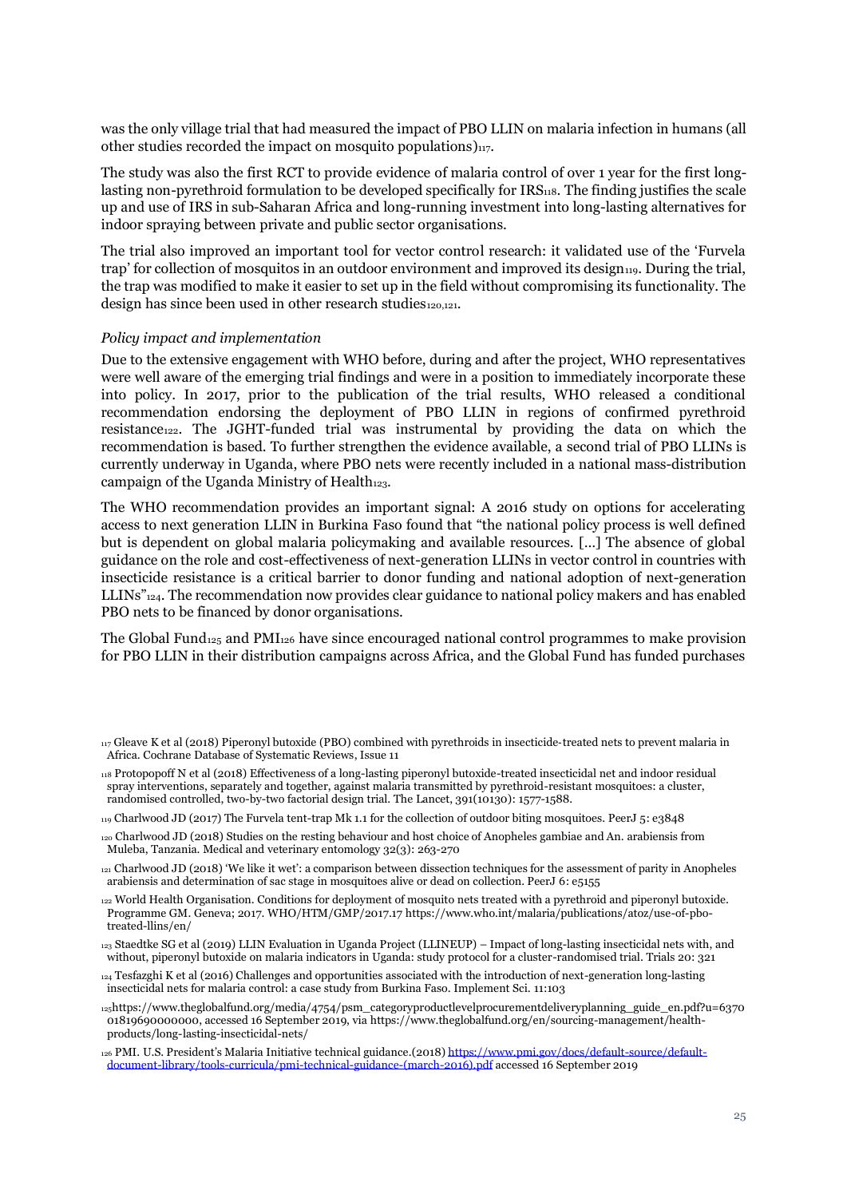was the only village trial that had measured the impact of PBO LLIN on malaria infection in humans (all other studies recorded the impact on mosquito populations)[117].

The study was also the first RCT to provide evidence of malaria control of over 1 year for the first long-lasting non-pyrethroid formulation to be developed specifically for IRS[118]. The finding justifies the scale up and use of IRS in sub-Saharan Africa and long-running investment into long-lasting alternatives for indoor spraying between private and public sector organisations.

The trial also improved an important tool for vector control research: it validated use of the 'Furvela trap' for collection of mosquitos in an outdoor environment and improved its design[119]. During the trial, the trap was modified to make it easier to set up in the field without compromising its functionality. The design has since been used in other research studies[120,121].

*Policy impact and implementation*

Due to the extensive engagement with WHO before, during and after the project, WHO representatives were well aware of the emerging trial findings and were in a position to immediately incorporate these into policy. In 2017, prior to the publication of the trial results, WHO released a conditional recommendation endorsing the deployment of PBO LLIN in regions of confirmed pyrethroid resistance[122]. The JGHT-funded trial was instrumental by providing the data on which the recommendation is based. To further strengthen the evidence available, a second trial of PBO LLINs is currently underway in Uganda, where PBO nets were recently included in a national mass-distribution campaign of the Uganda Ministry of Health[123].

The WHO recommendation provides an important signal: A 2016 study on options for accelerating access to next generation LLIN in Burkina Faso found that "the national policy process is well defined but is dependent on global malaria policymaking and available resources. [...] The absence of global guidance on the role and cost-effectiveness of next-generation LLINs in vector control in countries with insecticide resistance is a critical barrier to donor funding and national adoption of next-generation LLINs"[124]. The recommendation now provides clear guidance to national policy makers and has enabled PBO nets to be financed by donor organisations.

The Global Fund[125] and PMI[126] have since encouraged national control programmes to make provision for PBO LLIN in their distribution campaigns across Africa, and the Global Fund has funded purchases

---

[117] Gleave K et al (2018) Piperonyl butoxide (PBO) combined with pyrethroids in insecticide-treated nets to prevent malaria in Africa. Cochrane Database of Systematic Reviews, Issue 11

[118] Protopopoff N et al (2018) Effectiveness of a long-lasting piperonyl butoxide-treated insecticidal net and indoor residual spray interventions, separately and together, against malaria transmitted by pyrethroid-resistant mosquitoes: a cluster, randomised controlled, two-by-two factorial design trial. The Lancet, 391(10130): 1577-1588.

[119] Charlwood JD (2017) The Furvela tent-trap Mk 1.1 for the collection of outdoor biting mosquitoes. PeerJ 5: e3848

[120] Charlwood JD (2018) Studies on the resting behaviour and host choice of Anopheles gambiae and An. arabiensis from Muleba, Tanzania. Medical and veterinary entomology 32(3): 263-270

[121] Charlwood JD (2018) 'We like it wet': a comparison between dissection techniques for the assessment of parity in Anopheles arabiensis and determination of sac stage in mosquitoes alive or dead on collection. PeerJ 6: e5155

[122] World Health Organisation. Conditions for deployment of mosquito nets treated with a pyrethroid and piperonyl butoxide. Programme GM. Geneva; 2017. WHO/HTM/GMP/2017.17 https://www.who.int/malaria/publications/atoz/use-of-pbo-treated-llins/en/

[123] Staedtke SG et al (2019) LLIN Evaluation in Uganda Project (LLINEUP) – Impact of long-lasting insecticidal nets with, and without, piperonyl butoxide on malaria indicators in Uganda: study protocol for a cluster-randomised trial. Trials 20: 321

[124] Tesfazghi K et al (2016) Challenges and opportunities associated with the introduction of next-generation long-lasting insecticidal nets for malaria control: a case study from Burkina Faso. Implement Sci. 11:103

[125] https://www.theglobalfund.org/media/4754/psm_categoryproductlevelprocurementdeliveryplanning_guide_en.pdf?u=637001819690000000, accessed 16 September 2019, via https://www.theglobalfund.org/en/sourcing-management/health-products/long-lasting-insecticidal-nets/

[126] PMI. U.S. President's Malaria Initiative technical guidance.(2018) https://www.pmi.gov/docs/default-source/default-document-library/tools-curricula/pmi-technical-guidance-(march-2016).pdf accessed 16 September 2019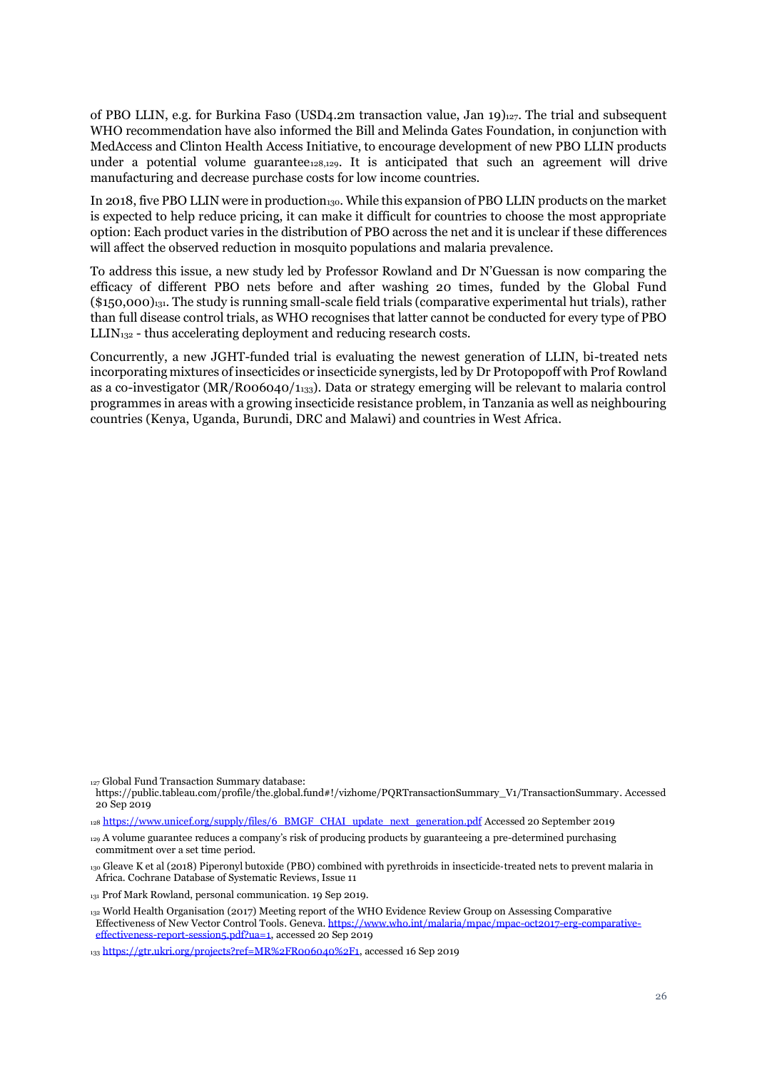of PBO LLIN, e.g. for Burkina Faso (USD4.2m transaction value, Jan 19)[127]. The trial and subsequent WHO recommendation have also informed the Bill and Melinda Gates Foundation, in conjunction with MedAccess and Clinton Health Access Initiative, to encourage development of new PBO LLIN products under a potential volume guarantee[128,129]. It is anticipated that such an agreement will drive manufacturing and decrease purchase costs for low income countries.

In 2018, five PBO LLIN were in production[130]. While this expansion of PBO LLIN products on the market is expected to help reduce pricing, it can make it difficult for countries to choose the most appropriate option: Each product varies in the distribution of PBO across the net and it is unclear if these differences will affect the observed reduction in mosquito populations and malaria prevalence.

To address this issue, a new study led by Professor Rowland and Dr N'Guessan is now comparing the efficacy of different PBO nets before and after washing 20 times, funded by the Global Fund ($150,000)[131]. The study is running small-scale field trials (comparative experimental hut trials), rather than full disease control trials, as WHO recognises that latter cannot be conducted for every type of PBO LLIN[132] - thus accelerating deployment and reducing research costs.

Concurrently, a new JGHT-funded trial is evaluating the newest generation of LLIN, bi-treated nets incorporating mixtures of insecticides or insecticide synergists, led by Dr Protopopoff with Prof Rowland as a co-investigator (MR/R006040/1[133]). Data or strategy emerging will be relevant to malaria control programmes in areas with a growing insecticide resistance problem, in Tanzania as well as neighbouring countries (Kenya, Uganda, Burundi, DRC and Malawi) and countries in West Africa.

---

[127] Global Fund Transaction Summary database: https://public.tableau.com/profile/the.global.fund#!/vizhome/PQRTransactionSummary_V1/TransactionSummary. Accessed 20 Sep 2019

[128] https://www.unicef.org/supply/files/6_BMGF_CHAI_update_next_generation.pdf Accessed 20 September 2019

[129] A volume guarantee reduces a company's risk of producing products by guaranteeing a pre-determined purchasing commitment over a set time period.

[130] Gleave K et al (2018) Piperonyl butoxide (PBO) combined with pyrethroids in insecticide-treated nets to prevent malaria in Africa. Cochrane Database of Systematic Reviews, Issue 11

[131] Prof Mark Rowland, personal communication. 19 Sep 2019.

[132] World Health Organisation (2017) Meeting report of the WHO Evidence Review Group on Assessing Comparative Effectiveness of New Vector Control Tools. Geneva. https://www.who.int/malaria/mpac/mpac-oct2017-erg-comparative-effectiveness-report-session5.pdf?ua=1, accessed 20 Sep 2019

[133] https://gtr.ukri.org/projects?ref=MR%2FR006040%2F1, accessed 16 Sep 2019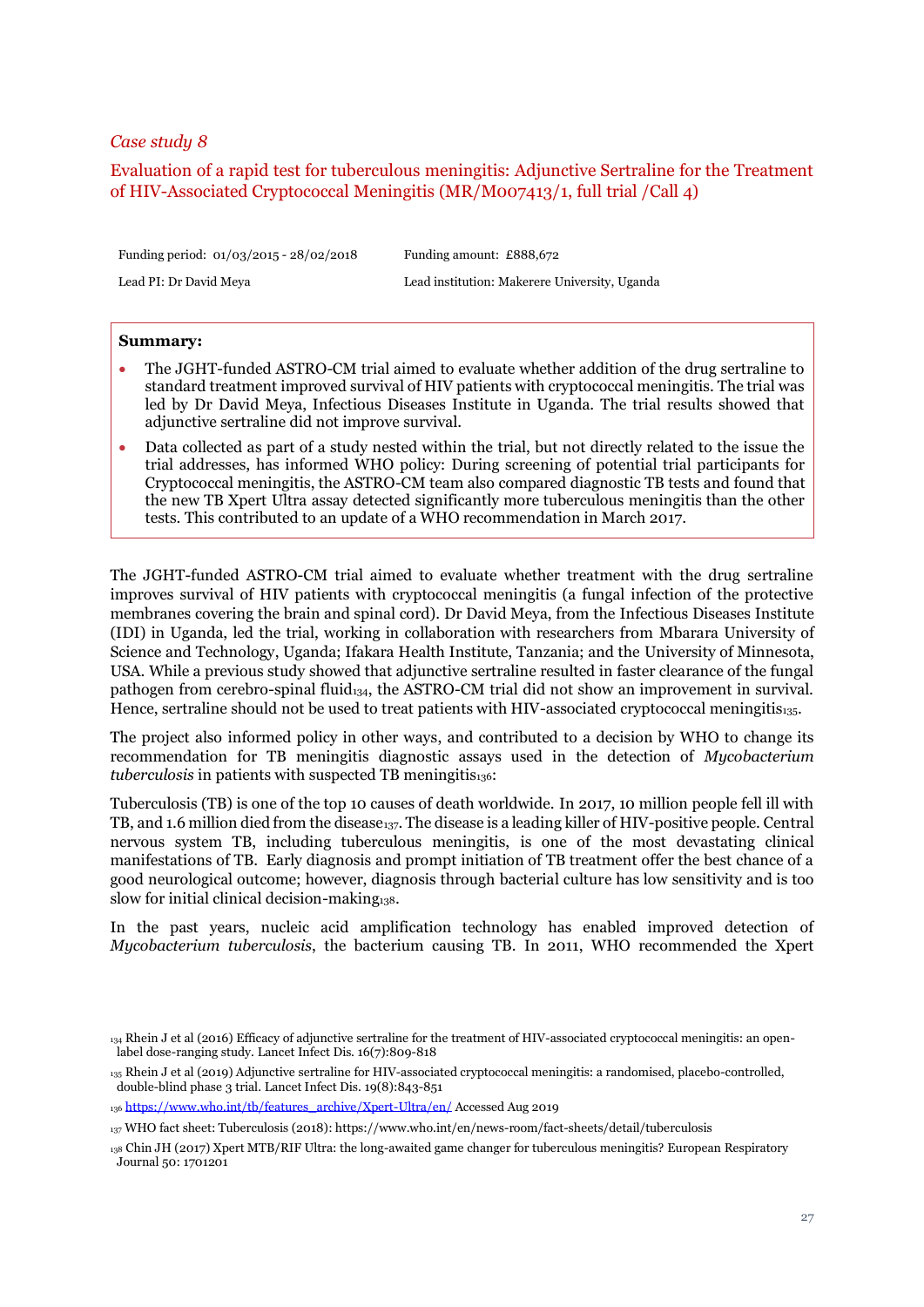*Case study 8*

## Evaluation of a rapid test for tuberculous meningitis: Adjunctive Sertraline for the Treatment of HIV-Associated Cryptococcal Meningitis (MR/M007413/1, full trial /Call 4)

| | |
|---|---|
| Funding period: 01/03/2015 - 28/02/2018 | Funding amount: £888,672 |
| Lead PI: Dr David Meya | Lead institution: Makerere University, Uganda |

**Summary:**

- The JGHT-funded ASTRO-CM trial aimed to evaluate whether addition of the drug sertraline to standard treatment improved survival of HIV patients with cryptococcal meningitis. The trial was led by Dr David Meya, Infectious Diseases Institute in Uganda. The trial results showed that adjunctive sertraline did not improve survival.
- Data collected as part of a study nested within the trial, but not directly related to the issue the trial addresses, has informed WHO policy: During screening of potential trial participants for Cryptococcal meningitis, the ASTRO-CM team also compared diagnostic TB tests and found that the new TB Xpert Ultra assay detected significantly more tuberculous meningitis than the other tests. This contributed to an update of a WHO recommendation in March 2017.

The JGHT-funded ASTRO-CM trial aimed to evaluate whether treatment with the drug sertraline improves survival of HIV patients with cryptococcal meningitis (a fungal infection of the protective membranes covering the brain and spinal cord). Dr David Meya, from the Infectious Diseases Institute (IDI) in Uganda, led the trial, working in collaboration with researchers from Mbarara University of Science and Technology, Uganda; Ifakara Health Institute, Tanzania; and the University of Minnesota, USA. While a previous study showed that adjunctive sertraline resulted in faster clearance of the fungal pathogen from cerebro-spinal fluid[134], the ASTRO-CM trial did not show an improvement in survival. Hence, sertraline should not be used to treat patients with HIV-associated cryptococcal meningitis[135].

The project also informed policy in other ways, and contributed to a decision by WHO to change its recommendation for TB meningitis diagnostic assays used in the detection of *Mycobacterium tuberculosis* in patients with suspected TB meningitis[136]:

Tuberculosis (TB) is one of the top 10 causes of death worldwide. In 2017, 10 million people fell ill with TB, and 1.6 million died from the disease[137]. The disease is a leading killer of HIV-positive people. Central nervous system TB, including tuberculous meningitis, is one of the most devastating clinical manifestations of TB. Early diagnosis and prompt initiation of TB treatment offer the best chance of a good neurological outcome; however, diagnosis through bacterial culture has low sensitivity and is too slow for initial clinical decision-making[138].

In the past years, nucleic acid amplification technology has enabled improved detection of *Mycobacterium tuberculosis*, the bacterium causing TB. In 2011, WHO recommended the Xpert

---

[134] Rhein J et al (2016) Efficacy of adjunctive sertraline for the treatment of HIV-associated cryptococcal meningitis: an open-label dose-ranging study. Lancet Infect Dis. 16(7):809-818

[135] Rhein J et al (2019) Adjunctive sertraline for HIV-associated cryptococcal meningitis: a randomised, placebo-controlled, double-blind phase 3 trial. Lancet Infect Dis. 19(8):843-851

[136] https://www.who.int/tb/features_archive/Xpert-Ultra/en/ Accessed Aug 2019

[137] WHO fact sheet: Tuberculosis (2018): https://www.who.int/en/news-room/fact-sheets/detail/tuberculosis

[138] Chin JH (2017) Xpert MTB/RIF Ultra: the long-awaited game changer for tuberculous meningitis? European Respiratory Journal 50: 1701201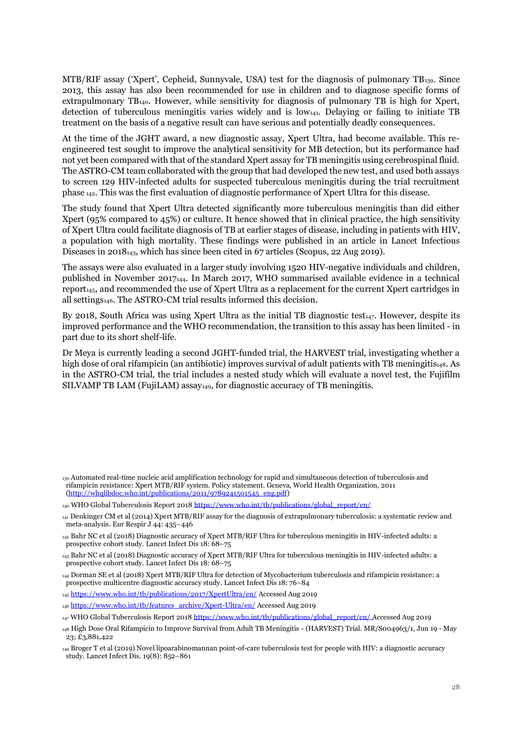MTB/RIF assay ('Xpert', Cepheid, Sunnyvale, USA) test for the diagnosis of pulmonary TB[139]. Since 2013, this assay has also been recommended for use in children and to diagnose specific forms of extrapulmonary TB[140]. However, while sensitivity for diagnosis of pulmonary TB is high for Xpert, detection of tuberculous meningitis varies widely and is low[141]. Delaying or failing to initiate TB treatment on the basis of a negative result can have serious and potentially deadly consequences.

At the time of the JGHT award, a new diagnostic assay, Xpert Ultra, had become available. This re-engineered test sought to improve the analytical sensitivity for MB detection, but its performance had not yet been compared with that of the standard Xpert assay for TB meningitis using cerebrospinal fluid. The ASTRO-CM team collaborated with the group that had developed the new test, and used both assays to screen 129 HIV-infected adults for suspected tuberculous meningitis during the trial recruitment phase [142]. This was the first evaluation of diagnostic performance of Xpert Ultra for this disease.

The study found that Xpert Ultra detected significantly more tuberculous meningitis than did either Xpert (95% compared to 45%) or culture. It hence showed that in clinical practice, the high sensitivity of Xpert Ultra could facilitate diagnosis of TB at earlier stages of disease, including in patients with HIV, a population with high mortality. These findings were published in an article in Lancet Infectious Diseases in 2018[143], which has since been cited in 67 articles (Scopus, 22 Aug 2019).

The assays were also evaluated in a larger study involving 1520 HIV-negative individuals and children, published in November 2017[144]. In March 2017, WHO summarised available evidence in a technical report[145], and recommended the use of Xpert Ultra as a replacement for the current Xpert cartridges in all settings[146]. The ASTRO-CM trial results informed this decision.

By 2018, South Africa was using Xpert Ultra as the initial TB diagnostic test[147]. However, despite its improved performance and the WHO recommendation, the transition to this assay has been limited - in part due to its short shelf-life.

Dr Meya is currently leading a second JGHT-funded trial, the HARVEST trial, investigating whether a high dose of oral rifampicin (an antibiotic) improves survival of adult patients with TB meningitis[148]. As in the ASTRO-CM trial, the trial includes a nested study which will evaluate a novel test, the Fujifilm SILVAMP TB LAM (FujiLAM) assay[149], for diagnostic accuracy of TB meningitis.

---

[139] Automated real-time nucleic acid amplification technology for rapid and simultaneous detection of tuberculosis and rifampicin resistance: Xpert MTB/RIF system. Policy statement. Geneva, World Health Organization, 2011 (http://whqlibdoc.who.int/publications/2011/9789241501545_eng.pdf)

[140] WHO Global Tuberculosis Report 2018 https://www.who.int/tb/publications/global_report/en/

[141] Denkinger CM et al (2014) Xpert MTB/RIF assay for the diagnosis of extrapulmonary tuberculosis: a systematic review and meta-analysis. Eur Respir J 44: 435–446

[142] Bahr NC et al (2018) Diagnostic accuracy of Xpert MTB/RIF Ultra for tuberculous meningitis in HIV-infected adults: a prospective cohort study. Lancet Infect Dis 18: 68–75

[143] Bahr NC et al (2018) Diagnostic accuracy of Xpert MTB/RIF Ultra for tuberculous meningitis in HIV-infected adults: a prospective cohort study. Lancet Infect Dis 18: 68–75

[144] Dorman SE et al (2018) Xpert MTB/RIF Ultra for detection of Mycobacterium tuberculosis and rifampicin resistance: a prospective multicentre diagnostic accuracy study. Lancet Infect Dis 18: 76–84

[145] https://www.who.int/tb/publications/2017/XpertUltra/en/ Accessed Aug 2019

[146] https://www.who.int/tb/features_archive/Xpert-Ultra/en/ Accessed Aug 2019

[147] WHO Global Tuberculosis Report 2018 https://www.who.int/tb/publications/global_report/en/ Accessed Aug 2019

[148] High Dose Oral Rifampicin to Improve Survival from Adult TB Meningitis - (HARVEST) Trial. MR/S004963/1, Jun 19 - May 23; £3,881,422

[149] Broger T et al (2019) Novel lipoarabinomannan point-of-care tuberculosis test for people with HIV: a diagnostic accuracy study. Lancet Infect Dis. 19(8): 852–861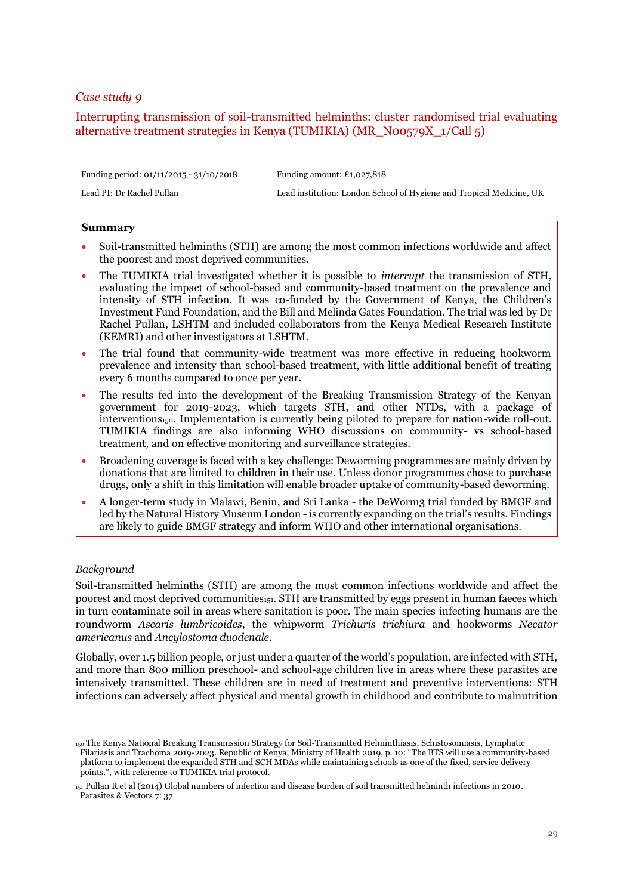*Case study 9*

## Interrupting transmission of soil-transmitted helminths: cluster randomised trial evaluating alternative treatment strategies in Kenya (TUMIKIA) (MR_N00579X_1/Call 5)

| | |
|---|---|
| Funding period: 01/11/2015 - 31/10/2018 | Funding amount: £1,027,818 |
| Lead PI: Dr Rachel Pullan | Lead institution: London School of Hygiene and Tropical Medicine, UK |

**Summary**

- Soil-transmitted helminths (STH) are among the most common infections worldwide and affect the poorest and most deprived communities.
- The TUMIKIA trial investigated whether it is possible to *interrupt* the transmission of STH, evaluating the impact of school-based and community-based treatment on the prevalence and intensity of STH infection. It was co-funded by the Government of Kenya, the Children's Investment Fund Foundation, and the Bill and Melinda Gates Foundation. The trial was led by Dr Rachel Pullan, LSHTM and included collaborators from the Kenya Medical Research Institute (KEMRI) and other investigators at LSHTM.
- The trial found that community-wide treatment was more effective in reducing hookworm prevalence and intensity than school-based treatment, with little additional benefit of treating every 6 months compared to once per year.
- The results fed into the development of the Breaking Transmission Strategy of the Kenyan government for 2019-2023, which targets STH, and other NTDs, with a package of interventions[150]. Implementation is currently being piloted to prepare for nation-wide roll-out. TUMIKIA findings are also informing WHO discussions on community- vs school-based treatment, and on effective monitoring and surveillance strategies.
- Broadening coverage is faced with a key challenge: Deworming programmes are mainly driven by donations that are limited to children in their use. Unless donor programmes chose to purchase drugs, only a shift in this limitation will enable broader uptake of community-based deworming.
- A longer-term study in Malawi, Benin, and Sri Lanka - the DeWorm3 trial funded by BMGF and led by the Natural History Museum London - is currently expanding on the trial's results. Findings are likely to guide BMGF strategy and inform WHO and other international organisations.

*Background*

Soil-transmitted helminths (STH) are among the most common infections worldwide and affect the poorest and most deprived communities[151]. STH are transmitted by eggs present in human faeces which in turn contaminate soil in areas where sanitation is poor. The main species infecting humans are the roundworm *Ascaris lumbricoides*, the whipworm *Trichuris trichiura* and hookworms *Necator americanus* and *Ancylostoma duodenale*.

Globally, over 1.5 billion people, or just under a quarter of the world's population, are infected with STH, and more than 800 million preschool- and school-age children live in areas where these parasites are intensively transmitted. These children are in need of treatment and preventive interventions: STH infections can adversely affect physical and mental growth in childhood and contribute to malnutrition

[150] The Kenya National Breaking Transmission Strategy for Soil-Transmitted Helminthiasis, Schistosomiasis, Lymphatic Filariasis and Trachoma 2019-2023. Republic of Kenya, Ministry of Health 2019, p. 10: "The BTS will use a community-based platform to implement the expanded STH and SCH MDAs while maintaining schools as one of the fixed, service delivery points.", with reference to TUMIKIA trial protocol.

[151] Pullan R et al (2014) Global numbers of infection and disease burden of soil transmitted helminth infections in 2010. Parasites & Vectors 7: 37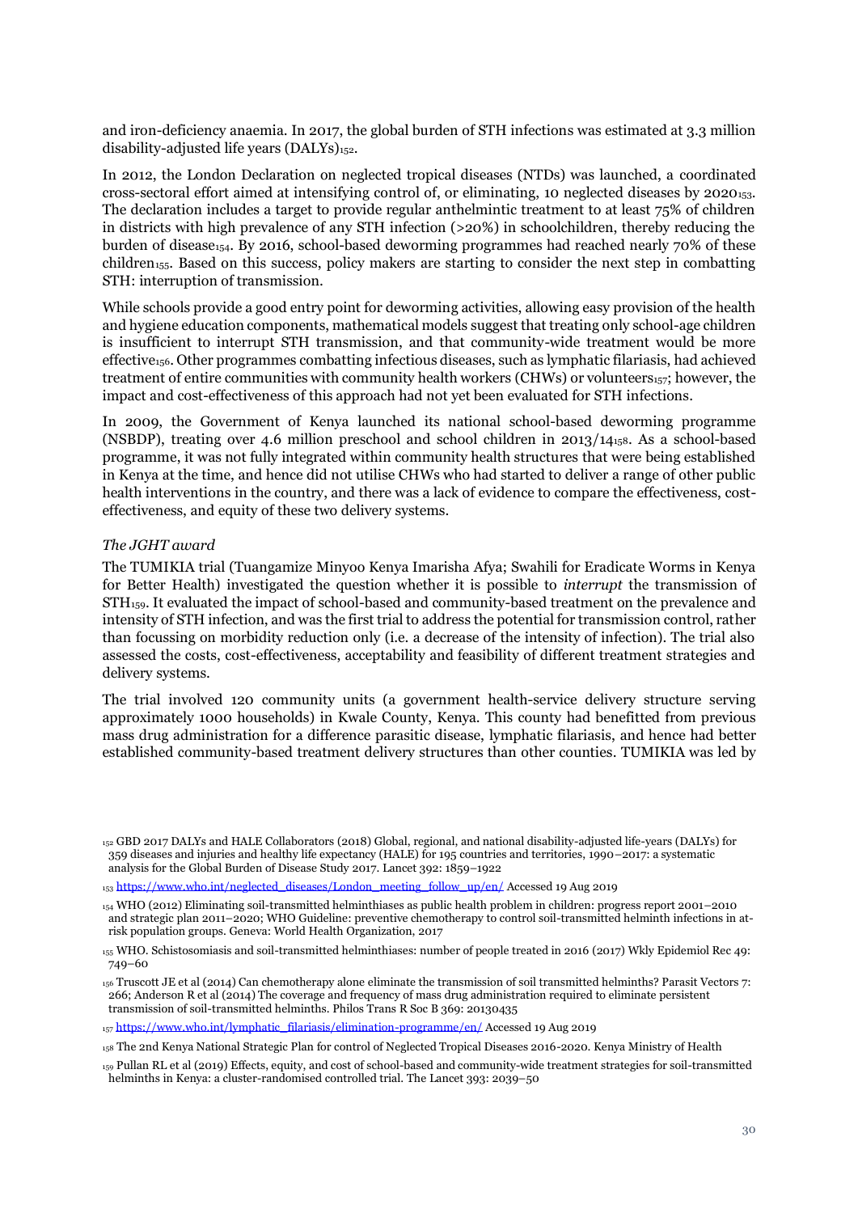and iron-deficiency anaemia. In 2017, the global burden of STH infections was estimated at 3.3 million disability-adjusted life years (DALYs)[152].

In 2012, the London Declaration on neglected tropical diseases (NTDs) was launched, a coordinated cross-sectoral effort aimed at intensifying control of, or eliminating, 10 neglected diseases by 2020[153]. The declaration includes a target to provide regular anthelmintic treatment to at least 75% of children in districts with high prevalence of any STH infection (>20%) in schoolchildren, thereby reducing the burden of disease[154]. By 2016, school-based deworming programmes had reached nearly 70% of these children[155]. Based on this success, policy makers are starting to consider the next step in combatting STH: interruption of transmission.

While schools provide a good entry point for deworming activities, allowing easy provision of the health and hygiene education components, mathematical models suggest that treating only school-age children is insufficient to interrupt STH transmission, and that community-wide treatment would be more effective[156]. Other programmes combatting infectious diseases, such as lymphatic filariasis, had achieved treatment of entire communities with community health workers (CHWs) or volunteers[157]; however, the impact and cost-effectiveness of this approach had not yet been evaluated for STH infections.

In 2009, the Government of Kenya launched its national school-based deworming programme (NSBDP), treating over 4.6 million preschool and school children in 2013/14[158]. As a school-based programme, it was not fully integrated within community health structures that were being established in Kenya at the time, and hence did not utilise CHWs who had started to deliver a range of other public health interventions in the country, and there was a lack of evidence to compare the effectiveness, cost-effectiveness, and equity of these two delivery systems.

*The JGHT award*

The TUMIKIA trial (Tuangamize Minyoo Kenya Imarisha Afya; Swahili for Eradicate Worms in Kenya for Better Health) investigated the question whether it is possible to *interrupt* the transmission of STH[159]. It evaluated the impact of school-based and community-based treatment on the prevalence and intensity of STH infection, and was the first trial to address the potential for transmission control, rather than focussing on morbidity reduction only (i.e. a decrease of the intensity of infection). The trial also assessed the costs, cost-effectiveness, acceptability and feasibility of different treatment strategies and delivery systems.

The trial involved 120 community units (a government health-service delivery structure serving approximately 1000 households) in Kwale County, Kenya. This county had benefitted from previous mass drug administration for a difference parasitic disease, lymphatic filariasis, and hence had better established community-based treatment delivery structures than other counties. TUMIKIA was led by

[152] GBD 2017 DALYs and HALE Collaborators (2018) Global, regional, and national disability-adjusted life-years (DALYs) for 359 diseases and injuries and healthy life expectancy (HALE) for 195 countries and territories, 1990–2017: a systematic analysis for the Global Burden of Disease Study 2017. Lancet 392: 1859–1922

[153] https://www.who.int/neglected_diseases/London_meeting_follow_up/en/ Accessed 19 Aug 2019

[154] WHO (2012) Eliminating soil-transmitted helminthiases as public health problem in children: progress report 2001–2010 and strategic plan 2011–2020; WHO Guideline: preventive chemotherapy to control soil-transmitted helminth infections in at-risk population groups. Geneva: World Health Organization, 2017

[155] WHO. Schistosomiasis and soil-transmitted helminthiases: number of people treated in 2016 (2017) Wkly Epidemiol Rec 49: 749–60

[156] Truscott JE et al (2014) Can chemotherapy alone eliminate the transmission of soil transmitted helminths? Parasit Vectors 7: 266; Anderson R et al (2014) The coverage and frequency of mass drug administration required to eliminate persistent transmission of soil-transmitted helminths. Philos Trans R Soc B 369: 20130435

[157] https://www.who.int/lymphatic_filariasis/elimination-programme/en/ Accessed 19 Aug 2019

[158] The 2nd Kenya National Strategic Plan for control of Neglected Tropical Diseases 2016-2020. Kenya Ministry of Health

[159] Pullan RL et al (2019) Effects, equity, and cost of school-based and community-wide treatment strategies for soil-transmitted helminths in Kenya: a cluster-randomised controlled trial. The Lancet 393: 2039–50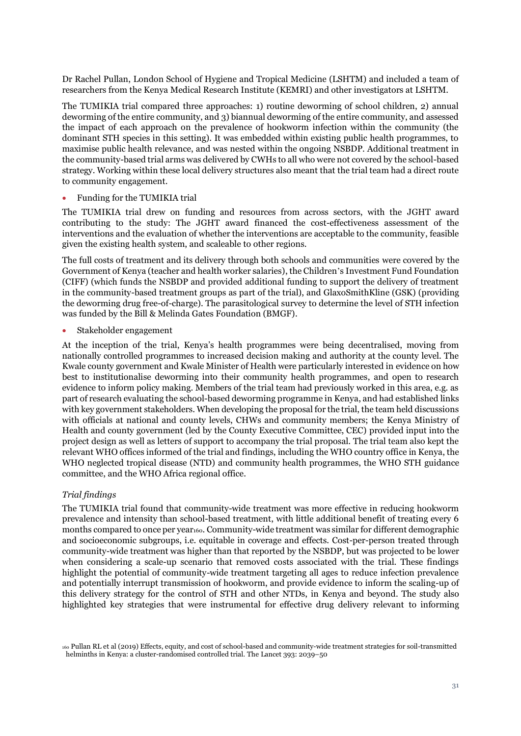Dr Rachel Pullan, London School of Hygiene and Tropical Medicine (LSHTM) and included a team of researchers from the Kenya Medical Research Institute (KEMRI) and other investigators at LSHTM.

The TUMIKIA trial compared three approaches: 1) routine deworming of school children, 2) annual deworming of the entire community, and 3) biannual deworming of the entire community, and assessed the impact of each approach on the prevalence of hookworm infection within the community (the dominant STH species in this setting). It was embedded within existing public health programmes, to maximise public health relevance, and was nested within the ongoing NSBDP. Additional treatment in the community-based trial arms was delivered by CWHs to all who were not covered by the school-based strategy. Working within these local delivery structures also meant that the trial team had a direct route to community engagement.

- Funding for the TUMIKIA trial

The TUMIKIA trial drew on funding and resources from across sectors, with the JGHT award contributing to the study: The JGHT award financed the cost-effectiveness assessment of the interventions and the evaluation of whether the interventions are acceptable to the community, feasible given the existing health system, and scaleable to other regions.

The full costs of treatment and its delivery through both schools and communities were covered by the Government of Kenya (teacher and health worker salaries), the Children's Investment Fund Foundation (CIFF) (which funds the NSBDP and provided additional funding to support the delivery of treatment in the community-based treatment groups as part of the trial), and GlaxoSmithKline (GSK) (providing the deworming drug free-of-charge). The parasitological survey to determine the level of STH infection was funded by the Bill & Melinda Gates Foundation (BMGF).

- Stakeholder engagement

At the inception of the trial, Kenya's health programmes were being decentralised, moving from nationally controlled programmes to increased decision making and authority at the county level. The Kwale county government and Kwale Minister of Health were particularly interested in evidence on how best to institutionalise deworming into their community health programmes, and open to research evidence to inform policy making. Members of the trial team had previously worked in this area, e.g. as part of research evaluating the school-based deworming programme in Kenya, and had established links with key government stakeholders. When developing the proposal for the trial, the team held discussions with officials at national and county levels, CHWs and community members; the Kenya Ministry of Health and county government (led by the County Executive Committee, CEC) provided input into the project design as well as letters of support to accompany the trial proposal. The trial team also kept the relevant WHO offices informed of the trial and findings, including the WHO country office in Kenya, the WHO neglected tropical disease (NTD) and community health programmes, the WHO STH guidance committee, and the WHO Africa regional office.

*Trial findings*

The TUMIKIA trial found that community-wide treatment was more effective in reducing hookworm prevalence and intensity than school-based treatment, with little additional benefit of treating every 6 months compared to once per year[160]. Community-wide treatment was similar for different demographic and socioeconomic subgroups, i.e. equitable in coverage and effects. Cost-per-person treated through community-wide treatment was higher than that reported by the NSBDP, but was projected to be lower when considering a scale-up scenario that removed costs associated with the trial. These findings highlight the potential of community-wide treatment targeting all ages to reduce infection prevalence and potentially interrupt transmission of hookworm, and provide evidence to inform the scaling-up of this delivery strategy for the control of STH and other NTDs, in Kenya and beyond. The study also highlighted key strategies that were instrumental for effective drug delivery relevant to informing

[160] Pullan RL et al (2019) Effects, equity, and cost of school-based and community-wide treatment strategies for soil-transmitted helminths in Kenya: a cluster-randomised controlled trial. The Lancet 393: 2039–50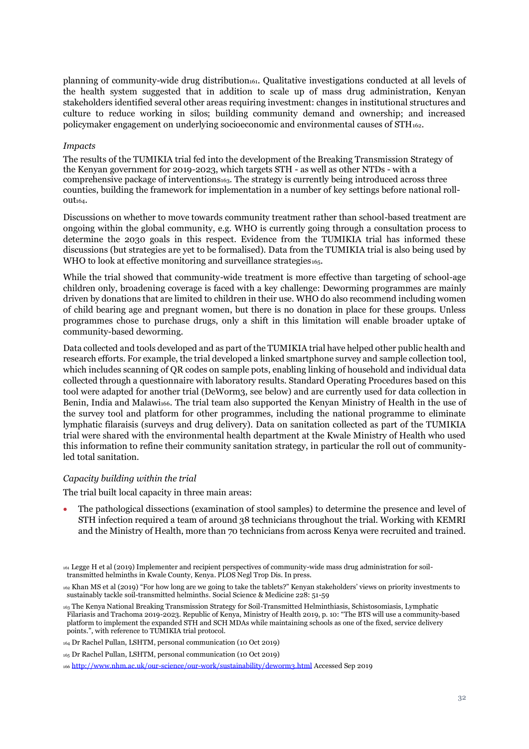planning of community-wide drug distribution[161]. Qualitative investigations conducted at all levels of the health system suggested that in addition to scale up of mass drug administration, Kenyan stakeholders identified several other areas requiring investment: changes in institutional structures and culture to reduce working in silos; building community demand and ownership; and increased policymaker engagement on underlying socioeconomic and environmental causes of STH[162].

*Impacts*

The results of the TUMIKIA trial fed into the development of the Breaking Transmission Strategy of the Kenyan government for 2019-2023, which targets STH - as well as other NTDs - with a comprehensive package of interventions[163]. The strategy is currently being introduced across three counties, building the framework for implementation in a number of key settings before national roll-out[164].

Discussions on whether to move towards community treatment rather than school-based treatment are ongoing within the global community, e.g. WHO is currently going through a consultation process to determine the 2030 goals in this respect. Evidence from the TUMIKIA trial has informed these discussions (but strategies are yet to be formalised). Data from the TUMIKIA trial is also being used by WHO to look at effective monitoring and surveillance strategies[165].

While the trial showed that community-wide treatment is more effective than targeting of school-age children only, broadening coverage is faced with a key challenge: Deworming programmes are mainly driven by donations that are limited to children in their use. WHO do also recommend including women of child bearing age and pregnant women, but there is no donation in place for these groups. Unless programmes chose to purchase drugs, only a shift in this limitation will enable broader uptake of community-based deworming.

Data collected and tools developed and as part of the TUMIKIA trial have helped other public health and research efforts. For example, the trial developed a linked smartphone survey and sample collection tool, which includes scanning of QR codes on sample pots, enabling linking of household and individual data collected through a questionnaire with laboratory results. Standard Operating Procedures based on this tool were adapted for another trial (DeWorm3, see below) and are currently used for data collection in Benin, India and Malawi[166]. The trial team also supported the Kenyan Ministry of Health in the use of the survey tool and platform for other programmes, including the national programme to eliminate lymphatic filaraisis (surveys and drug delivery). Data on sanitation collected as part of the TUMIKIA trial were shared with the environmental health department at the Kwale Ministry of Health who used this information to refine their community sanitation strategy, in particular the roll out of community-led total sanitation.

*Capacity building within the trial*

The trial built local capacity in three main areas:

- The pathological dissections (examination of stool samples) to determine the presence and level of STH infection required a team of around 38 technicians throughout the trial. Working with KEMRI and the Ministry of Health, more than 70 technicians from across Kenya were recruited and trained.

[161] Legge H et al (2019) Implementer and recipient perspectives of community-wide mass drug administration for soil-transmitted helminths in Kwale County, Kenya. PLOS Negl Trop Dis. In press.

[162] Khan MS et al (2019) "For how long are we going to take the tablets?" Kenyan stakeholders' views on priority investments to sustainably tackle soil-transmitted helminths. Social Science & Medicine 228: 51-59

[163] The Kenya National Breaking Transmission Strategy for Soil-Transmitted Helminthiasis, Schistosomiasis, Lymphatic Filariasis and Trachoma 2019-2023. Republic of Kenya, Ministry of Health 2019, p. 10: "The BTS will use a community-based platform to implement the expanded STH and SCH MDAs while maintaining schools as one of the fixed, service delivery points.", with reference to TUMIKIA trial protocol.

[164] Dr Rachel Pullan, LSHTM, personal communication (10 Oct 2019)

[165] Dr Rachel Pullan, LSHTM, personal communication (10 Oct 2019)

[166] http://www.nhm.ac.uk/our-science/our-work/sustainability/deworm3.html Accessed Sep 2019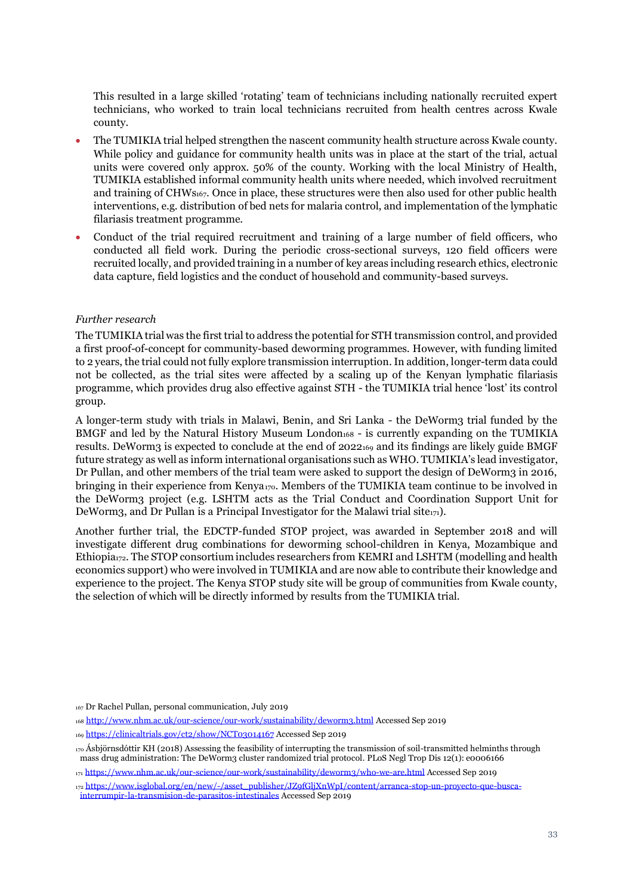This resulted in a large skilled 'rotating' team of technicians including nationally recruited expert technicians, who worked to train local technicians recruited from health centres across Kwale county.

- The TUMIKIA trial helped strengthen the nascent community health structure across Kwale county. While policy and guidance for community health units was in place at the start of the trial, actual units were covered only approx. 50% of the county. Working with the local Ministry of Health, TUMIKIA established informal community health units where needed, which involved recruitment and training of CHWs[167]. Once in place, these structures were then also used for other public health interventions, e.g. distribution of bed nets for malaria control, and implementation of the lymphatic filariasis treatment programme.
- Conduct of the trial required recruitment and training of a large number of field officers, who conducted all field work. During the periodic cross-sectional surveys, 120 field officers were recruited locally, and provided training in a number of key areas including research ethics, electronic data capture, field logistics and the conduct of household and community-based surveys.

*Further research*

The TUMIKIA trial was the first trial to address the potential for STH transmission control, and provided a first proof-of-concept for community-based deworming programmes. However, with funding limited to 2 years, the trial could not fully explore transmission interruption. In addition, longer-term data could not be collected, as the trial sites were affected by a scaling up of the Kenyan lymphatic filariasis programme, which provides drug also effective against STH - the TUMIKIA trial hence 'lost' its control group.

A longer-term study with trials in Malawi, Benin, and Sri Lanka - the DeWorm3 trial funded by the BMGF and led by the Natural History Museum London[168] - is currently expanding on the TUMIKIA results. DeWorm3 is expected to conclude at the end of 2022[169] and its findings are likely guide BMGF future strategy as well as inform international organisations such as WHO. TUMIKIA's lead investigator, Dr Pullan, and other members of the trial team were asked to support the design of DeWorm3 in 2016, bringing in their experience from Kenya[170]. Members of the TUMIKIA team continue to be involved in the DeWorm3 project (e.g. LSHTM acts as the Trial Conduct and Coordination Support Unit for DeWorm3, and Dr Pullan is a Principal Investigator for the Malawi trial site[171]).

Another further trial, the EDCTP-funded STOP project, was awarded in September 2018 and will investigate different drug combinations for deworming school-children in Kenya, Mozambique and Ethiopia[172]. The STOP consortium includes researchers from KEMRI and LSHTM (modelling and health economics support) who were involved in TUMIKIA and are now able to contribute their knowledge and experience to the project. The Kenya STOP study site will be group of communities from Kwale county, the selection of which will be directly informed by results from the TUMIKIA trial.

[167] Dr Rachel Pullan, personal communication, July 2019

[168] http://www.nhm.ac.uk/our-science/our-work/sustainability/deworm3.html Accessed Sep 2019

[169] https://clinicaltrials.gov/ct2/show/NCT03014167 Accessed Sep 2019

[170] Ásbjörnsdóttir KH (2018) Assessing the feasibility of interrupting the transmission of soil-transmitted helminths through mass drug administration: The DeWorm3 cluster randomized trial protocol. PLoS Negl Trop Dis 12(1): e0006166

[171] https://www.nhm.ac.uk/our-science/our-work/sustainability/deworm3/who-we-are.html Accessed Sep 2019

[172] https://www.isglobal.org/en/new/-/asset_publisher/JZ9fGljXnWpI/content/arranca-stop-un-proyecto-que-busca-interrumpir-la-transmision-de-parasitos-intestinales Accessed Sep 2019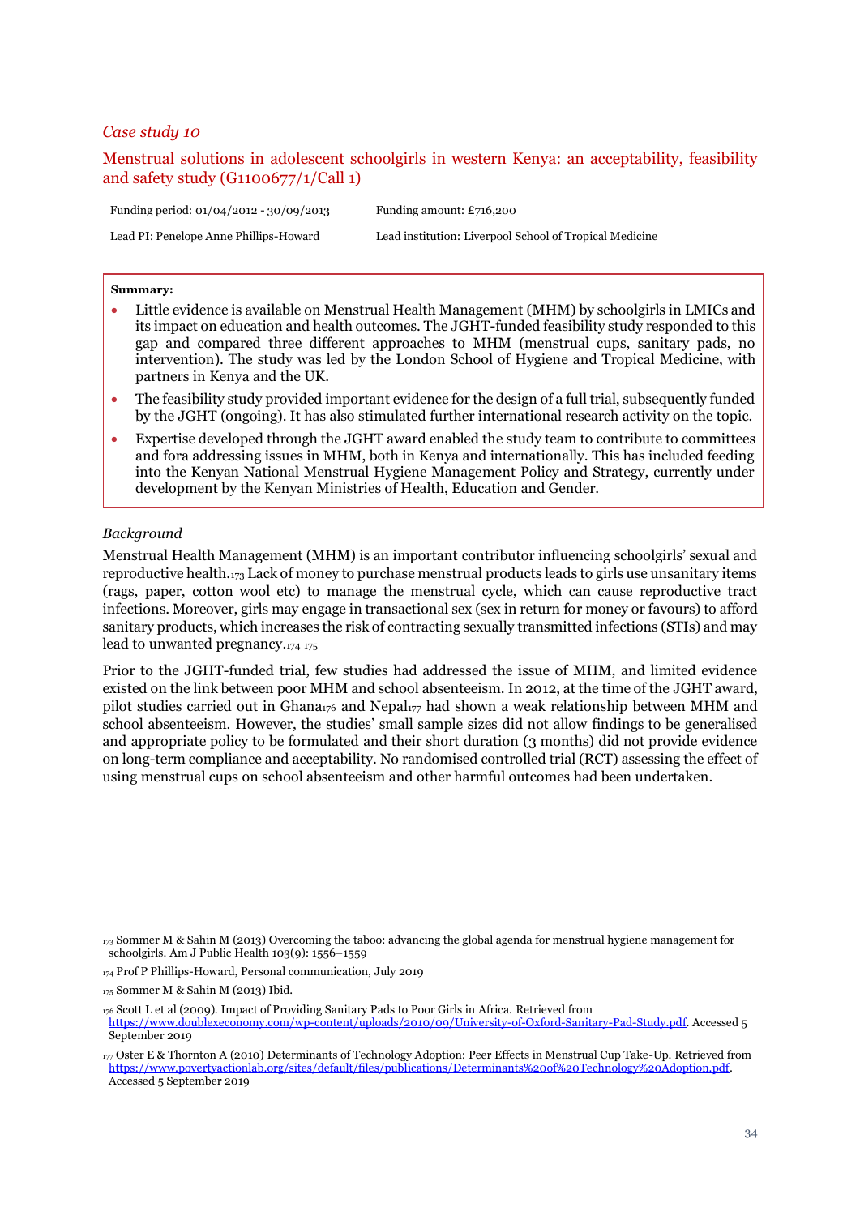*Case study 10*

## Menstrual solutions in adolescent schoolgirls in western Kenya: an acceptability, feasibility and safety study (G1100677/1/Call 1)

| Funding period: 01/04/2012 - 30/09/2013 | Funding amount: £716,200 |
| --- | --- |
| Lead PI: Penelope Anne Phillips-Howard | Lead institution: Liverpool School of Tropical Medicine |

**Summary:**

- Little evidence is available on Menstrual Health Management (MHM) by schoolgirls in LMICs and its impact on education and health outcomes. The JGHT-funded feasibility study responded to this gap and compared three different approaches to MHM (menstrual cups, sanitary pads, no intervention). The study was led by the London School of Hygiene and Tropical Medicine, with partners in Kenya and the UK.
- The feasibility study provided important evidence for the design of a full trial, subsequently funded by the JGHT (ongoing). It has also stimulated further international research activity on the topic.
- Expertise developed through the JGHT award enabled the study team to contribute to committees and fora addressing issues in MHM, both in Kenya and internationally. This has included feeding into the Kenyan National Menstrual Hygiene Management Policy and Strategy, currently under development by the Kenyan Ministries of Health, Education and Gender.

*Background*

Menstrual Health Management (MHM) is an important contributor influencing schoolgirls' sexual and reproductive health.[173] Lack of money to purchase menstrual products leads to girls use unsanitary items (rags, paper, cotton wool etc) to manage the menstrual cycle, which can cause reproductive tract infections. Moreover, girls may engage in transactional sex (sex in return for money or favours) to afford sanitary products, which increases the risk of contracting sexually transmitted infections (STIs) and may lead to unwanted pregnancy.[174] [175]

Prior to the JGHT-funded trial, few studies had addressed the issue of MHM, and limited evidence existed on the link between poor MHM and school absenteeism. In 2012, at the time of the JGHT award, pilot studies carried out in Ghana[176] and Nepal[177] had shown a weak relationship between MHM and school absenteeism. However, the studies' small sample sizes did not allow findings to be generalised and appropriate policy to be formulated and their short duration (3 months) did not provide evidence on long-term compliance and acceptability. No randomised controlled trial (RCT) assessing the effect of using menstrual cups on school absenteeism and other harmful outcomes had been undertaken.

[173] Sommer M & Sahin M (2013) Overcoming the taboo: advancing the global agenda for menstrual hygiene management for schoolgirls. Am J Public Health 103(9): 1556–1559

[174] Prof P Phillips-Howard, Personal communication, July 2019

[175] Sommer M & Sahin M (2013) Ibid.

[176] Scott L et al (2009). Impact of Providing Sanitary Pads to Poor Girls in Africa. Retrieved from https://www.doublexeconomy.com/wp-content/uploads/2010/09/University-of-Oxford-Sanitary-Pad-Study.pdf. Accessed 5 September 2019

[177] Oster E & Thornton A (2010) Determinants of Technology Adoption: Peer Effects in Menstrual Cup Take-Up. Retrieved from https://www.povertyactionlab.org/sites/default/files/publications/Determinants%20of%20Technology%20Adoption.pdf. Accessed 5 September 2019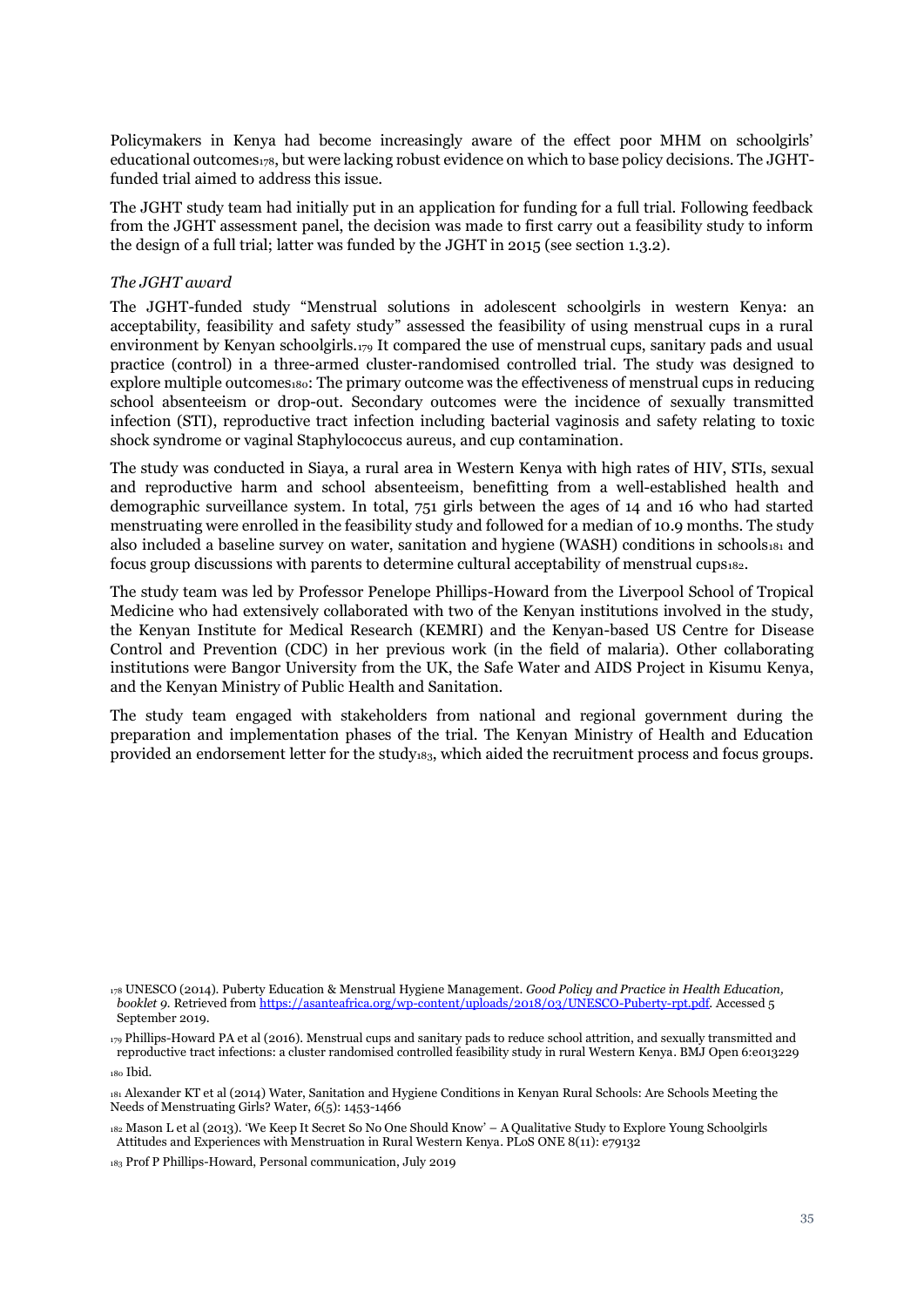Policymakers in Kenya had become increasingly aware of the effect poor MHM on schoolgirls' educational outcomes[178], but were lacking robust evidence on which to base policy decisions. The JGHT-funded trial aimed to address this issue.

The JGHT study team had initially put in an application for funding for a full trial. Following feedback from the JGHT assessment panel, the decision was made to first carry out a feasibility study to inform the design of a full trial; latter was funded by the JGHT in 2015 (see section 1.3.2).

*The JGHT award*

The JGHT-funded study "Menstrual solutions in adolescent schoolgirls in western Kenya: an acceptability, feasibility and safety study" assessed the feasibility of using menstrual cups in a rural environment by Kenyan schoolgirls.[179] It compared the use of menstrual cups, sanitary pads and usual practice (control) in a three-armed cluster-randomised controlled trial. The study was designed to explore multiple outcomes[180]: The primary outcome was the effectiveness of menstrual cups in reducing school absenteeism or drop-out. Secondary outcomes were the incidence of sexually transmitted infection (STI), reproductive tract infection including bacterial vaginosis and safety relating to toxic shock syndrome or vaginal Staphylococcus aureus, and cup contamination.

The study was conducted in Siaya, a rural area in Western Kenya with high rates of HIV, STIs, sexual and reproductive harm and school absenteeism, benefitting from a well-established health and demographic surveillance system. In total, 751 girls between the ages of 14 and 16 who had started menstruating were enrolled in the feasibility study and followed for a median of 10.9 months. The study also included a baseline survey on water, sanitation and hygiene (WASH) conditions in schools[181] and focus group discussions with parents to determine cultural acceptability of menstrual cups[182].

The study team was led by Professor Penelope Phillips-Howard from the Liverpool School of Tropical Medicine who had extensively collaborated with two of the Kenyan institutions involved in the study, the Kenyan Institute for Medical Research (KEMRI) and the Kenyan-based US Centre for Disease Control and Prevention (CDC) in her previous work (in the field of malaria). Other collaborating institutions were Bangor University from the UK, the Safe Water and AIDS Project in Kisumu Kenya, and the Kenyan Ministry of Public Health and Sanitation.

The study team engaged with stakeholders from national and regional government during the preparation and implementation phases of the trial. The Kenyan Ministry of Health and Education provided an endorsement letter for the study[183], which aided the recruitment process and focus groups.

[178] UNESCO (2014). Puberty Education & Menstrual Hygiene Management. *Good Policy and Practice in Health Education, booklet 9.* Retrieved from https://asanteafrica.org/wp-content/uploads/2018/03/UNESCO-Puberty-rpt.pdf. Accessed 5 September 2019.

[179] Phillips-Howard PA et al (2016). Menstrual cups and sanitary pads to reduce school attrition, and sexually transmitted and reproductive tract infections: a cluster randomised controlled feasibility study in rural Western Kenya. BMJ Open 6:e013229

[180] Ibid.

[181] Alexander KT et al (2014) Water, Sanitation and Hygiene Conditions in Kenyan Rural Schools: Are Schools Meeting the Needs of Menstruating Girls? Water, *6*(5): 1453-1466

[182] Mason L et al (2013). 'We Keep It Secret So No One Should Know' – A Qualitative Study to Explore Young Schoolgirls Attitudes and Experiences with Menstruation in Rural Western Kenya. PLoS ONE 8(11): e79132

[183] Prof P Phillips-Howard, Personal communication, July 2019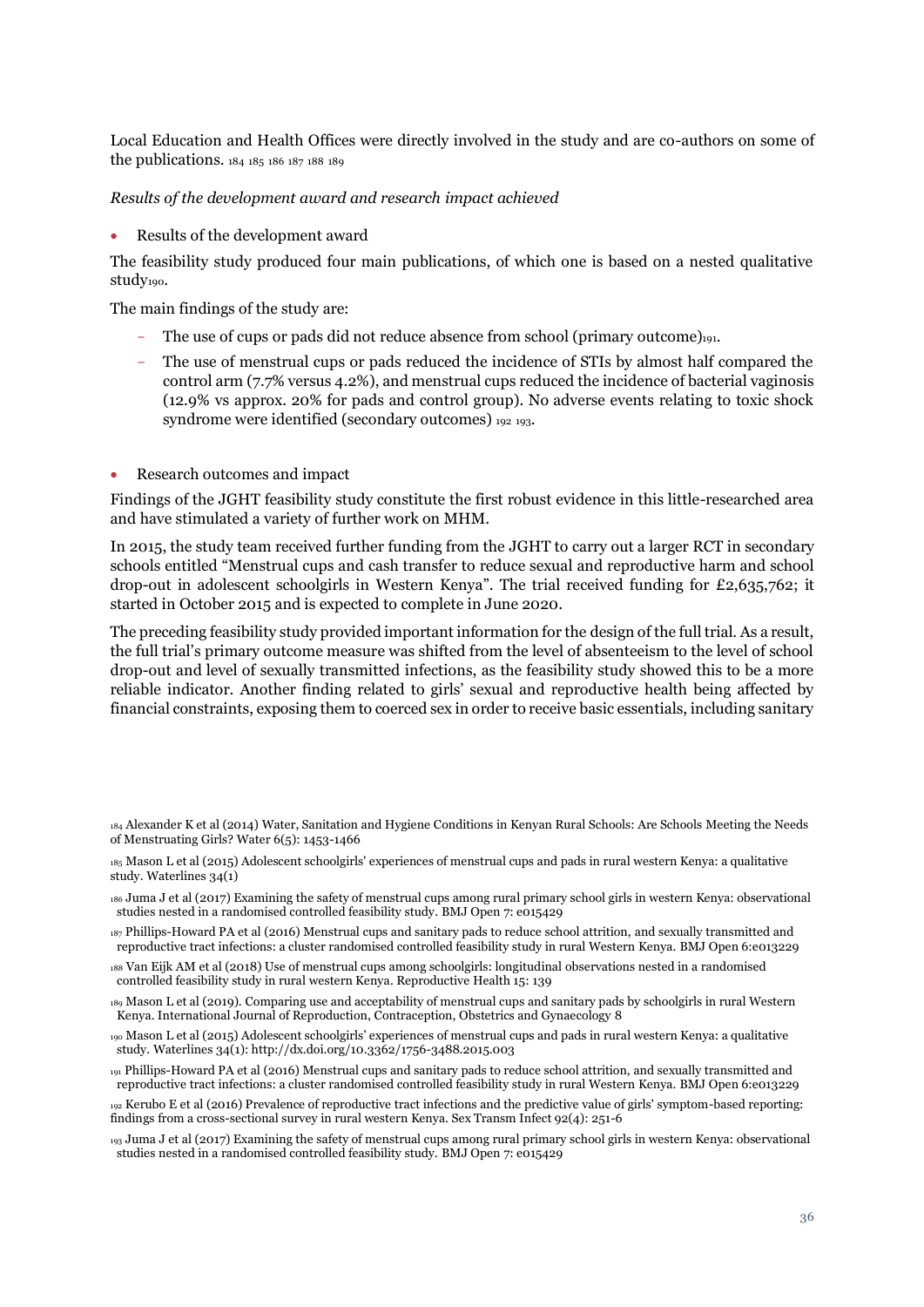Local Education and Health Offices were directly involved in the study and are co-authors on some of the publications. [184] [185] [186] [187] [188] [189]

*Results of the development award and research impact achieved*

- Results of the development award

The feasibility study produced four main publications, of which one is based on a nested qualitative study[190].

The main findings of the study are:

- The use of cups or pads did not reduce absence from school (primary outcome)[191].
- The use of menstrual cups or pads reduced the incidence of STIs by almost half compared the control arm (7.7% versus 4.2%), and menstrual cups reduced the incidence of bacterial vaginosis (12.9% vs approx. 20% for pads and control group). No adverse events relating to toxic shock syndrome were identified (secondary outcomes) [192] [193].

- Research outcomes and impact

Findings of the JGHT feasibility study constitute the first robust evidence in this little-researched area and have stimulated a variety of further work on MHM.

In 2015, the study team received further funding from the JGHT to carry out a larger RCT in secondary schools entitled "Menstrual cups and cash transfer to reduce sexual and reproductive harm and school drop-out in adolescent schoolgirls in Western Kenya". The trial received funding for £2,635,762; it started in October 2015 and is expected to complete in June 2020.

The preceding feasibility study provided important information for the design of the full trial. As a result, the full trial's primary outcome measure was shifted from the level of absenteeism to the level of school drop-out and level of sexually transmitted infections, as the feasibility study showed this to be a more reliable indicator. Another finding related to girls' sexual and reproductive health being affected by financial constraints, exposing them to coerced sex in order to receive basic essentials, including sanitary

[184] Alexander K et al (2014) Water, Sanitation and Hygiene Conditions in Kenyan Rural Schools: Are Schools Meeting the Needs of Menstruating Girls? Water 6(5): 1453-1466

[185] Mason L et al (2015) Adolescent schoolgirls' experiences of menstrual cups and pads in rural western Kenya: a qualitative study. Waterlines 34(1)

[186] Juma J et al (2017) Examining the safety of menstrual cups among rural primary school girls in western Kenya: observational studies nested in a randomised controlled feasibility study. BMJ Open 7: e015429

[187] Phillips-Howard PA et al (2016) Menstrual cups and sanitary pads to reduce school attrition, and sexually transmitted and reproductive tract infections: a cluster randomised controlled feasibility study in rural Western Kenya. BMJ Open 6:e013229

[188] Van Eijk AM et al (2018) Use of menstrual cups among schoolgirls: longitudinal observations nested in a randomised controlled feasibility study in rural western Kenya. Reproductive Health 15: 139

[189] Mason L et al (2019). Comparing use and acceptability of menstrual cups and sanitary pads by schoolgirls in rural Western Kenya. International Journal of Reproduction, Contraception, Obstetrics and Gynaecology 8

[190] Mason L et al (2015) Adolescent schoolgirls' experiences of menstrual cups and pads in rural western Kenya: a qualitative study. Waterlines 34(1): http://dx.doi.org/10.3362/1756-3488.2015.003

[191] Phillips-Howard PA et al (2016) Menstrual cups and sanitary pads to reduce school attrition, and sexually transmitted and reproductive tract infections: a cluster randomised controlled feasibility study in rural Western Kenya. BMJ Open 6:e013229

[192] Kerubo E et al (2016) Prevalence of reproductive tract infections and the predictive value of girls' symptom-based reporting: findings from a cross-sectional survey in rural western Kenya. Sex Transm Infect 92(4): 251-6

[193] Juma J et al (2017) Examining the safety of menstrual cups among rural primary school girls in western Kenya: observational studies nested in a randomised controlled feasibility study. BMJ Open 7: e015429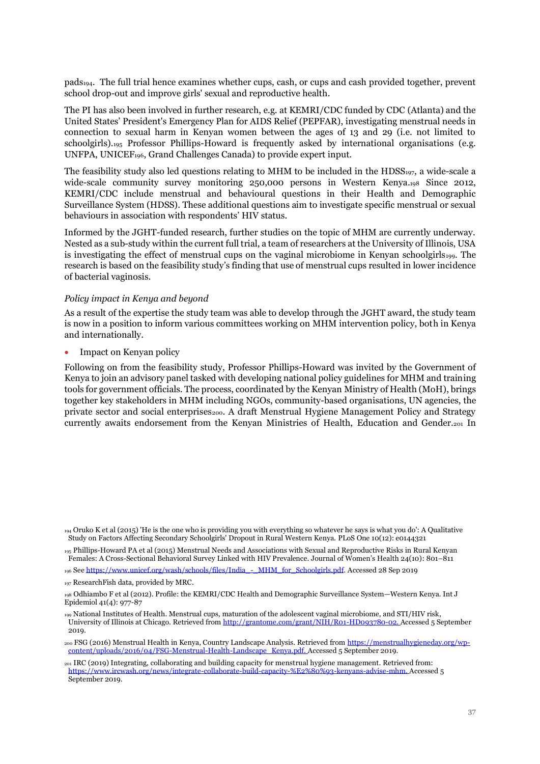pads[194]. The full trial hence examines whether cups, cash, or cups and cash provided together, prevent school drop-out and improve girls' sexual and reproductive health.

The PI has also been involved in further research, e.g. at KEMRI/CDC funded by CDC (Atlanta) and the United States' President's Emergency Plan for AIDS Relief (PEPFAR), investigating menstrual needs in connection to sexual harm in Kenyan women between the ages of 13 and 29 (i.e. not limited to schoolgirls).[195] Professor Phillips-Howard is frequently asked by international organisations (e.g. UNFPA, UNICEF[196], Grand Challenges Canada) to provide expert input.

The feasibility study also led questions relating to MHM to be included in the HDSS[197], a wide-scale a wide-scale community survey monitoring 250,000 persons in Western Kenya.[198] Since 2012, KEMRI/CDC include menstrual and behavioural questions in their Health and Demographic Surveillance System (HDSS). These additional questions aim to investigate specific menstrual or sexual behaviours in association with respondents' HIV status.

Informed by the JGHT-funded research, further studies on the topic of MHM are currently underway. Nested as a sub-study within the current full trial, a team of researchers at the University of Illinois, USA is investigating the effect of menstrual cups on the vaginal microbiome in Kenyan schoolgirls[199]. The research is based on the feasibility study's finding that use of menstrual cups resulted in lower incidence of bacterial vaginosis.

*Policy impact in Kenya and beyond*

As a result of the expertise the study team was able to develop through the JGHT award, the study team is now in a position to inform various committees working on MHM intervention policy, both in Kenya and internationally.

- Impact on Kenyan policy

Following on from the feasibility study, Professor Phillips-Howard was invited by the Government of Kenya to join an advisory panel tasked with developing national policy guidelines for MHM and training tools for government officials. The process, coordinated by the Kenyan Ministry of Health (MoH), brings together key stakeholders in MHM including NGOs, community-based organisations, UN agencies, the private sector and social enterprises[200]. A draft Menstrual Hygiene Management Policy and Strategy currently awaits endorsement from the Kenyan Ministries of Health, Education and Gender.[201] In

[194] Oruko K et al (2015) 'He is the one who is providing you with everything so whatever he says is what you do': A Qualitative Study on Factors Affecting Secondary Schoolgirls' Dropout in Rural Western Kenya. PLoS One 10(12): e0144321

[195] Phillips-Howard PA et al (2015) Menstrual Needs and Associations with Sexual and Reproductive Risks in Rural Kenyan Females: A Cross-Sectional Behavioral Survey Linked with HIV Prevalence. Journal of Women's Health 24(10): 801–811

[196] See https://www.unicef.org/wash/schools/files/India_-_MHM_for_Schoolgirls.pdf. Accessed 28 Sep 2019

[197] ResearchFish data, provided by MRC.

[198] Odhiambo F et al (2012). Profile: the KEMRI/CDC Health and Demographic Surveillance System—Western Kenya. Int J Epidemiol 41(4): 977-87

[199] National Institutes of Health. Menstrual cups, maturation of the adolescent vaginal microbiome, and STI/HIV risk, University of Illinois at Chicago. Retrieved from http://grantome.com/grant/NIH/R01-HD093780-02. Accessed 5 September 2019.

[200] FSG (2016) Menstrual Health in Kenya, Country Landscape Analysis. Retrieved from https://menstrualhygieneday.org/wp-content/uploads/2016/04/FSG-Menstrual-Health-Landscape_Kenya.pdf. Accessed 5 September 2019.

[201] IRC (2019) Integrating, collaborating and building capacity for menstrual hygiene management. Retrieved from: https://www.ircwash.org/news/integrate-collaborate-build-capacity-%E2%80%93-kenyans-advise-mhm. Accessed 5 September 2019.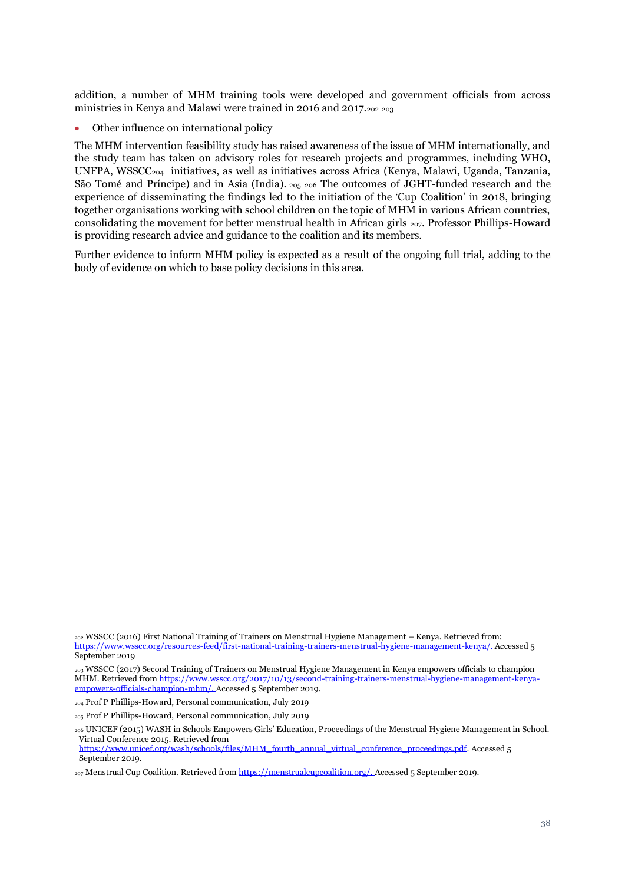addition, a number of MHM training tools were developed and government officials from across ministries in Kenya and Malawi were trained in 2016 and 2017.[202] [203]

- Other influence on international policy

The MHM intervention feasibility study has raised awareness of the issue of MHM internationally, and the study team has taken on advisory roles for research projects and programmes, including WHO, UNFPA, WSSCC[204] initiatives, as well as initiatives across Africa (Kenya, Malawi, Uganda, Tanzania, São Tomé and Príncipe) and in Asia (India). [205] [206] The outcomes of JGHT-funded research and the experience of disseminating the findings led to the initiation of the 'Cup Coalition' in 2018, bringing together organisations working with school children on the topic of MHM in various African countries, consolidating the movement for better menstrual health in African girls [207]. Professor Phillips-Howard is providing research advice and guidance to the coalition and its members.

Further evidence to inform MHM policy is expected as a result of the ongoing full trial, adding to the body of evidence on which to base policy decisions in this area.

[202] WSSCC (2016) First National Training of Trainers on Menstrual Hygiene Management – Kenya. Retrieved from: https://www.wsscc.org/resources-feed/first-national-training-trainers-menstrual-hygiene-management-kenya/. Accessed 5 September 2019

[203] WSSCC (2017) Second Training of Trainers on Menstrual Hygiene Management in Kenya empowers officials to champion MHM. Retrieved from https://www.wsscc.org/2017/10/13/second-training-trainers-menstrual-hygiene-management-kenya-empowers-officials-champion-mhm/. Accessed 5 September 2019.

[204] Prof P Phillips-Howard, Personal communication, July 2019

[205] Prof P Phillips-Howard, Personal communication, July 2019

[206] UNICEF (2015) WASH in Schools Empowers Girls' Education, Proceedings of the Menstrual Hygiene Management in School. Virtual Conference 2015. Retrieved from https://www.unicef.org/wash/schools/files/MHM_fourth_annual_virtual_conference_proceedings.pdf. Accessed 5 September 2019.

[207] Menstrual Cup Coalition. Retrieved from https://menstrualcupcoalition.org/. Accessed 5 September 2019.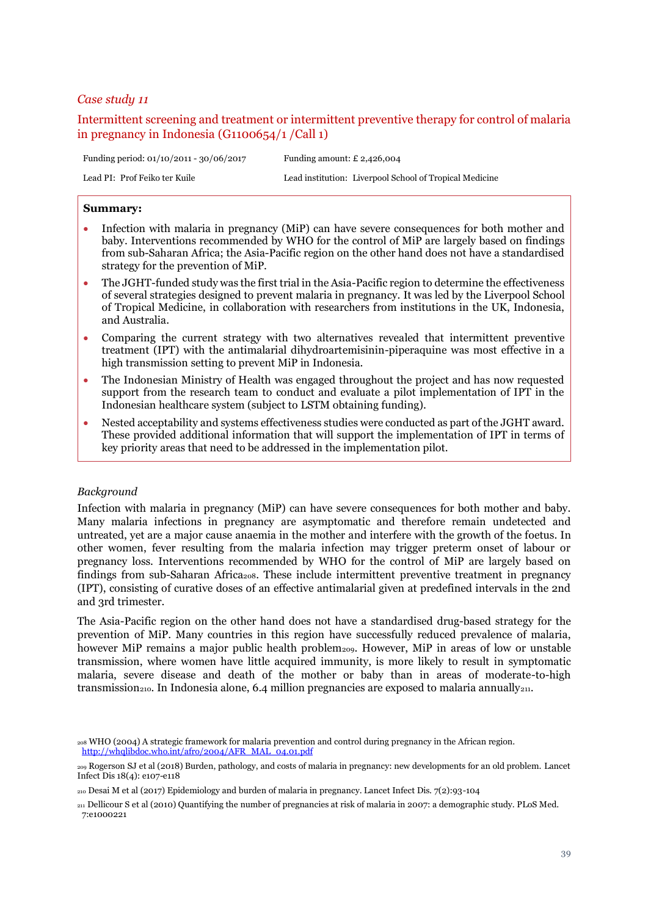*Case study 11*

## Intermittent screening and treatment or intermittent preventive therapy for control of malaria in pregnancy in Indonesia (G1100654/1 /Call 1)

| Funding period: 01/10/2011 - 30/06/2017 | Funding amount: £ 2,426,004 |
|---|---|
| Lead PI: Prof Feiko ter Kuile | Lead institution: Liverpool School of Tropical Medicine |

**Summary:**

- Infection with malaria in pregnancy (MiP) can have severe consequences for both mother and baby. Interventions recommended by WHO for the control of MiP are largely based on findings from sub-Saharan Africa; the Asia-Pacific region on the other hand does not have a standardised strategy for the prevention of MiP.
- The JGHT-funded study was the first trial in the Asia-Pacific region to determine the effectiveness of several strategies designed to prevent malaria in pregnancy. It was led by the Liverpool School of Tropical Medicine, in collaboration with researchers from institutions in the UK, Indonesia, and Australia.
- Comparing the current strategy with two alternatives revealed that intermittent preventive treatment (IPT) with the antimalarial dihydroartemisinin-piperaquine was most effective in a high transmission setting to prevent MiP in Indonesia.
- The Indonesian Ministry of Health was engaged throughout the project and has now requested support from the research team to conduct and evaluate a pilot implementation of IPT in the Indonesian healthcare system (subject to LSTM obtaining funding).
- Nested acceptability and systems effectiveness studies were conducted as part of the JGHT award. These provided additional information that will support the implementation of IPT in terms of key priority areas that need to be addressed in the implementation pilot.

*Background*

Infection with malaria in pregnancy (MiP) can have severe consequences for both mother and baby. Many malaria infections in pregnancy are asymptomatic and therefore remain undetected and untreated, yet are a major cause anaemia in the mother and interfere with the growth of the foetus. In other women, fever resulting from the malaria infection may trigger preterm onset of labour or pregnancy loss. Interventions recommended by WHO for the control of MiP are largely based on findings from sub-Saharan Africa[208]. These include intermittent preventive treatment in pregnancy (IPT), consisting of curative doses of an effective antimalarial given at predefined intervals in the 2nd and 3rd trimester.

The Asia-Pacific region on the other hand does not have a standardised drug-based strategy for the prevention of MiP. Many countries in this region have successfully reduced prevalence of malaria, however MiP remains a major public health problem[209]. However, MiP in areas of low or unstable transmission, where women have little acquired immunity, is more likely to result in symptomatic malaria, severe disease and death of the mother or baby than in areas of moderate-to-high transmission[210]. In Indonesia alone, 6.4 million pregnancies are exposed to malaria annually[211].

[208] WHO (2004) A strategic framework for malaria prevention and control during pregnancy in the African region. http://whqlibdoc.who.int/afro/2004/AFR_MAL_04.01.pdf

[209] Rogerson SJ et al (2018) Burden, pathology, and costs of malaria in pregnancy: new developments for an old problem. Lancet Infect Dis 18(4): e107-e118

[210] Desai M et al (2017) Epidemiology and burden of malaria in pregnancy. Lancet Infect Dis. 7(2):93-104

[211] Dellicour S et al (2010) Quantifying the number of pregnancies at risk of malaria in 2007: a demographic study. PLoS Med. 7:e1000221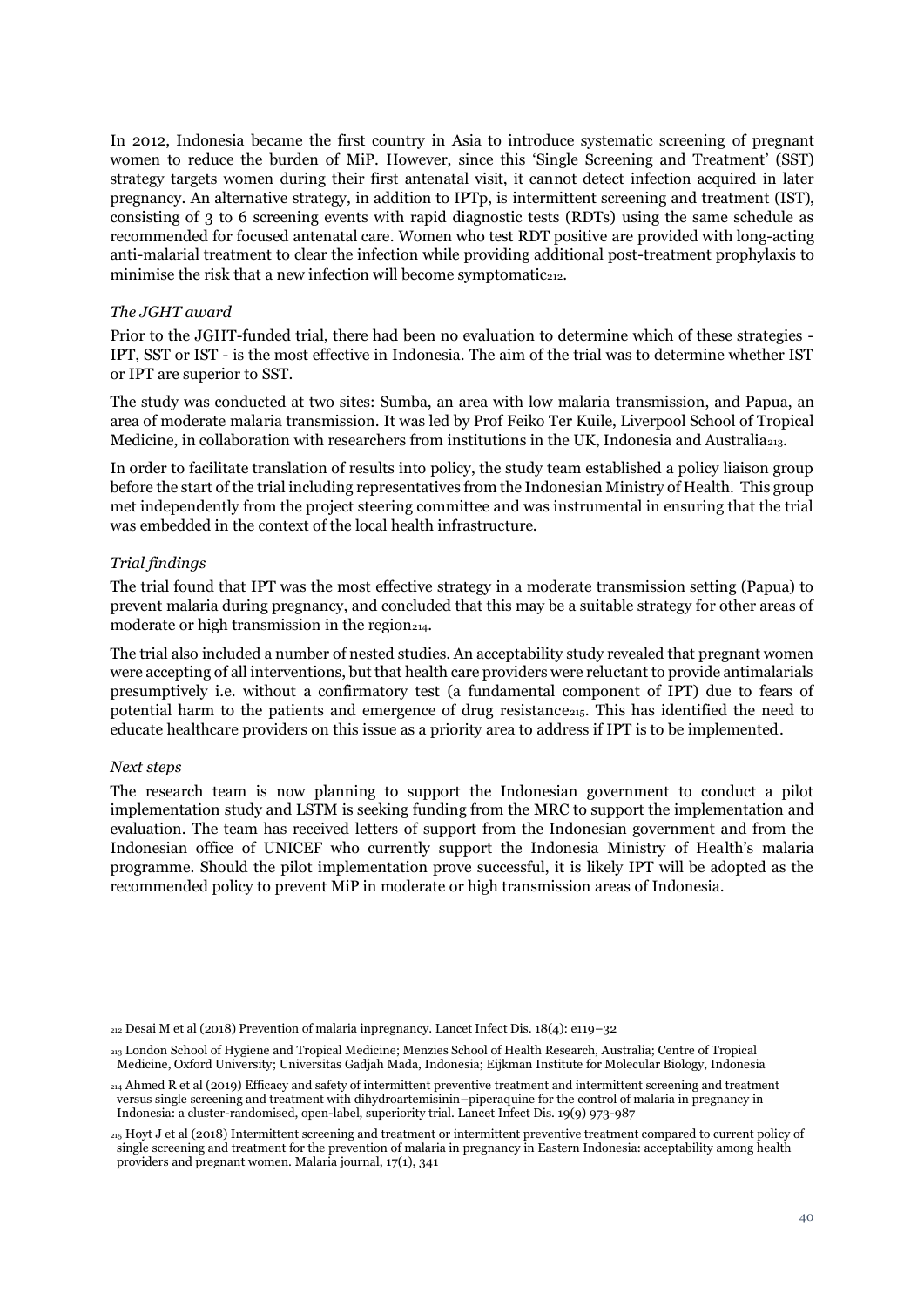In 2012, Indonesia became the first country in Asia to introduce systematic screening of pregnant women to reduce the burden of MiP. However, since this 'Single Screening and Treatment' (SST) strategy targets women during their first antenatal visit, it cannot detect infection acquired in later pregnancy. An alternative strategy, in addition to IPTp, is intermittent screening and treatment (IST), consisting of 3 to 6 screening events with rapid diagnostic tests (RDTs) using the same schedule as recommended for focused antenatal care. Women who test RDT positive are provided with long-acting anti-malarial treatment to clear the infection while providing additional post-treatment prophylaxis to minimise the risk that a new infection will become symptomatic[212].

*The JGHT award*

Prior to the JGHT-funded trial, there had been no evaluation to determine which of these strategies - IPT, SST or IST - is the most effective in Indonesia. The aim of the trial was to determine whether IST or IPT are superior to SST.

The study was conducted at two sites: Sumba, an area with low malaria transmission, and Papua, an area of moderate malaria transmission. It was led by Prof Feiko Ter Kuile, Liverpool School of Tropical Medicine, in collaboration with researchers from institutions in the UK, Indonesia and Australia[213].

In order to facilitate translation of results into policy, the study team established a policy liaison group before the start of the trial including representatives from the Indonesian Ministry of Health. This group met independently from the project steering committee and was instrumental in ensuring that the trial was embedded in the context of the local health infrastructure.

*Trial findings*

The trial found that IPT was the most effective strategy in a moderate transmission setting (Papua) to prevent malaria during pregnancy, and concluded that this may be a suitable strategy for other areas of moderate or high transmission in the region[214].

The trial also included a number of nested studies. An acceptability study revealed that pregnant women were accepting of all interventions, but that health care providers were reluctant to provide antimalarials presumptively i.e. without a confirmatory test (a fundamental component of IPT) due to fears of potential harm to the patients and emergence of drug resistance[215]. This has identified the need to educate healthcare providers on this issue as a priority area to address if IPT is to be implemented.

*Next steps*

The research team is now planning to support the Indonesian government to conduct a pilot implementation study and LSTM is seeking funding from the MRC to support the implementation and evaluation. The team has received letters of support from the Indonesian government and from the Indonesian office of UNICEF who currently support the Indonesia Ministry of Health's malaria programme. Should the pilot implementation prove successful, it is likely IPT will be adopted as the recommended policy to prevent MiP in moderate or high transmission areas of Indonesia.

[212] Desai M et al (2018) Prevention of malaria inpregnancy. Lancet Infect Dis. 18(4): e119–32

[213] London School of Hygiene and Tropical Medicine; Menzies School of Health Research, Australia; Centre of Tropical Medicine, Oxford University; Universitas Gadjah Mada, Indonesia; Eijkman Institute for Molecular Biology, Indonesia

[214] Ahmed R et al (2019) Efficacy and safety of intermittent preventive treatment and intermittent screening and treatment versus single screening and treatment with dihydroartemisinin–piperaquine for the control of malaria in pregnancy in Indonesia: a cluster-randomised, open-label, superiority trial. Lancet Infect Dis. 19(9) 973-987

[215] Hoyt J et al (2018) Intermittent screening and treatment or intermittent preventive treatment compared to current policy of single screening and treatment for the prevention of malaria in pregnancy in Eastern Indonesia: acceptability among health providers and pregnant women. Malaria journal, 17(1), 341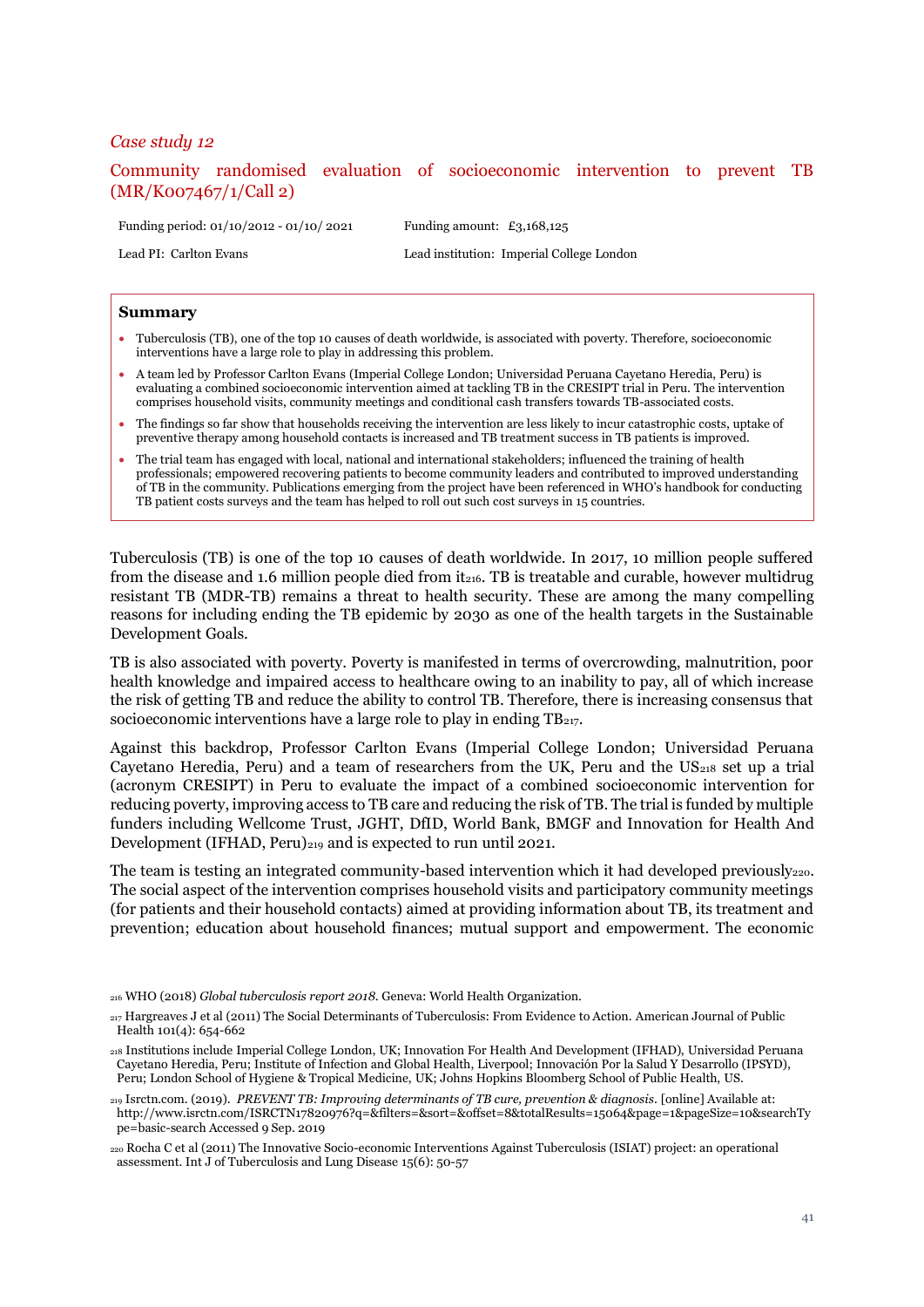*Case study 12*

## Community randomised evaluation of socioeconomic intervention to prevent TB (MR/K007467/1/Call 2)

| | |
|---|---|
| Funding period: 01/10/2012 - 01/10/ 2021 | Funding amount: £3,168,125 |
| Lead PI: Carlton Evans | Lead institution: Imperial College London |

**Summary**

- Tuberculosis (TB), one of the top 10 causes of death worldwide, is associated with poverty. Therefore, socioeconomic interventions have a large role to play in addressing this problem.
- A team led by Professor Carlton Evans (Imperial College London; Universidad Peruana Cayetano Heredia, Peru) is evaluating a combined socioeconomic intervention aimed at tackling TB in the CRESIPT trial in Peru. The intervention comprises household visits, community meetings and conditional cash transfers towards TB-associated costs.
- The findings so far show that households receiving the intervention are less likely to incur catastrophic costs, uptake of preventive therapy among household contacts is increased and TB treatment success in TB patients is improved.
- The trial team has engaged with local, national and international stakeholders; influenced the training of health professionals; empowered recovering patients to become community leaders and contributed to improved understanding of TB in the community. Publications emerging from the project have been referenced in WHO's handbook for conducting TB patient costs surveys and the team has helped to roll out such cost surveys in 15 countries.

Tuberculosis (TB) is one of the top 10 causes of death worldwide. In 2017, 10 million people suffered from the disease and 1.6 million people died from it[216]. TB is treatable and curable, however multidrug resistant TB (MDR-TB) remains a threat to health security. These are among the many compelling reasons for including ending the TB epidemic by 2030 as one of the health targets in the Sustainable Development Goals.

TB is also associated with poverty. Poverty is manifested in terms of overcrowding, malnutrition, poor health knowledge and impaired access to healthcare owing to an inability to pay, all of which increase the risk of getting TB and reduce the ability to control TB. Therefore, there is increasing consensus that socioeconomic interventions have a large role to play in ending TB[217].

Against this backdrop, Professor Carlton Evans (Imperial College London; Universidad Peruana Cayetano Heredia, Peru) and a team of researchers from the UK, Peru and the US[218] set up a trial (acronym CRESIPT) in Peru to evaluate the impact of a combined socioeconomic intervention for reducing poverty, improving access to TB care and reducing the risk of TB. The trial is funded by multiple funders including Wellcome Trust, JGHT, DfID, World Bank, BMGF and Innovation for Health And Development (IFHAD, Peru)[219] and is expected to run until 2021.

The team is testing an integrated community-based intervention which it had developed previously[220]. The social aspect of the intervention comprises household visits and participatory community meetings (for patients and their household contacts) aimed at providing information about TB, its treatment and prevention; education about household finances; mutual support and empowerment. The economic

[216] WHO (2018) *Global tuberculosis report 2018*. Geneva: World Health Organization.

[217] Hargreaves J et al (2011) The Social Determinants of Tuberculosis: From Evidence to Action. American Journal of Public Health 101(4): 654-662

[218] Institutions include Imperial College London, UK; Innovation For Health And Development (IFHAD), Universidad Peruana Cayetano Heredia, Peru; Institute of Infection and Global Health, Liverpool; Innovación Por la Salud Y Desarrollo (IPSYD), Peru; London School of Hygiene & Tropical Medicine, UK; Johns Hopkins Bloomberg School of Public Health, US.

[219] Isrctn.com. (2019). *PREVENT TB: Improving determinants of TB cure, prevention & diagnosis*. [online] Available at: http://www.isrctn.com/ISRCTN17820976?q=&filters=&sort=&offset=8&totalResults=15064&page=1&pageSize=10&searchType=basic-search Accessed 9 Sep. 2019

[220] Rocha C et al (2011) The Innovative Socio-economic Interventions Against Tuberculosis (ISIAT) project: an operational assessment. Int J of Tuberculosis and Lung Disease 15(6): 50-57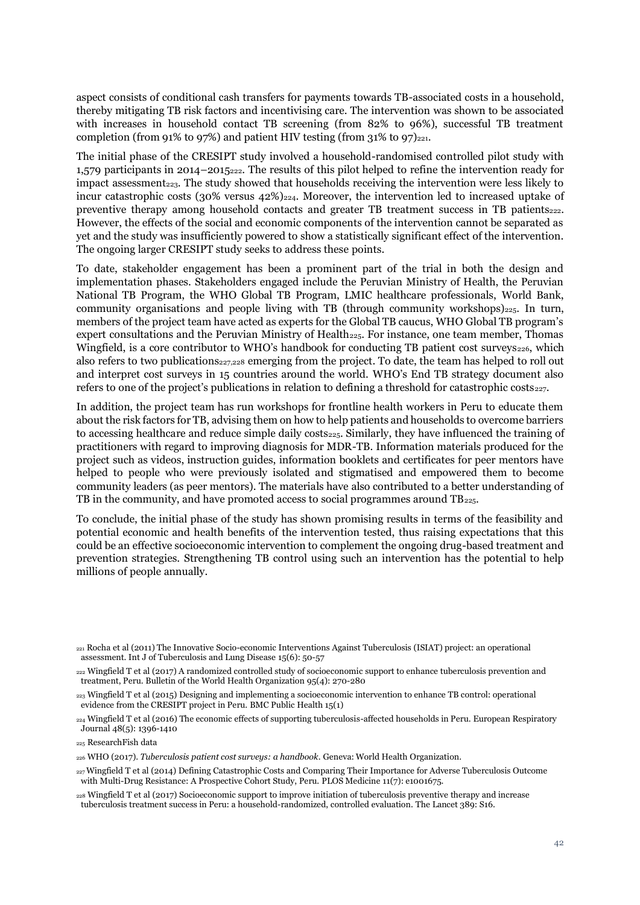aspect consists of conditional cash transfers for payments towards TB-associated costs in a household, thereby mitigating TB risk factors and incentivising care. The intervention was shown to be associated with increases in household contact TB screening (from 82% to 96%), successful TB treatment completion (from 91% to 97%) and patient HIV testing (from 31% to 97)[221].

The initial phase of the CRESIPT study involved a household-randomised controlled pilot study with 1,579 participants in 2014–2015[222]. The results of this pilot helped to refine the intervention ready for impact assessment[223]. The study showed that households receiving the intervention were less likely to incur catastrophic costs (30% versus 42%)[224]. Moreover, the intervention led to increased uptake of preventive therapy among household contacts and greater TB treatment success in TB patients[222]. However, the effects of the social and economic components of the intervention cannot be separated as yet and the study was insufficiently powered to show a statistically significant effect of the intervention. The ongoing larger CRESIPT study seeks to address these points.

To date, stakeholder engagement has been a prominent part of the trial in both the design and implementation phases. Stakeholders engaged include the Peruvian Ministry of Health, the Peruvian National TB Program, the WHO Global TB Program, LMIC healthcare professionals, World Bank, community organisations and people living with TB (through community workshops)[225]. In turn, members of the project team have acted as experts for the Global TB caucus, WHO Global TB program's expert consultations and the Peruvian Ministry of Health[225]. For instance, one team member, Thomas Wingfield, is a core contributor to WHO's handbook for conducting TB patient cost surveys[226], which also refers to two publications[227,228] emerging from the project. To date, the team has helped to roll out and interpret cost surveys in 15 countries around the world. WHO's End TB strategy document also refers to one of the project's publications in relation to defining a threshold for catastrophic costs[227].

In addition, the project team has run workshops for frontline health workers in Peru to educate them about the risk factors for TB, advising them on how to help patients and households to overcome barriers to accessing healthcare and reduce simple daily costs[225]. Similarly, they have influenced the training of practitioners with regard to improving diagnosis for MDR-TB. Information materials produced for the project such as videos, instruction guides, information booklets and certificates for peer mentors have helped to people who were previously isolated and stigmatised and empowered them to become community leaders (as peer mentors). The materials have also contributed to a better understanding of TB in the community, and have promoted access to social programmes around TB[225].

To conclude, the initial phase of the study has shown promising results in terms of the feasibility and potential economic and health benefits of the intervention tested, thus raising expectations that this could be an effective socioeconomic intervention to complement the ongoing drug-based treatment and prevention strategies. Strengthening TB control using such an intervention has the potential to help millions of people annually.

[221] Rocha et al (2011) The Innovative Socio-economic Interventions Against Tuberculosis (ISIAT) project: an operational assessment. Int J of Tuberculosis and Lung Disease 15(6): 50-57

[222] Wingfield T et al (2017) A randomized controlled study of socioeconomic support to enhance tuberculosis prevention and treatment, Peru. Bulletin of the World Health Organization 95(4): 270-280

[223] Wingfield T et al (2015) Designing and implementing a socioeconomic intervention to enhance TB control: operational evidence from the CRESIPT project in Peru. BMC Public Health 15(1)

[224] Wingfield T et al (2016) The economic effects of supporting tuberculosis-affected households in Peru. European Respiratory Journal 48(5): 1396-1410

[225] ResearchFish data

[226] WHO (2017). *Tuberculosis patient cost surveys: a handbook*. Geneva: World Health Organization.

[227] Wingfield T et al (2014) Defining Catastrophic Costs and Comparing Their Importance for Adverse Tuberculosis Outcome with Multi-Drug Resistance: A Prospective Cohort Study, Peru. PLOS Medicine 11(7): e1001675.

[228] Wingfield T et al (2017) Socioeconomic support to improve initiation of tuberculosis preventive therapy and increase tuberculosis treatment success in Peru: a household-randomized, controlled evaluation. The Lancet 389: S16.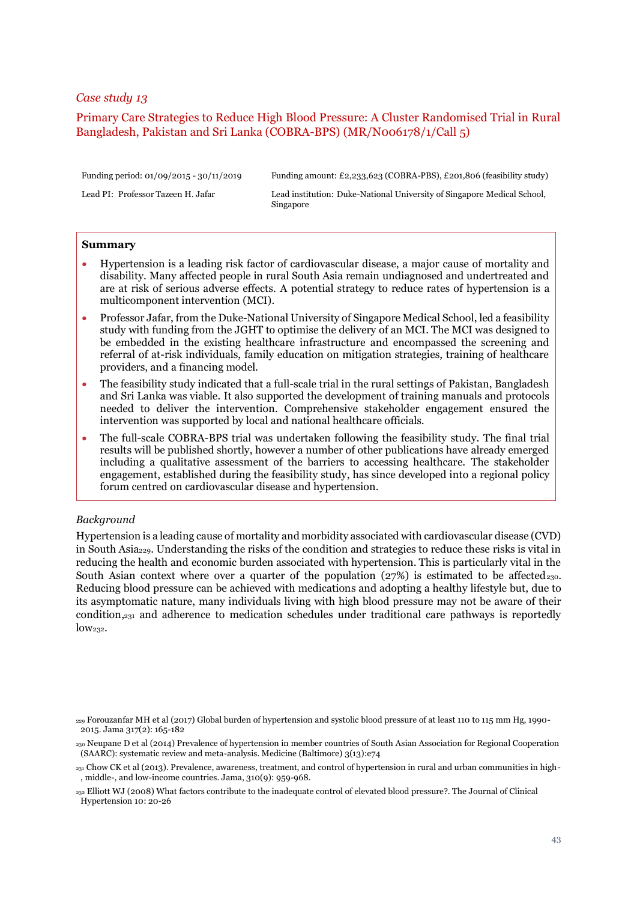*Case study 13*

## Primary Care Strategies to Reduce High Blood Pressure: A Cluster Randomised Trial in Rural Bangladesh, Pakistan and Sri Lanka (COBRA-BPS) (MR/N006178/1/Call 5)

| | |
|---|---|
| Funding period: 01/09/2015 - 30/11/2019 | Funding amount: £2,233,623 (COBRA-PBS), £201,806 (feasibility study) |
| Lead PI: Professor Tazeen H. Jafar | Lead institution: Duke-National University of Singapore Medical School, Singapore |

**Summary**

- Hypertension is a leading risk factor of cardiovascular disease, a major cause of mortality and disability. Many affected people in rural South Asia remain undiagnosed and undertreated and are at risk of serious adverse effects. A potential strategy to reduce rates of hypertension is a multicomponent intervention (MCI).
- Professor Jafar, from the Duke-National University of Singapore Medical School, led a feasibility study with funding from the JGHT to optimise the delivery of an MCI. The MCI was designed to be embedded in the existing healthcare infrastructure and encompassed the screening and referral of at-risk individuals, family education on mitigation strategies, training of healthcare providers, and a financing model.
- The feasibility study indicated that a full-scale trial in the rural settings of Pakistan, Bangladesh and Sri Lanka was viable. It also supported the development of training manuals and protocols needed to deliver the intervention. Comprehensive stakeholder engagement ensured the intervention was supported by local and national healthcare officials.
- The full-scale COBRA-BPS trial was undertaken following the feasibility study. The final trial results will be published shortly, however a number of other publications have already emerged including a qualitative assessment of the barriers to accessing healthcare. The stakeholder engagement, established during the feasibility study, has since developed into a regional policy forum centred on cardiovascular disease and hypertension.

*Background*

Hypertension is a leading cause of mortality and morbidity associated with cardiovascular disease (CVD) in South Asia[229]. Understanding the risks of the condition and strategies to reduce these risks is vital in reducing the health and economic burden associated with hypertension. This is particularly vital in the South Asian context where over a quarter of the population (27%) is estimated to be affected[230]. Reducing blood pressure can be achieved with medications and adopting a healthy lifestyle but, due to its asymptomatic nature, many individuals living with high blood pressure may not be aware of their condition,[231] and adherence to medication schedules under traditional care pathways is reportedly low[232].

[229] Forouzanfar MH et al (2017) Global burden of hypertension and systolic blood pressure of at least 110 to 115 mm Hg, 1990-2015. Jama 317(2): 165-182

[230] Neupane D et al (2014) Prevalence of hypertension in member countries of South Asian Association for Regional Cooperation (SAARC): systematic review and meta-analysis. Medicine (Baltimore) 3(13):e74

[231] Chow CK et al (2013). Prevalence, awareness, treatment, and control of hypertension in rural and urban communities in high-, middle-, and low-income countries. Jama, 310(9): 959-968.

[232] Elliott WJ (2008) What factors contribute to the inadequate control of elevated blood pressure?. The Journal of Clinical Hypertension 10: 20-26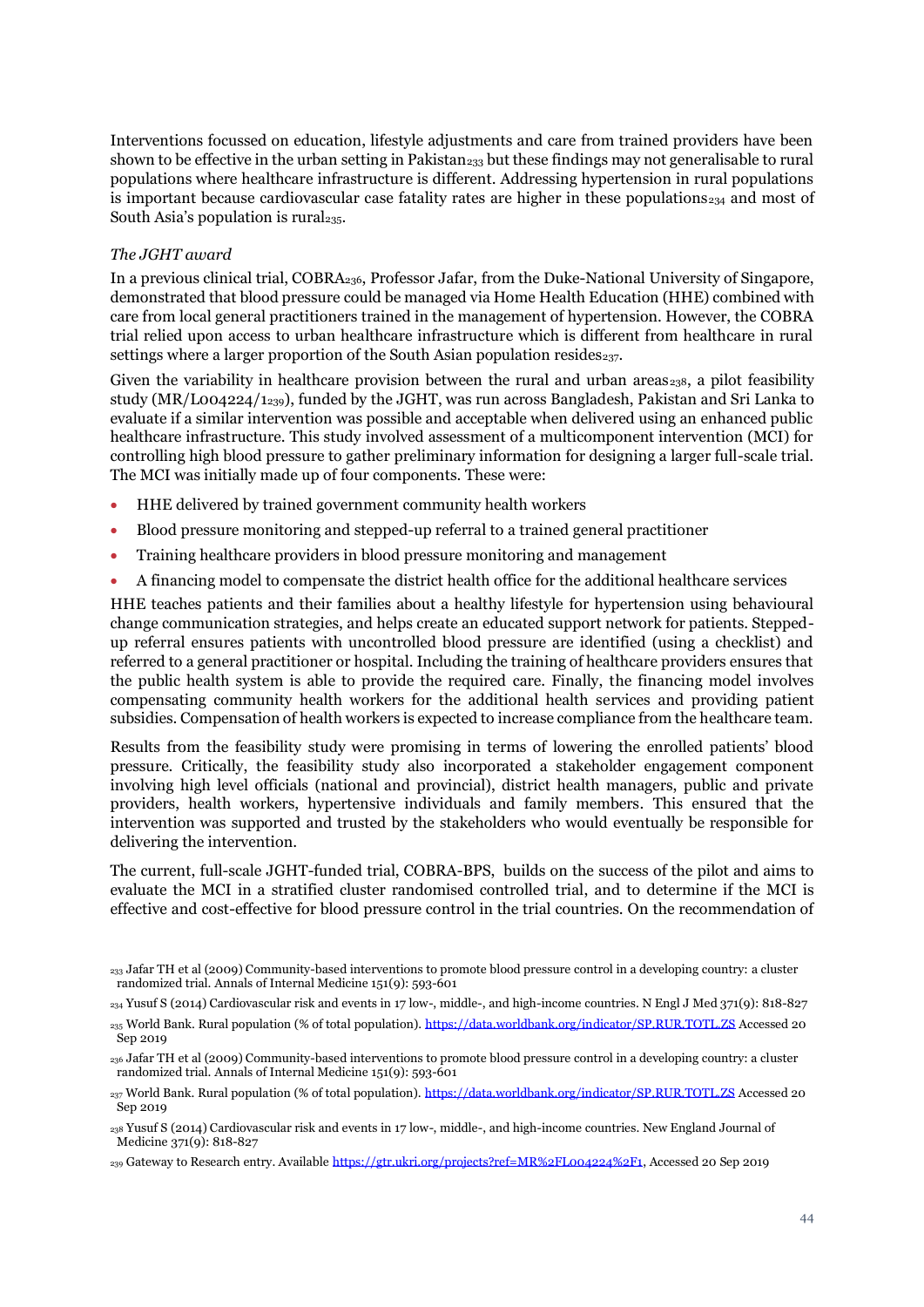Interventions focussed on education, lifestyle adjustments and care from trained providers have been shown to be effective in the urban setting in Pakistan[233] but these findings may not generalisable to rural populations where healthcare infrastructure is different. Addressing hypertension in rural populations is important because cardiovascular case fatality rates are higher in these populations[234] and most of South Asia's population is rural[235].

*The JGHT award*

In a previous clinical trial, COBRA[236], Professor Jafar, from the Duke-National University of Singapore, demonstrated that blood pressure could be managed via Home Health Education (HHE) combined with care from local general practitioners trained in the management of hypertension. However, the COBRA trial relied upon access to urban healthcare infrastructure which is different from healthcare in rural settings where a larger proportion of the South Asian population resides[237].

Given the variability in healthcare provision between the rural and urban areas[238], a pilot feasibility study (MR/L004224/1[239]), funded by the JGHT, was run across Bangladesh, Pakistan and Sri Lanka to evaluate if a similar intervention was possible and acceptable when delivered using an enhanced public healthcare infrastructure. This study involved assessment of a multicomponent intervention (MCI) for controlling high blood pressure to gather preliminary information for designing a larger full-scale trial. The MCI was initially made up of four components. These were:

- HHE delivered by trained government community health workers
- Blood pressure monitoring and stepped-up referral to a trained general practitioner
- Training healthcare providers in blood pressure monitoring and management
- A financing model to compensate the district health office for the additional healthcare services

HHE teaches patients and their families about a healthy lifestyle for hypertension using behavioural change communication strategies, and helps create an educated support network for patients. Stepped-up referral ensures patients with uncontrolled blood pressure are identified (using a checklist) and referred to a general practitioner or hospital. Including the training of healthcare providers ensures that the public health system is able to provide the required care. Finally, the financing model involves compensating community health workers for the additional health services and providing patient subsidies. Compensation of health workers is expected to increase compliance from the healthcare team.

Results from the feasibility study were promising in terms of lowering the enrolled patients' blood pressure. Critically, the feasibility study also incorporated a stakeholder engagement component involving high level officials (national and provincial), district health managers, public and private providers, health workers, hypertensive individuals and family members. This ensured that the intervention was supported and trusted by the stakeholders who would eventually be responsible for delivering the intervention.

The current, full-scale JGHT-funded trial, COBRA-BPS, builds on the success of the pilot and aims to evaluate the MCI in a stratified cluster randomised controlled trial, and to determine if the MCI is effective and cost-effective for blood pressure control in the trial countries. On the recommendation of

[233] Jafar TH et al (2009) Community-based interventions to promote blood pressure control in a developing country: a cluster randomized trial. Annals of Internal Medicine 151(9): 593-601

[234] Yusuf S (2014) Cardiovascular risk and events in 17 low-, middle-, and high-income countries. N Engl J Med 371(9): 818-827

[235] World Bank. Rural population (% of total population). https://data.worldbank.org/indicator/SP.RUR.TOTL.ZS Accessed 20 Sep 2019

[236] Jafar TH et al (2009) Community-based interventions to promote blood pressure control in a developing country: a cluster randomized trial. Annals of Internal Medicine 151(9): 593-601

[237] World Bank. Rural population (% of total population). https://data.worldbank.org/indicator/SP.RUR.TOTL.ZS Accessed 20 Sep 2019

[238] Yusuf S (2014) Cardiovascular risk and events in 17 low-, middle-, and high-income countries. New England Journal of Medicine 371(9): 818-827

[239] Gateway to Research entry. Available https://gtr.ukri.org/projects?ref=MR%2FL004224%2F1, Accessed 20 Sep 2019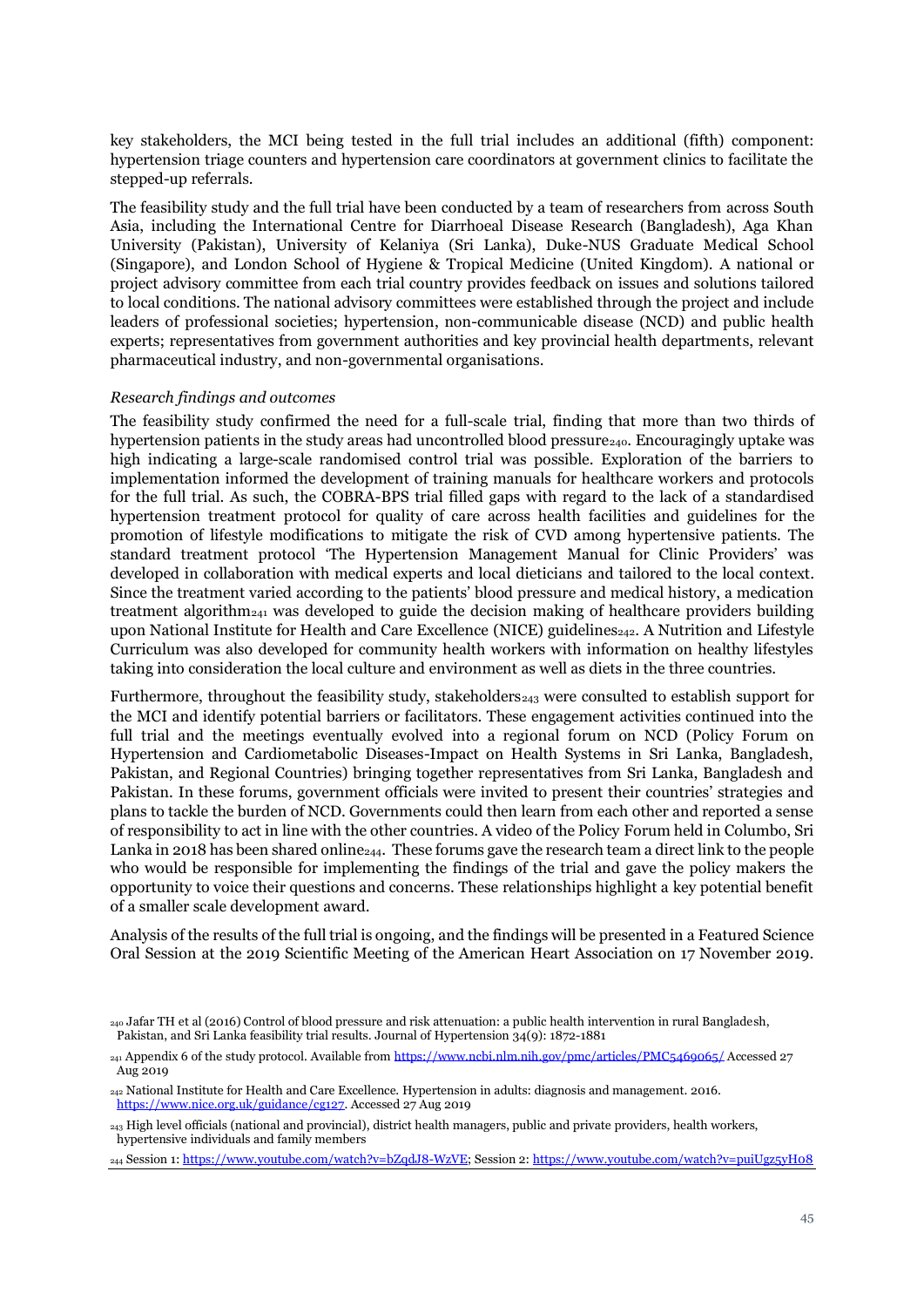key stakeholders, the MCI being tested in the full trial includes an additional (fifth) component: hypertension triage counters and hypertension care coordinators at government clinics to facilitate the stepped-up referrals.

The feasibility study and the full trial have been conducted by a team of researchers from across South Asia, including the International Centre for Diarrhoeal Disease Research (Bangladesh), Aga Khan University (Pakistan), University of Kelaniya (Sri Lanka), Duke-NUS Graduate Medical School (Singapore), and London School of Hygiene & Tropical Medicine (United Kingdom). A national or project advisory committee from each trial country provides feedback on issues and solutions tailored to local conditions. The national advisory committees were established through the project and include leaders of professional societies; hypertension, non-communicable disease (NCD) and public health experts; representatives from government authorities and key provincial health departments, relevant pharmaceutical industry, and non-governmental organisations.

*Research findings and outcomes*

The feasibility study confirmed the need for a full-scale trial, finding that more than two thirds of hypertension patients in the study areas had uncontrolled blood pressure[240]. Encouragingly uptake was high indicating a large-scale randomised control trial was possible. Exploration of the barriers to implementation informed the development of training manuals for healthcare workers and protocols for the full trial. As such, the COBRA-BPS trial filled gaps with regard to the lack of a standardised hypertension treatment protocol for quality of care across health facilities and guidelines for the promotion of lifestyle modifications to mitigate the risk of CVD among hypertensive patients. The standard treatment protocol 'The Hypertension Management Manual for Clinic Providers' was developed in collaboration with medical experts and local dieticians and tailored to the local context. Since the treatment varied according to the patients' blood pressure and medical history, a medication treatment algorithm[241] was developed to guide the decision making of healthcare providers building upon National Institute for Health and Care Excellence (NICE) guidelines[242]. A Nutrition and Lifestyle Curriculum was also developed for community health workers with information on healthy lifestyles taking into consideration the local culture and environment as well as diets in the three countries.

Furthermore, throughout the feasibility study, stakeholders[243] were consulted to establish support for the MCI and identify potential barriers or facilitators. These engagement activities continued into the full trial and the meetings eventually evolved into a regional forum on NCD (Policy Forum on Hypertension and Cardiometabolic Diseases-Impact on Health Systems in Sri Lanka, Bangladesh, Pakistan, and Regional Countries) bringing together representatives from Sri Lanka, Bangladesh and Pakistan. In these forums, government officials were invited to present their countries' strategies and plans to tackle the burden of NCD. Governments could then learn from each other and reported a sense of responsibility to act in line with the other countries. A video of the Policy Forum held in Columbo, Sri Lanka in 2018 has been shared online[244]. These forums gave the research team a direct link to the people who would be responsible for implementing the findings of the trial and gave the policy makers the opportunity to voice their questions and concerns. These relationships highlight a key potential benefit of a smaller scale development award.

Analysis of the results of the full trial is ongoing, and the findings will be presented in a Featured Science Oral Session at the 2019 Scientific Meeting of the American Heart Association on 17 November 2019.

---

[240] Jafar TH et al (2016) Control of blood pressure and risk attenuation: a public health intervention in rural Bangladesh, Pakistan, and Sri Lanka feasibility trial results. Journal of Hypertension 34(9): 1872-1881

[241] Appendix 6 of the study protocol. Available from https://www.ncbi.nlm.nih.gov/pmc/articles/PMC5469065/ Accessed 27 Aug 2019

[242] National Institute for Health and Care Excellence. Hypertension in adults: diagnosis and management. 2016. https://www.nice.org.uk/guidance/cg127. Accessed 27 Aug 2019

[243] High level officials (national and provincial), district health managers, public and private providers, health workers, hypertensive individuals and family members

[244] Session 1: https://www.youtube.com/watch?v=bZqdJ8-WzVE; Session 2: https://www.youtube.com/watch?v=puiUgz5yH08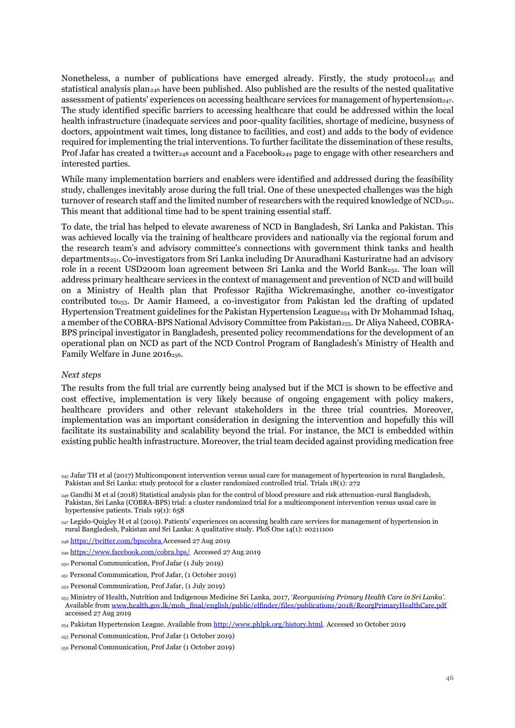Nonetheless, a number of publications have emerged already. Firstly, the study protocol[245] and statistical analysis plan[246] have been published. Also published are the results of the nested qualitative assessment of patients' experiences on accessing healthcare services for management of hypertension[247]. The study identified specific barriers to accessing healthcare that could be addressed within the local health infrastructure (inadequate services and poor-quality facilities, shortage of medicine, busyness of doctors, appointment wait times, long distance to facilities, and cost) and adds to the body of evidence required for implementing the trial interventions. To further facilitate the dissemination of these results, Prof Jafar has created a twitter[248] account and a Facebook[249] page to engage with other researchers and interested parties.

While many implementation barriers and enablers were identified and addressed during the feasibility study, challenges inevitably arose during the full trial. One of these unexpected challenges was the high turnover of research staff and the limited number of researchers with the required knowledge of NCD[250]. This meant that additional time had to be spent training essential staff.

To date, the trial has helped to elevate awareness of NCD in Bangladesh, Sri Lanka and Pakistan. This was achieved locally via the training of healthcare providers and nationally via the regional forum and the research team's and advisory committee's connections with government think tanks and health departments[251]. Co-investigators from Sri Lanka including Dr Anuradhani Kasturiratne had an advisory role in a recent USD200m loan agreement between Sri Lanka and the World Bank[252]. The loan will address primary healthcare services in the context of management and prevention of NCD and will build on a Ministry of Health plan that Professor Rajitha Wickremasinghe, another co-investigator contributed to[253]. Dr Aamir Hameed, a co-investigator from Pakistan led the drafting of updated Hypertension Treatment guidelines for the Pakistan Hypertension League[254] with Dr Mohammad Ishaq, a member of the COBRA-BPS National Advisory Committee from Pakistan[255]. Dr Aliya Naheed, COBRA-BPS principal investigator in Bangladesh, presented policy recommendations for the development of an operational plan on NCD as part of the NCD Control Program of Bangladesh's Ministry of Health and Family Welfare in June 2016[256].

*Next steps*

The results from the full trial are currently being analysed but if the MCI is shown to be effective and cost effective, implementation is very likely because of ongoing engagement with policy makers, healthcare providers and other relevant stakeholders in the three trial countries. Moreover, implementation was an important consideration in designing the intervention and hopefully this will facilitate its sustainability and scalability beyond the trial. For instance, the MCI is embedded within existing public health infrastructure. Moreover, the trial team decided against providing medication free

---

[245] Jafar TH et al (2017) Multicomponent intervention versus usual care for management of hypertension in rural Bangladesh, Pakistan and Sri Lanka: study protocol for a cluster randomized controlled trial. Trials 18(1): 272

[246] Gandhi M et al (2018) Statistical analysis plan for the control of blood pressure and risk attenuation-rural Bangladesh, Pakistan, Sri Lanka (COBRA-BPS) trial: a cluster randomized trial for a multicomponent intervention versus usual care in hypertensive patients. Trials 19(1): 658

[247] Legido-Quigley H et al (2019). Patients' experiences on accessing health care services for management of hypertension in rural Bangladesh, Pakistan and Sri Lanka: A qualitative study. PloS One 14(1): e0211100

[248] https://twitter.com/bpscobra Accessed 27 Aug 2019

[249] https://www.facebook.com/cobra.bps/ Accessed 27 Aug 2019

[250] Personal Communication, Prof Jafar (1 July 2019)

[251] Personal Communication, Prof Jafar, (1 October 2019)

[252] Personal Communication, Prof Jafar, (1 July 2019)

[253] Ministry of Health, Nutrition and Indigenous Medicine Sri Lanka, 2017, '*Reorganising Primary Health Care in Sri Lanka*'. Available from www.health.gov.lk/moh_final/english/public/elfinder/files/publications/2018/ReorgPrimaryHealthCare.pdf accessed 27 Aug 2019

[254] Pakistan Hypertension League. Available from http://www.phlpk.org/history.html. Accessed 10 October 2019

[255] Personal Communication, Prof Jafar (1 October 2019)

[256] Personal Communication, Prof Jafar (1 October 2019)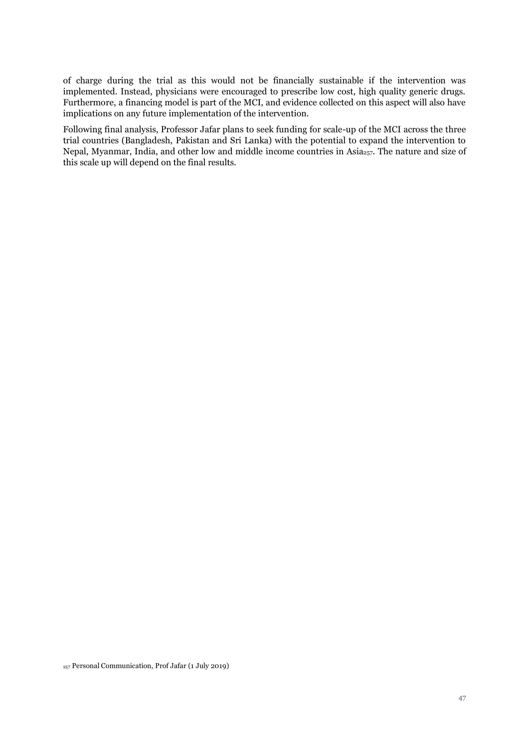of charge during the trial as this would not be financially sustainable if the intervention was implemented. Instead, physicians were encouraged to prescribe low cost, high quality generic drugs. Furthermore, a financing model is part of the MCI, and evidence collected on this aspect will also have implications on any future implementation of the intervention.

Following final analysis, Professor Jafar plans to seek funding for scale-up of the MCI across the three trial countries (Bangladesh, Pakistan and Sri Lanka) with the potential to expand the intervention to Nepal, Myanmar, India, and other low and middle income countries in Asia[257]. The nature and size of this scale up will depend on the final results.

[257] Personal Communication, Prof Jafar (1 July 2019)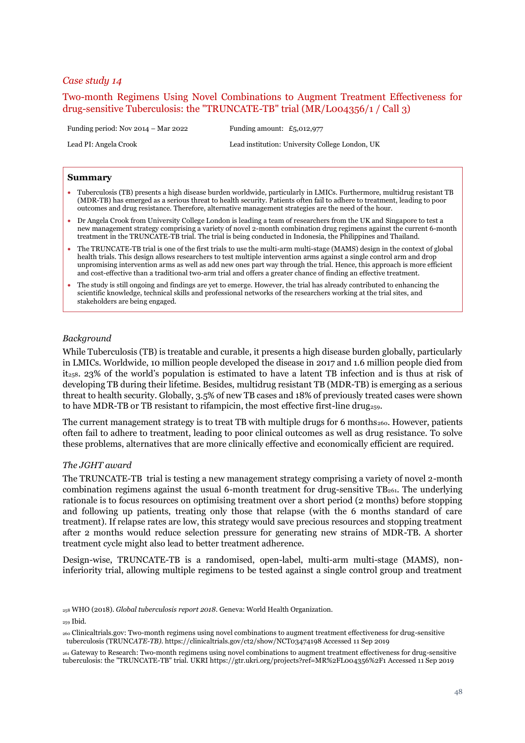*Case study 14*

## Two-month Regimens Using Novel Combinations to Augment Treatment Effectiveness for drug-sensitive Tuberculosis: the "TRUNCATE-TB" trial (MR/L004356/1 / Call 3)

| Funding period: Nov 2014 – Mar 2022 | Funding amount: £5,012,977 |
|---|---|
| Lead PI: Angela Crook | Lead institution: University College London, UK |

**Summary**

- Tuberculosis (TB) presents a high disease burden worldwide, particularly in LMICs. Furthermore, multidrug resistant TB (MDR-TB) has emerged as a serious threat to health security. Patients often fail to adhere to treatment, leading to poor outcomes and drug resistance. Therefore, alternative management strategies are the need of the hour.
- Dr Angela Crook from University College London is leading a team of researchers from the UK and Singapore to test a new management strategy comprising a variety of novel 2-month combination drug regimens against the current 6-month treatment in the TRUNCATE-TB trial. The trial is being conducted in Indonesia, the Philippines and Thailand.
- The TRUNCATE-TB trial is one of the first trials to use the multi-arm multi-stage (MAMS) design in the context of global health trials. This design allows researchers to test multiple intervention arms against a single control arm and drop unpromising intervention arms as well as add new ones part way through the trial. Hence, this approach is more efficient and cost-effective than a traditional two-arm trial and offers a greater chance of finding an effective treatment.
- The study is still ongoing and findings are yet to emerge. However, the trial has already contributed to enhancing the scientific knowledge, technical skills and professional networks of the researchers working at the trial sites, and stakeholders are being engaged.

### *Background*

While Tuberculosis (TB) is treatable and curable, it presents a high disease burden globally, particularly in LMICs. Worldwide, 10 million people developed the disease in 2017 and 1.6 million people died from it[258]. 23% of the world's population is estimated to have a latent TB infection and is thus at risk of developing TB during their lifetime. Besides, multidrug resistant TB (MDR-TB) is emerging as a serious threat to health security. Globally, 3.5% of new TB cases and 18% of previously treated cases were shown to have MDR-TB or TB resistant to rifampicin, the most effective first-line drug[259].

The current management strategy is to treat TB with multiple drugs for 6 months[260]. However, patients often fail to adhere to treatment, leading to poor clinical outcomes as well as drug resistance. To solve these problems, alternatives that are more clinically effective and economically efficient are required.

### *The JGHT award*

The TRUNCATE-TB trial is testing a new management strategy comprising a variety of novel 2-month combination regimens against the usual 6-month treatment for drug-sensitive TB[261]. The underlying rationale is to focus resources on optimising treatment over a short period (2 months) before stopping and following up patients, treating only those that relapse (with the 6 months standard of care treatment). If relapse rates are low, this strategy would save precious resources and stopping treatment after 2 months would reduce selection pressure for generating new strains of MDR-TB. A shorter treatment cycle might also lead to better treatment adherence.

Design-wise, TRUNCATE-TB is a randomised, open-label, multi-arm multi-stage (MAMS), non-inferiority trial, allowing multiple regimens to be tested against a single control group and treatment

---

[258] WHO (2018). *Global tuberculosis report 2018*. Geneva: World Health Organization.

[259] Ibid.

[260] Clinicaltrials.gov: Two-month regimens using novel combinations to augment treatment effectiveness for drug-sensitive tuberculosis (TRUNC*ATE-TB)*. https://clinicaltrials.gov/ct2/show/NCT03474198 Accessed 11 Sep 2019

[261] Gateway to Research: Two-month regimens using novel combinations to augment treatment effectiveness for drug-sensitive tuberculosis: the "TRUNCATE-TB" trial. UKRI https://gtr.ukri.org/projects?ref=MR%2FL004356%2F1 Accessed 11 Sep 2019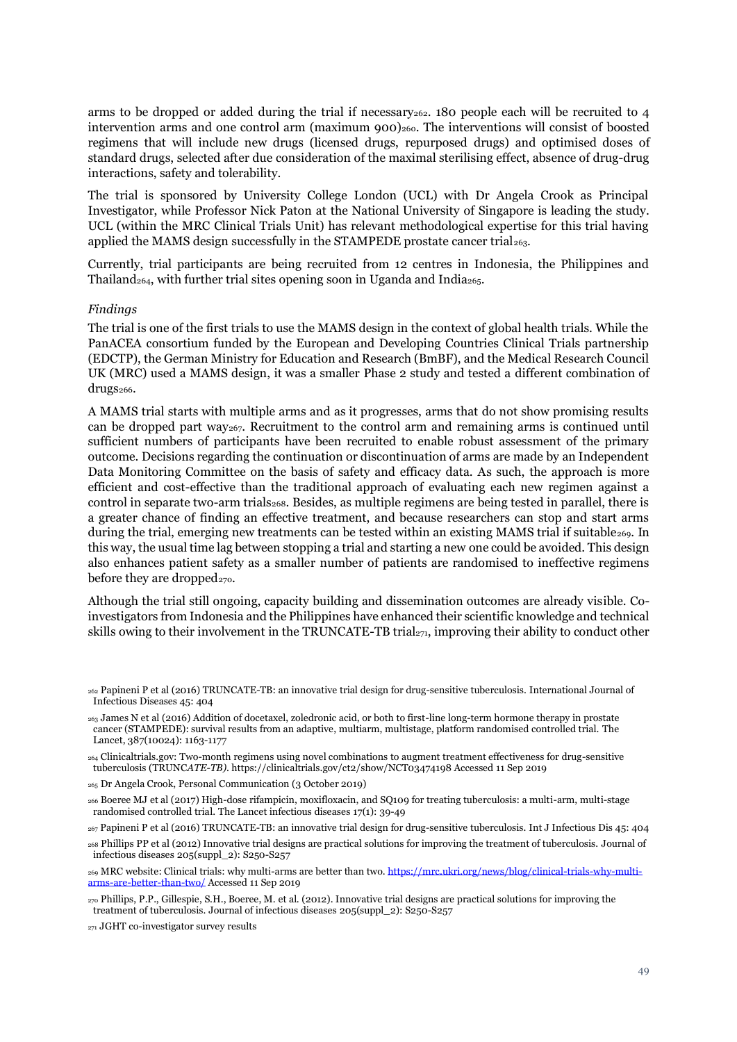arms to be dropped or added during the trial if necessary[262]. 180 people each will be recruited to 4 intervention arms and one control arm (maximum 900)[260]. The interventions will consist of boosted regimens that will include new drugs (licensed drugs, repurposed drugs) and optimised doses of standard drugs, selected after due consideration of the maximal sterilising effect, absence of drug-drug interactions, safety and tolerability.

The trial is sponsored by University College London (UCL) with Dr Angela Crook as Principal Investigator, while Professor Nick Paton at the National University of Singapore is leading the study. UCL (within the MRC Clinical Trials Unit) has relevant methodological expertise for this trial having applied the MAMS design successfully in the STAMPEDE prostate cancer trial[263].

Currently, trial participants are being recruited from 12 centres in Indonesia, the Philippines and Thailand[264], with further trial sites opening soon in Uganda and India[265].

*Findings*

The trial is one of the first trials to use the MAMS design in the context of global health trials. While the PanACEA consortium funded by the European and Developing Countries Clinical Trials partnership (EDCTP), the German Ministry for Education and Research (BmBF), and the Medical Research Council UK (MRC) used a MAMS design, it was a smaller Phase 2 study and tested a different combination of drugs[266].

A MAMS trial starts with multiple arms and as it progresses, arms that do not show promising results can be dropped part way[267]. Recruitment to the control arm and remaining arms is continued until sufficient numbers of participants have been recruited to enable robust assessment of the primary outcome. Decisions regarding the continuation or discontinuation of arms are made by an Independent Data Monitoring Committee on the basis of safety and efficacy data. As such, the approach is more efficient and cost-effective than the traditional approach of evaluating each new regimen against a control in separate two-arm trials[268]. Besides, as multiple regimens are being tested in parallel, there is a greater chance of finding an effective treatment, and because researchers can stop and start arms during the trial, emerging new treatments can be tested within an existing MAMS trial if suitable[269]. In this way, the usual time lag between stopping a trial and starting a new one could be avoided. This design also enhances patient safety as a smaller number of patients are randomised to ineffective regimens before they are dropped[270].

Although the trial still ongoing, capacity building and dissemination outcomes are already visible. Co-investigators from Indonesia and the Philippines have enhanced their scientific knowledge and technical skills owing to their involvement in the TRUNCATE-TB trial[271], improving their ability to conduct other

---

[262] Papineni P et al (2016) TRUNCATE-TB: an innovative trial design for drug-sensitive tuberculosis. International Journal of Infectious Diseases 45: 404

[263] James N et al (2016) Addition of docetaxel, zoledronic acid, or both to first-line long-term hormone therapy in prostate cancer (STAMPEDE): survival results from an adaptive, multiarm, multistage, platform randomised controlled trial. The Lancet, 387(10024): 1163-1177

[264] Clinicaltrials.gov: Two-month regimens using novel combinations to augment treatment effectiveness for drug-sensitive tuberculosis (TRUNC*ATE-TB)*. https://clinicaltrials.gov/ct2/show/NCT03474198 Accessed 11 Sep 2019

[265] Dr Angela Crook, Personal Communication (3 October 2019)

[266] Boeree MJ et al (2017) High-dose rifampicin, moxifloxacin, and SQ109 for treating tuberculosis: a multi-arm, multi-stage randomised controlled trial. The Lancet infectious diseases 17(1): 39-49

[267] Papineni P et al (2016) TRUNCATE-TB: an innovative trial design for drug-sensitive tuberculosis. Int J Infectious Dis 45: 404

[268] Phillips PP et al (2012) Innovative trial designs are practical solutions for improving the treatment of tuberculosis. Journal of infectious diseases 205(suppl_2): S250-S257

[269] MRC website: Clinical trials: why multi-arms are better than two. https://mrc.ukri.org/news/blog/clinical-trials-why-multi-arms-are-better-than-two/ Accessed 11 Sep 2019

[270] Phillips, P.P., Gillespie, S.H., Boeree, M. et al. (2012). Innovative trial designs are practical solutions for improving the treatment of tuberculosis. Journal of infectious diseases 205(suppl_2): S250-S257

[271] JGHT co-investigator survey results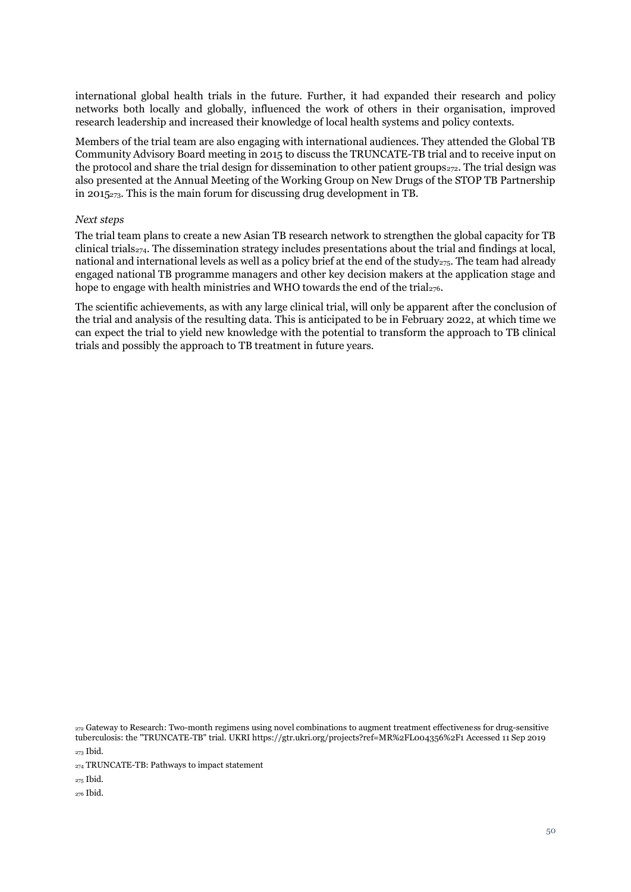international global health trials in the future. Further, it had expanded their research and policy networks both locally and globally, influenced the work of others in their organisation, improved research leadership and increased their knowledge of local health systems and policy contexts.

Members of the trial team are also engaging with international audiences. They attended the Global TB Community Advisory Board meeting in 2015 to discuss the TRUNCATE-TB trial and to receive input on the protocol and share the trial design for dissemination to other patient groups[272]. The trial design was also presented at the Annual Meeting of the Working Group on New Drugs of the STOP TB Partnership in 2015[273]. This is the main forum for discussing drug development in TB.

*Next steps*

The trial team plans to create a new Asian TB research network to strengthen the global capacity for TB clinical trials[274]. The dissemination strategy includes presentations about the trial and findings at local, national and international levels as well as a policy brief at the end of the study[275]. The team had already engaged national TB programme managers and other key decision makers at the application stage and hope to engage with health ministries and WHO towards the end of the trial[276].

The scientific achievements, as with any large clinical trial, will only be apparent after the conclusion of the trial and analysis of the resulting data. This is anticipated to be in February 2022, at which time we can expect the trial to yield new knowledge with the potential to transform the approach to TB clinical trials and possibly the approach to TB treatment in future years.

[272] Gateway to Research: Two-month regimens using novel combinations to augment treatment effectiveness for drug-sensitive tuberculosis: the "TRUNCATE-TB" trial. UKRI https://gtr.ukri.org/projects?ref=MR%2FL004356%2F1 Accessed 11 Sep 2019

[273] Ibid.

[274] TRUNCATE-TB: Pathways to impact statement

[275] Ibid.

[276] Ibid.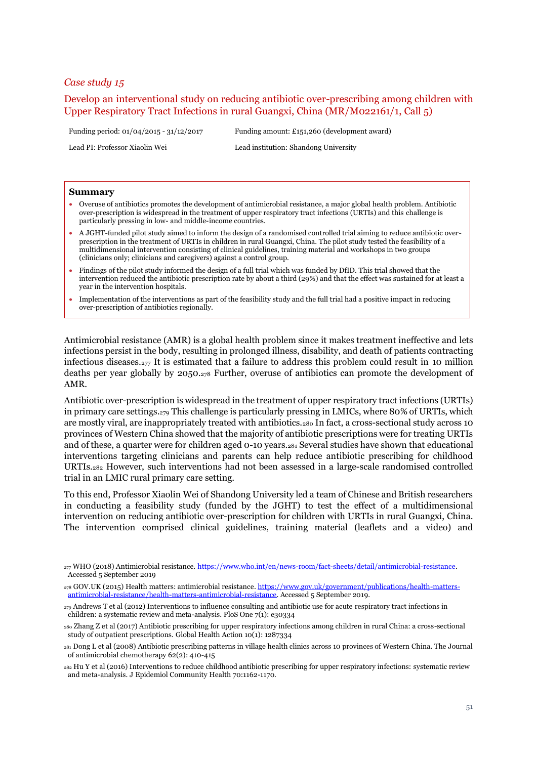*Case study 15*

## Develop an interventional study on reducing antibiotic over-prescribing among children with Upper Respiratory Tract Infections in rural Guangxi, China (MR/M022161/1, Call 5)

Funding period: 01/04/2015 - 31/12/2017

Funding amount: £151,260 (development award)

Lead PI: Professor Xiaolin Wei

Lead institution: Shandong University

**Summary**

- Overuse of antibiotics promotes the development of antimicrobial resistance, a major global health problem. Antibiotic over-prescription is widespread in the treatment of upper respiratory tract infections (URTIs) and this challenge is particularly pressing in low- and middle-income countries.
- A JGHT-funded pilot study aimed to inform the design of a randomised controlled trial aiming to reduce antibiotic over-prescription in the treatment of URTIs in children in rural Guangxi, China. The pilot study tested the feasibility of a multidimensional intervention consisting of clinical guidelines, training material and workshops in two groups (clinicians only; clinicians and caregivers) against a control group.
- Findings of the pilot study informed the design of a full trial which was funded by DfID. This trial showed that the intervention reduced the antibiotic prescription rate by about a third (29%) and that the effect was sustained for at least a year in the intervention hospitals.
- Implementation of the interventions as part of the feasibility study and the full trial had a positive impact in reducing over-prescription of antibiotics regionally.

Antimicrobial resistance (AMR) is a global health problem since it makes treatment ineffective and lets infections persist in the body, resulting in prolonged illness, disability, and death of patients contracting infectious diseases.[277] It is estimated that a failure to address this problem could result in 10 million deaths per year globally by 2050.[278] Further, overuse of antibiotics can promote the development of AMR.

Antibiotic over-prescription is widespread in the treatment of upper respiratory tract infections (URTIs) in primary care settings.[279] This challenge is particularly pressing in LMICs, where 80% of URTIs, which are mostly viral, are inappropriately treated with antibiotics.[280] In fact, a cross-sectional study across 10 provinces of Western China showed that the majority of antibiotic prescriptions were for treating URTIs and of these, a quarter were for children aged 0-10 years.[281] Several studies have shown that educational interventions targeting clinicians and parents can help reduce antibiotic prescribing for childhood URTIs.[282] However, such interventions had not been assessed in a large-scale randomised controlled trial in an LMIC rural primary care setting.

To this end, Professor Xiaolin Wei of Shandong University led a team of Chinese and British researchers in conducting a feasibility study (funded by the JGHT) to test the effect of a multidimensional intervention on reducing antibiotic over-prescription for children with URTIs in rural Guangxi, China. The intervention comprised clinical guidelines, training material (leaflets and a video) and

[277] WHO (2018) Antimicrobial resistance. https://www.who.int/en/news-room/fact-sheets/detail/antimicrobial-resistance. Accessed 5 September 2019

[278] GOV.UK (2015) Health matters: antimicrobial resistance. https://www.gov.uk/government/publications/health-matters-antimicrobial-resistance/health-matters-antimicrobial-resistance. Accessed 5 September 2019.

[279] Andrews T et al (2012) Interventions to influence consulting and antibiotic use for acute respiratory tract infections in children: a systematic review and meta-analysis. PloS One 7(1): e30334

[280] Zhang Z et al (2017) Antibiotic prescribing for upper respiratory infections among children in rural China: a cross-sectional study of outpatient prescriptions. Global Health Action 10(1): 1287334

[281] Dong L et al (2008) Antibiotic prescribing patterns in village health clinics across 10 provinces of Western China. The Journal of antimicrobial chemotherapy 62(2): 410-415

[282] Hu Y et al (2016) Interventions to reduce childhood antibiotic prescribing for upper respiratory infections: systematic review and meta-analysis. J Epidemiol Community Health 70:1162-1170.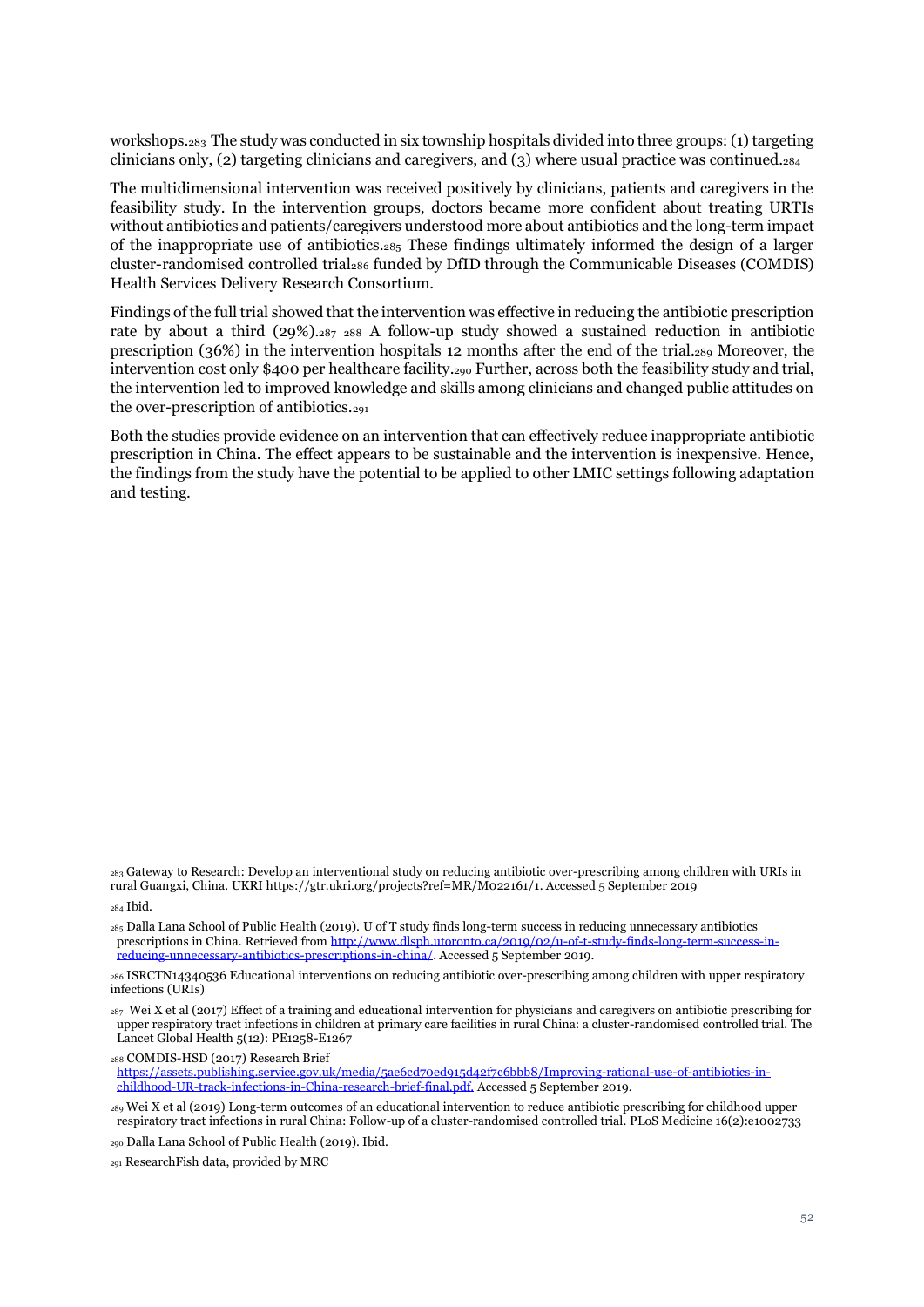workshops.[283] The study was conducted in six township hospitals divided into three groups: (1) targeting clinicians only, (2) targeting clinicians and caregivers, and (3) where usual practice was continued.[284]

The multidimensional intervention was received positively by clinicians, patients and caregivers in the feasibility study. In the intervention groups, doctors became more confident about treating URTIs without antibiotics and patients/caregivers understood more about antibiotics and the long-term impact of the inappropriate use of antibiotics.[285] These findings ultimately informed the design of a larger cluster-randomised controlled trial[286] funded by DfID through the Communicable Diseases (COMDIS) Health Services Delivery Research Consortium.

Findings of the full trial showed that the intervention was effective in reducing the antibiotic prescription rate by about a third (29%).[287] [288] A follow-up study showed a sustained reduction in antibiotic prescription (36%) in the intervention hospitals 12 months after the end of the trial.[289] Moreover, the intervention cost only $400 per healthcare facility.[290] Further, across both the feasibility study and trial, the intervention led to improved knowledge and skills among clinicians and changed public attitudes on the over-prescription of antibiotics.[291]

Both the studies provide evidence on an intervention that can effectively reduce inappropriate antibiotic prescription in China. The effect appears to be sustainable and the intervention is inexpensive. Hence, the findings from the study have the potential to be applied to other LMIC settings following adaptation and testing.

---

[283] Gateway to Research: Develop an interventional study on reducing antibiotic over-prescribing among children with URIs in rural Guangxi, China. UKRI https://gtr.ukri.org/projects?ref=MR/M022161/1. Accessed 5 September 2019

[284] Ibid.

[285] Dalla Lana School of Public Health (2019). U of T study finds long-term success in reducing unnecessary antibiotics prescriptions in China. Retrieved from http://www.dlsph.utoronto.ca/2019/02/u-of-t-study-finds-long-term-success-in-reducing-unnecessary-antibiotics-prescriptions-in-china/. Accessed 5 September 2019.

[286] ISRCTN14340536 Educational interventions on reducing antibiotic over-prescribing among children with upper respiratory infections (URIs)

[287] Wei X et al (2017) Effect of a training and educational intervention for physicians and caregivers on antibiotic prescribing for upper respiratory tract infections in children at primary care facilities in rural China: a cluster-randomised controlled trial. The Lancet Global Health 5(12): PE1258-E1267

[288] COMDIS-HSD (2017) Research Brief https://assets.publishing.service.gov.uk/media/5ae6cd70ed915d42f7c6bbb8/Improving-rational-use-of-antibiotics-in-childhood-UR-track-infections-in-China-research-brief-final.pdf. Accessed 5 September 2019.

[289] Wei X et al (2019) Long-term outcomes of an educational intervention to reduce antibiotic prescribing for childhood upper respiratory tract infections in rural China: Follow-up of a cluster-randomised controlled trial. PLoS Medicine 16(2):e1002733

[290] Dalla Lana School of Public Health (2019). Ibid.

[291] ResearchFish data, provided by MRC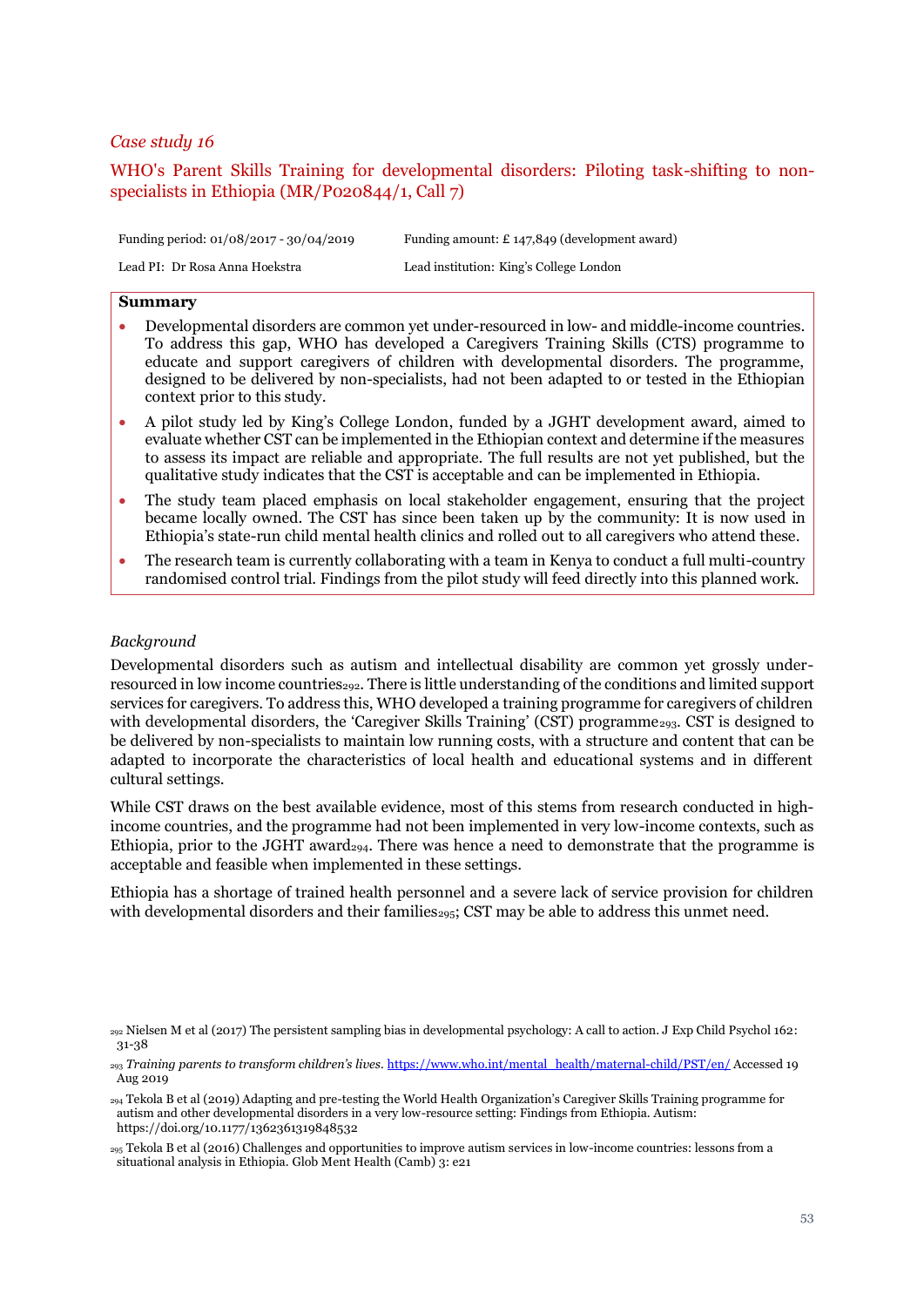*Case study 16*

## WHO's Parent Skills Training for developmental disorders: Piloting task-shifting to non-specialists in Ethiopia (MR/P020844/1, Call 7)

| Funding period: 01/08/2017 - 30/04/2019 | Funding amount: £ 147,849 (development award) |
|---|---|
| Lead PI: Dr Rosa Anna Hoekstra | Lead institution: King's College London |

**Summary**

- Developmental disorders are common yet under-resourced in low- and middle-income countries. To address this gap, WHO has developed a Caregivers Training Skills (CTS) programme to educate and support caregivers of children with developmental disorders. The programme, designed to be delivered by non-specialists, had not been adapted to or tested in the Ethiopian context prior to this study.
- A pilot study led by King's College London, funded by a JGHT development award, aimed to evaluate whether CST can be implemented in the Ethiopian context and determine if the measures to assess its impact are reliable and appropriate. The full results are not yet published, but the qualitative study indicates that the CST is acceptable and can be implemented in Ethiopia.
- The study team placed emphasis on local stakeholder engagement, ensuring that the project became locally owned. The CST has since been taken up by the community: It is now used in Ethiopia's state-run child mental health clinics and rolled out to all caregivers who attend these.
- The research team is currently collaborating with a team in Kenya to conduct a full multi-country randomised control trial. Findings from the pilot study will feed directly into this planned work.

*Background*

Developmental disorders such as autism and intellectual disability are common yet grossly under-resourced in low income countries[292]. There is little understanding of the conditions and limited support services for caregivers. To address this, WHO developed a training programme for caregivers of children with developmental disorders, the 'Caregiver Skills Training' (CST) programme[293]. CST is designed to be delivered by non-specialists to maintain low running costs, with a structure and content that can be adapted to incorporate the characteristics of local health and educational systems and in different cultural settings.

While CST draws on the best available evidence, most of this stems from research conducted in high-income countries, and the programme had not been implemented in very low-income contexts, such as Ethiopia, prior to the JGHT award[294]. There was hence a need to demonstrate that the programme is acceptable and feasible when implemented in these settings.

Ethiopia has a shortage of trained health personnel and a severe lack of service provision for children with developmental disorders and their families[295]; CST may be able to address this unmet need.

[292] Nielsen M et al (2017) The persistent sampling bias in developmental psychology: A call to action. J Exp Child Psychol 162: 31-38

[293] *Training parents to transform children's lives.* https://www.who.int/mental_health/maternal-child/PST/en/ Accessed 19 Aug 2019

[294] Tekola B et al (2019) Adapting and pre-testing the World Health Organization's Caregiver Skills Training programme for autism and other developmental disorders in a very low-resource setting: Findings from Ethiopia. Autism: https://doi.org/10.1177/1362361319848532

[295] Tekola B et al (2016) Challenges and opportunities to improve autism services in low-income countries: lessons from a situational analysis in Ethiopia. Glob Ment Health (Camb) 3: e21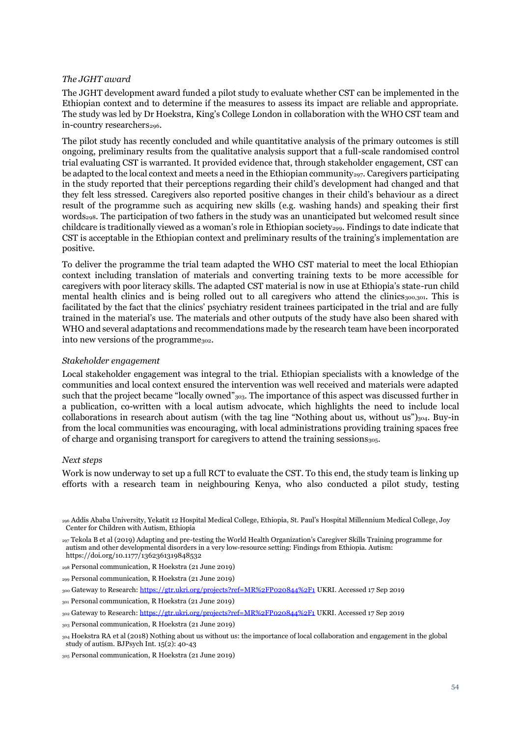*The JGHT award*

The JGHT development award funded a pilot study to evaluate whether CST can be implemented in the Ethiopian context and to determine if the measures to assess its impact are reliable and appropriate. The study was led by Dr Hoekstra, King's College London in collaboration with the WHO CST team and in-country researchers[296].

The pilot study has recently concluded and while quantitative analysis of the primary outcomes is still ongoing, preliminary results from the qualitative analysis support that a full-scale randomised control trial evaluating CST is warranted. It provided evidence that, through stakeholder engagement, CST can be adapted to the local context and meets a need in the Ethiopian community[297]. Caregivers participating in the study reported that their perceptions regarding their child's development had changed and that they felt less stressed. Caregivers also reported positive changes in their child's behaviour as a direct result of the programme such as acquiring new skills (e.g. washing hands) and speaking their first words[298]. The participation of two fathers in the study was an unanticipated but welcomed result since childcare is traditionally viewed as a woman's role in Ethiopian society[299]. Findings to date indicate that CST is acceptable in the Ethiopian context and preliminary results of the training's implementation are positive.

To deliver the programme the trial team adapted the WHO CST material to meet the local Ethiopian context including translation of materials and converting training texts to be more accessible for caregivers with poor literacy skills. The adapted CST material is now in use at Ethiopia's state-run child mental health clinics and is being rolled out to all caregivers who attend the clinics[300,301]. This is facilitated by the fact that the clinics' psychiatry resident trainees participated in the trial and are fully trained in the material's use. The materials and other outputs of the study have also been shared with WHO and several adaptations and recommendations made by the research team have been incorporated into new versions of the programme[302].

*Stakeholder engagement*

Local stakeholder engagement was integral to the trial. Ethiopian specialists with a knowledge of the communities and local context ensured the intervention was well received and materials were adapted such that the project became "locally owned"[303]. The importance of this aspect was discussed further in a publication, co-written with a local autism advocate, which highlights the need to include local collaborations in research about autism (with the tag line "Nothing about us, without us")[304]. Buy-in from the local communities was encouraging, with local administrations providing training spaces free of charge and organising transport for caregivers to attend the training sessions[305].

*Next steps*

Work is now underway to set up a full RCT to evaluate the CST. To this end, the study team is linking up efforts with a research team in neighbouring Kenya, who also conducted a pilot study, testing

[296] Addis Ababa University, Yekatit 12 Hospital Medical College, Ethiopia, St. Paul's Hospital Millennium Medical College, Joy Center for Children with Autism, Ethiopia

[297] Tekola B et al (2019) Adapting and pre-testing the World Health Organization's Caregiver Skills Training programme for autism and other developmental disorders in a very low-resource setting: Findings from Ethiopia. Autism: https://doi.org/10.1177/1362361319848532

[298] Personal communication, R Hoekstra (21 June 2019)

[299] Personal communication, R Hoekstra (21 June 2019)

[300] Gateway to Research: https://gtr.ukri.org/projects?ref=MR%2FP020844%2F1 UKRI. Accessed 17 Sep 2019

[301] Personal communication, R Hoekstra (21 June 2019)

[302] Gateway to Research: https://gtr.ukri.org/projects?ref=MR%2FP020844%2F1 UKRI. Accessed 17 Sep 2019

[303] Personal communication, R Hoekstra (21 June 2019)

[304] Hoekstra RA et al (2018) Nothing about us without us: the importance of local collaboration and engagement in the global study of autism. BJPsych Int. 15(2): 40-43

[305] Personal communication, R Hoekstra (21 June 2019)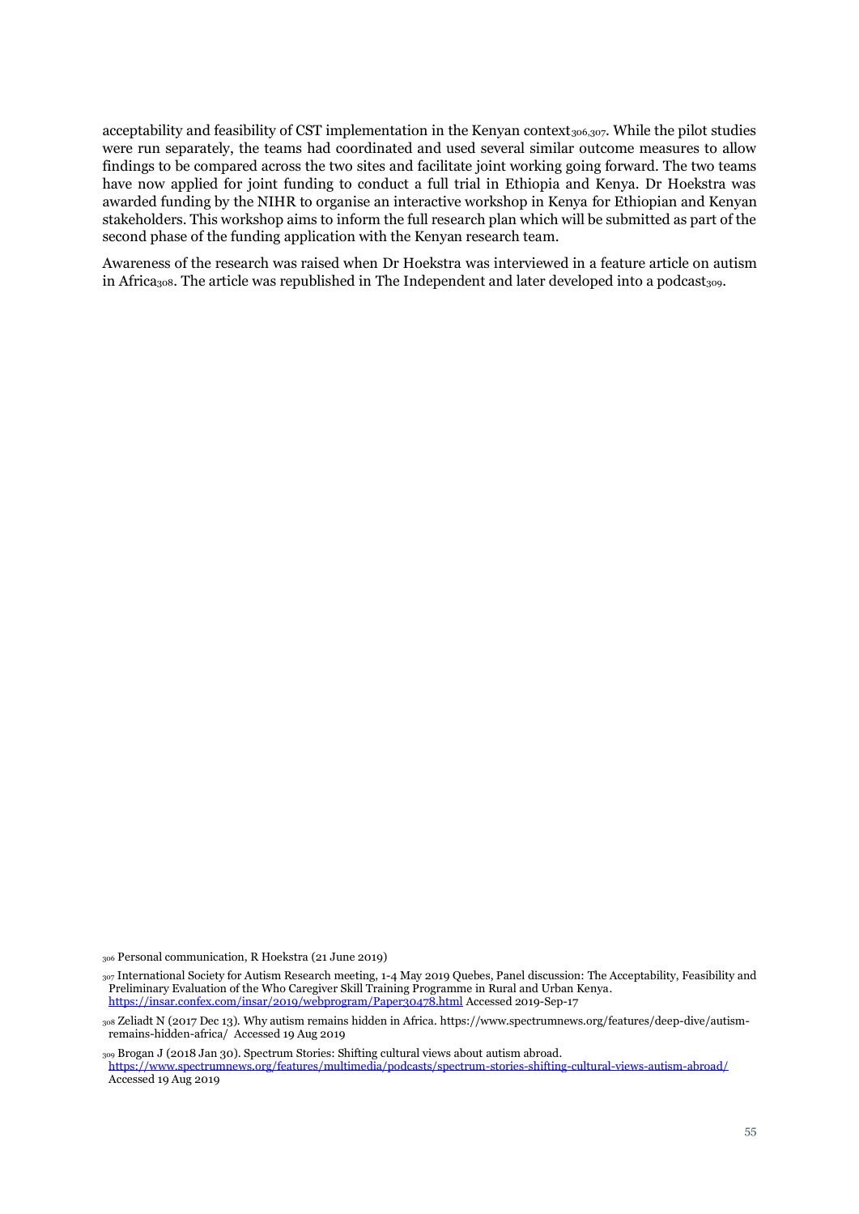acceptability and feasibility of CST implementation in the Kenyan context[306,307]. While the pilot studies were run separately, the teams had coordinated and used several similar outcome measures to allow findings to be compared across the two sites and facilitate joint working going forward. The two teams have now applied for joint funding to conduct a full trial in Ethiopia and Kenya. Dr Hoekstra was awarded funding by the NIHR to organise an interactive workshop in Kenya for Ethiopian and Kenyan stakeholders. This workshop aims to inform the full research plan which will be submitted as part of the second phase of the funding application with the Kenyan research team.

Awareness of the research was raised when Dr Hoekstra was interviewed in a feature article on autism in Africa[308]. The article was republished in The Independent and later developed into a podcast[309].

---

[306] Personal communication, R Hoekstra (21 June 2019)

[307] International Society for Autism Research meeting, 1-4 May 2019 Quebes, Panel discussion: The Acceptability, Feasibility and Preliminary Evaluation of the Who Caregiver Skill Training Programme in Rural and Urban Kenya. https://insar.confex.com/insar/2019/webprogram/Paper30478.html Accessed 2019-Sep-17

[308] Zeliadt N (2017 Dec 13). Why autism remains hidden in Africa. https://www.spectrumnews.org/features/deep-dive/autism-remains-hidden-africa/ Accessed 19 Aug 2019

[309] Brogan J (2018 Jan 30). Spectrum Stories: Shifting cultural views about autism abroad. https://www.spectrumnews.org/features/multimedia/podcasts/spectrum-stories-shifting-cultural-views-autism-abroad/ Accessed 19 Aug 2019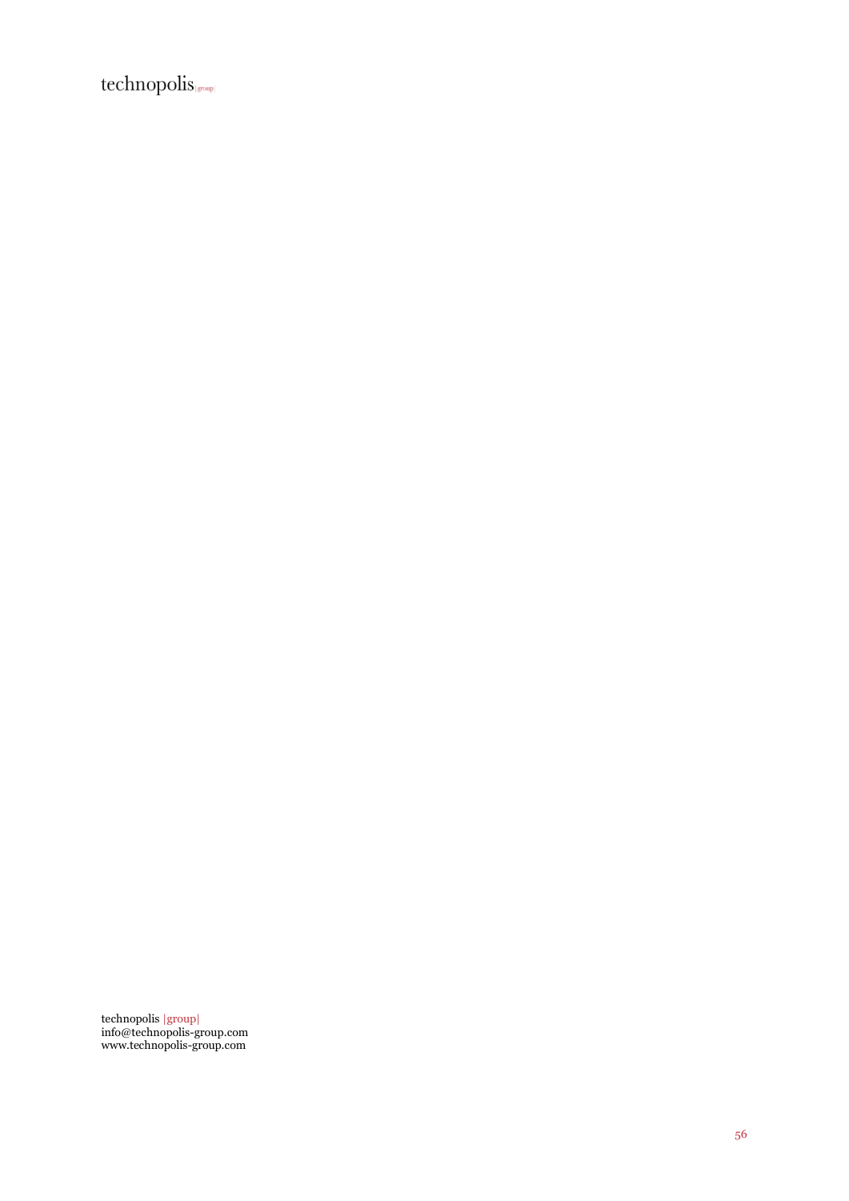technopolis |group|
info@technopolis-group.com
www.technopolis-group.com